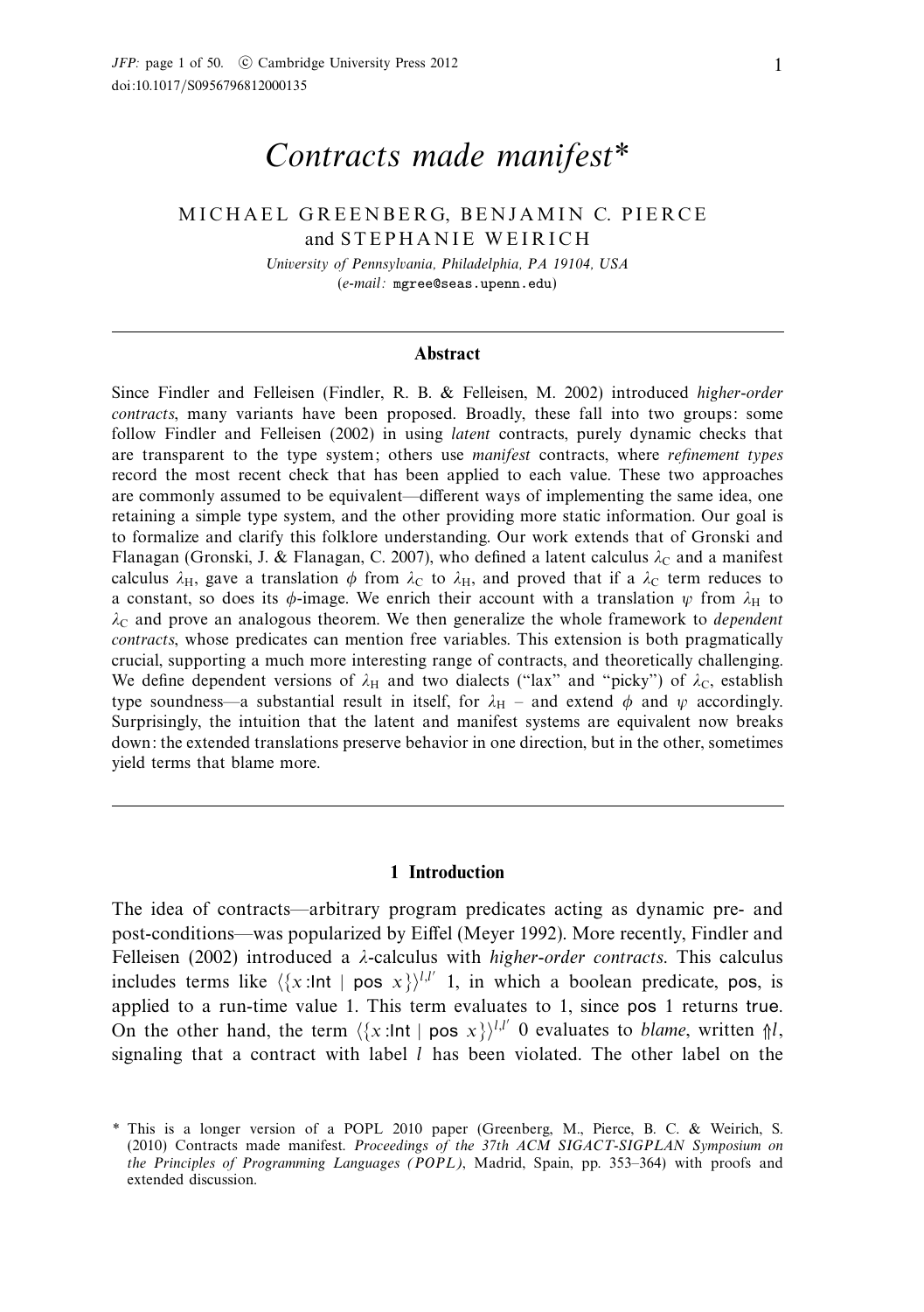# *Contracts made manifest*\*

MICHAEL GREENBERG, BENJAMIN C. PIERCE and STEPHANIE WEIRICH

*University of Pennsylvania, Philadelphia, PA 19104, USA*
(*e-mail:* mgree@seas.upenn.edu)

## Abstract

Since Findler and Felleisen (Findler, R. B. & Felleisen, M. 2002) introduced *higher-order contracts*, many variants have been proposed. Broadly, these fall into two groups: some follow Findler and Felleisen (2002) in using *latent* contracts, purely dynamic checks that are transparent to the type system; others use *manifest* contracts, where *refinement types* record the most recent check that has been applied to each value. These two approaches are commonly assumed to be equivalent—different ways of implementing the same idea, one retaining a simple type system, and the other providing more static information. Our goal is to formalize and clarify this folklore understanding. Our work extends that of Gronski and Flanagan (Gronski, J. & Flanagan, C. 2007), who defined a latent calculus $\lambda_{\mathrm{C}}$ and a manifest calculus $\lambda_{\mathrm{H}}$, gave a translation $\phi$ from $\lambda_{\mathrm{C}}$ to $\lambda_{\mathrm{H}}$, and proved that if a $\lambda_{\mathrm{C}}$ term reduces to a constant, so does its $\phi$-image. We enrich their account with a translation $\psi$ from $\lambda_{\mathrm{H}}$ to $\lambda_{\mathrm{C}}$ and prove an analogous theorem. We then generalize the whole framework to *dependent contracts*, whose predicates can mention free variables. This extension is both pragmatically crucial, supporting a much more interesting range of contracts, and theoretically challenging. We define dependent versions of $\lambda_{\mathrm{H}}$ and two dialects ("lax" and "picky") of $\lambda_{\mathrm{C}}$, establish type soundness—a substantial result in itself, for $\lambda_{\mathrm{H}}$ – and extend $\phi$ and $\psi$ accordingly. Surprisingly, the intuition that the latent and manifest systems are equivalent now breaks down: the extended translations preserve behavior in one direction, but in the other, sometimes yield terms that blame more.

## 1 Introduction

The idea of contracts—arbitrary program predicates acting as dynamic pre- and post-conditions—was popularized by Eiffel (Meyer 1992). More recently, Findler and Felleisen (2002) introduced a $\lambda$-calculus with *higher-order contracts*. This calculus includes terms like $\langle\{x{:}\mathsf{Int} \mid \mathsf{pos}\ x\}\rangle^{l,l'}\ 1$, in which a boolean predicate, $\mathsf{pos}$, is applied to a run-time value 1. This term evaluates to 1, since $\mathsf{pos}\ 1$ returns $\mathsf{true}$. On the other hand, the term $\langle\{x{:}\mathsf{Int} \mid \mathsf{pos}\ x\}\rangle^{l,l'}\ 0$ evaluates to *blame*, written $\Uparrow l$, signaling that a contract with label $l$ has been violated. The other label on the

\* This is a longer version of a POPL 2010 paper (Greenberg, M., Pierce, B. C. & Weirich, S. (2010) Contracts made manifest. *Proceedings of the 37th ACM SIGACT-SIGPLAN Symposium on the Principles of Programming Languages (POPL)*, Madrid, Spain, pp. 353–364) with proofs and extended discussion.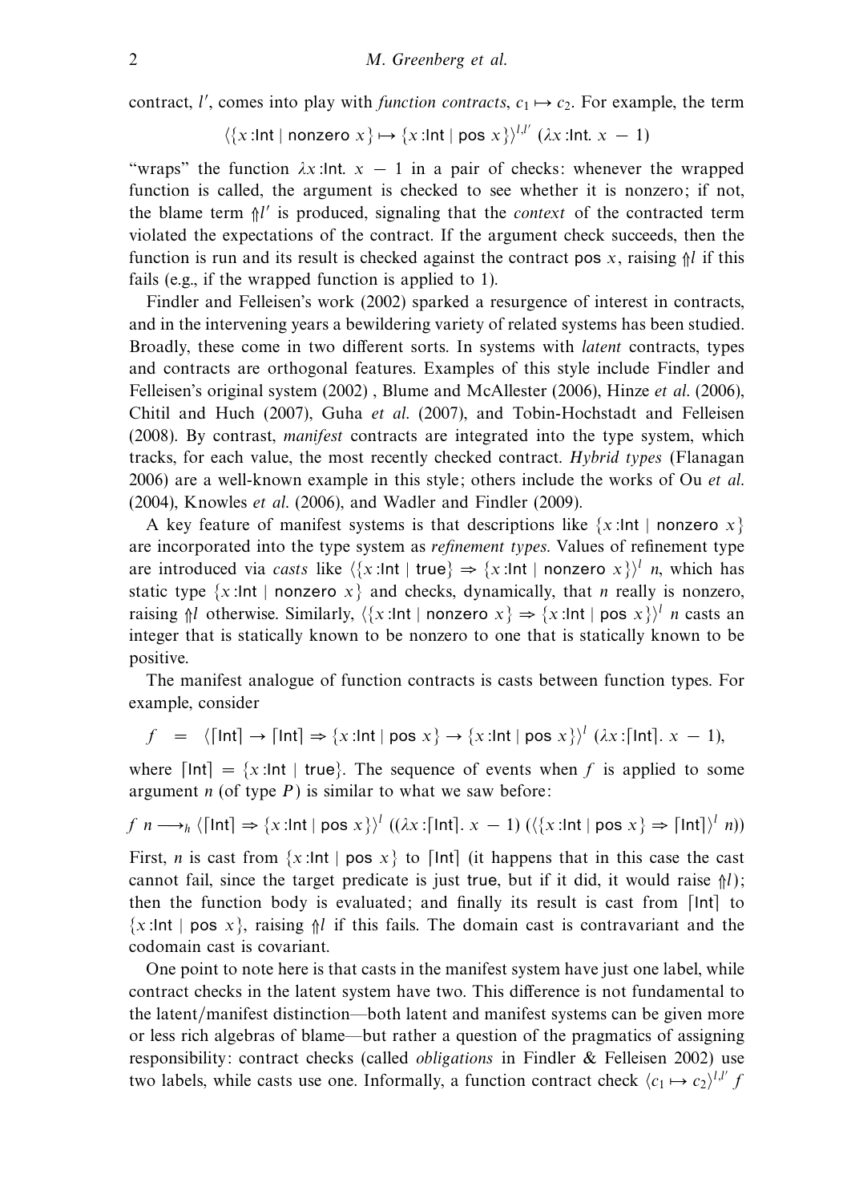contract, $l'$, comes into play with *function contracts*, $c_1 \mapsto c_2$. For example, the term

$$\langle \{x\!:\!\mathsf{Int} \mid \mathsf{nonzero}\ x\} \mapsto \{x\!:\!\mathsf{Int} \mid \mathsf{pos}\ x\} \rangle^{l,l'}\ (\lambda x\!:\!\mathsf{Int}.\ x\ -\ 1)$$

"wraps" the function $\lambda x\!:\!\mathsf{Int}.\ x - 1$ in a pair of checks: whenever the wrapped function is called, the argument is checked to see whether it is nonzero; if not, the blame term $\Uparrow l'$ is produced, signaling that the *context* of the contracted term violated the expectations of the contract. If the argument check succeeds, then the function is run and its result is checked against the contract $\mathsf{pos}\ x$, raising $\Uparrow l$ if this fails (e.g., if the wrapped function is applied to 1).

Findler and Felleisen's work (2002) sparked a resurgence of interest in contracts, and in the intervening years a bewildering variety of related systems has been studied. Broadly, these come in two different sorts. In systems with *latent* contracts, types and contracts are orthogonal features. Examples of this style include Findler and Felleisen's original system (2002) , Blume and McAllester (2006), Hinze *et al.* (2006), Chitil and Huch (2007), Guha *et al.* (2007), and Tobin-Hochstadt and Felleisen (2008). By contrast, *manifest* contracts are integrated into the type system, which tracks, for each value, the most recently checked contract. *Hybrid types* (Flanagan 2006) are a well-known example in this style; others include the works of Ou *et al.* (2004), Knowles *et al.* (2006), and Wadler and Findler (2009).

A key feature of manifest systems is that descriptions like $\{x\!:\!\mathsf{Int} \mid \mathsf{nonzero}\ x\}$ are incorporated into the type system as *refinement types*. Values of refinement type are introduced via *casts* like $\langle \{x\!:\!\mathsf{Int} \mid \mathsf{true}\} \Rightarrow \{x\!:\!\mathsf{Int} \mid \mathsf{nonzero}\ x\} \rangle^{l}\ n$, which has static type $\{x\!:\!\mathsf{Int} \mid \mathsf{nonzero}\ x\}$ and checks, dynamically, that $n$ really is nonzero, raising $\Uparrow l$ otherwise. Similarly, $\langle \{x\!:\!\mathsf{Int} \mid \mathsf{nonzero}\ x\} \Rightarrow \{x\!:\!\mathsf{Int} \mid \mathsf{pos}\ x\} \rangle^{l}\ n$ casts an integer that is statically known to be nonzero to one that is statically known to be positive.

The manifest analogue of function contracts is casts between function types. For example, consider

$$f \quad = \quad \langle \lceil \mathsf{Int} \rceil \to \lceil \mathsf{Int} \rceil \Rightarrow \{x\!:\!\mathsf{Int} \mid \mathsf{pos}\ x\} \to \{x\!:\!\mathsf{Int} \mid \mathsf{pos}\ x\} \rangle^{l}\ (\lambda x\!:\!\lceil \mathsf{Int} \rceil.\ x\ -\ 1),$$

where $\lceil \mathsf{Int} \rceil = \{x\!:\!\mathsf{Int} \mid \mathsf{true}\}$. The sequence of events when $f$ is applied to some argument $n$ (of type $P$) is similar to what we saw before:

$$f\ n \longrightarrow_h \langle \lceil \mathsf{Int} \rceil \Rightarrow \{x\!:\!\mathsf{Int} \mid \mathsf{pos}\ x\} \rangle^{l}\ ((\lambda x\!:\!\lceil \mathsf{Int} \rceil.\ x\ -\ 1)\ (\langle \{x\!:\!\mathsf{Int} \mid \mathsf{pos}\ x\} \Rightarrow \lceil \mathsf{Int} \rceil \rangle^{l}\ n))$$

First, $n$ is cast from $\{x\!:\!\mathsf{Int} \mid \mathsf{pos}\ x\}$ to $\lceil \mathsf{Int} \rceil$ (it happens that in this case the cast cannot fail, since the target predicate is just $\mathsf{true}$, but if it did, it would raise $\Uparrow l$); then the function body is evaluated; and finally its result is cast from $\lceil \mathsf{Int} \rceil$ to $\{x\!:\!\mathsf{Int} \mid \mathsf{pos}\ x\}$, raising $\Uparrow l$ if this fails. The domain cast is contravariant and the codomain cast is covariant.

One point to note here is that casts in the manifest system have just one label, while contract checks in the latent system have two. This difference is not fundamental to the latent/manifest distinction—both latent and manifest systems can be given more or less rich algebras of blame—but rather a question of the pragmatics of assigning responsibility: contract checks (called *obligations* in Findler & Felleisen 2002) use two labels, while casts use one. Informally, a function contract check $\langle c_1 \mapsto c_2 \rangle^{l,l'}\ f$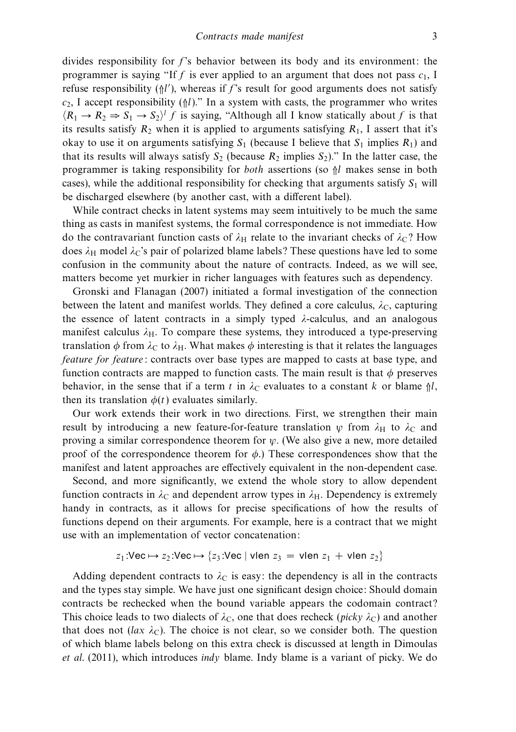divides responsibility for $f$'s behavior between its body and its environment: the programmer is saying "If $f$ is ever applied to an argument that does not pass $c_1$, I refuse responsibility ($\Uparrow l'$), whereas if $f$'s result for good arguments does not satisfy $c_2$, I accept responsibility ($\Uparrow l$)." In a system with casts, the programmer who writes $\langle R_1 \rightarrow R_2 \Rightarrow S_1 \rightarrow S_2 \rangle^l\ f$ is saying, "Although all I know statically about $f$ is that its results satisfy $R_2$ when it is applied to arguments satisfying $R_1$, I assert that it's okay to use it on arguments satisfying $S_1$ (because I believe that $S_1$ implies $R_1$) and that its results will always satisfy $S_2$ (because $R_2$ implies $S_2$)." In the latter case, the programmer is taking responsibility for *both* assertions (so $\Uparrow l$ makes sense in both cases), while the additional responsibility for checking that arguments satisfy $S_1$ will be discharged elsewhere (by another cast, with a different label).

While contract checks in latent systems may seem intuitively to be much the same thing as casts in manifest systems, the formal correspondence is not immediate. How do the contravariant function casts of $\lambda_H$ relate to the invariant checks of $\lambda_C$? How does $\lambda_H$ model $\lambda_C$'s pair of polarized blame labels? These questions have led to some confusion in the community about the nature of contracts. Indeed, as we will see, matters become yet murkier in richer languages with features such as dependency.

Gronski and Flanagan (2007) initiated a formal investigation of the connection between the latent and manifest worlds. They defined a core calculus, $\lambda_C$, capturing the essence of latent contracts in a simply typed $\lambda$-calculus, and an analogous manifest calculus $\lambda_H$. To compare these systems, they introduced a type-preserving translation $\phi$ from $\lambda_C$ to $\lambda_H$. What makes $\phi$ interesting is that it relates the languages *feature for feature*: contracts over base types are mapped to casts at base type, and function contracts are mapped to function casts. The main result is that $\phi$ preserves behavior, in the sense that if a term $t$ in $\lambda_C$ evaluates to a constant $k$ or blame $\Uparrow l$, then its translation $\phi(t)$ evaluates similarly.

Our work extends their work in two directions. First, we strengthen their main result by introducing a new feature-for-feature translation $\psi$ from $\lambda_H$ to $\lambda_C$ and proving a similar correspondence theorem for $\psi$. (We also give a new, more detailed proof of the correspondence theorem for $\phi$.) These correspondences show that the manifest and latent approaches are effectively equivalent in the non-dependent case.

Second, and more significantly, we extend the whole story to allow dependent function contracts in $\lambda_C$ and dependent arrow types in $\lambda_H$. Dependency is extremely handy in contracts, as it allows for precise specifications of how the results of functions depend on their arguments. For example, here is a contract that we might use with an implementation of vector concatenation:

$$z_1{:}\mathsf{Vec} \mapsto z_2{:}\mathsf{Vec} \mapsto \{z_3{:}\mathsf{Vec} \mid \mathsf{vlen}\ z_3 = \mathsf{vlen}\ z_1 + \mathsf{vlen}\ z_2\}$$

Adding dependent contracts to $\lambda_C$ is easy: the dependency is all in the contracts and the types stay simple. We have just one significant design choice: Should domain contracts be rechecked when the bound variable appears the codomain contract? This choice leads to two dialects of $\lambda_C$, one that does recheck (*picky* $\lambda_C$) and another that does not (*lax* $\lambda_C$). The choice is not clear, so we consider both. The question of which blame labels belong on this extra check is discussed at length in Dimoulas *et al.* (2011), which introduces *indy* blame. Indy blame is a variant of picky. We do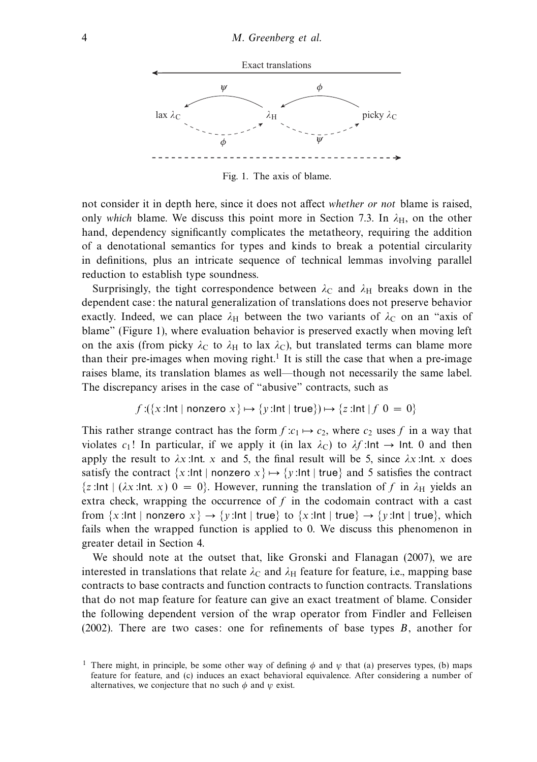Exact translations

$\psi$ $\phi$

lax $\lambda_C$ $\lambda_H$ picky $\lambda_C$

$\phi$ $\psi$

Fig. 1. The axis of blame.

not consider it in depth here, since it does not affect *whether or not* blame is raised, only *which* blame. We discuss this point more in Section 7.3. In $\lambda_H$, on the other hand, dependency significantly complicates the metatheory, requiring the addition of a denotational semantics for types and kinds to break a potential circularity in definitions, plus an intricate sequence of technical lemmas involving parallel reduction to establish type soundness.

Surprisingly, the tight correspondence between $\lambda_C$ and $\lambda_H$ breaks down in the dependent case: the natural generalization of translations does not preserve behavior exactly. Indeed, we can place $\lambda_H$ between the two variants of $\lambda_C$ on an "axis of blame" (Figure 1), where evaluation behavior is preserved exactly when moving left on the axis (from picky $\lambda_C$ to $\lambda_H$ to lax $\lambda_C$), but translated terms can blame more than their pre-images when moving right.[1] It is still the case that when a pre-image raises blame, its translation blames as well—though not necessarily the same label. The discrepancy arises in the case of "abusive" contracts, such as

$$f{:}(\{x{:}\mathsf{Int} \mid \mathsf{nonzero}\ x\} \mapsto \{y{:}\mathsf{Int} \mid \mathsf{true}\}) \mapsto \{z{:}\mathsf{Int} \mid f\ 0 = 0\}$$

This rather strange contract has the form $f{:}c_1 \mapsto c_2$, where $c_2$ uses $f$ in a way that violates $c_1$! In particular, if we apply it (in lax $\lambda_C$) to $\lambda f{:}\mathsf{Int} \to \mathsf{Int}.\ 0$ and then apply the result to $\lambda x{:}\mathsf{Int}.\ x$ and 5, the final result will be 5, since $\lambda x{:}\mathsf{Int}.\ x$ does satisfy the contract $\{x{:}\mathsf{Int} \mid \mathsf{nonzero}\ x\} \mapsto \{y{:}\mathsf{Int} \mid \mathsf{true}\}$ and 5 satisfies the contract $\{z{:}\mathsf{Int} \mid (\lambda x{:}\mathsf{Int}.\ x)\ 0 = 0\}$. However, running the translation of $f$ in $\lambda_H$ yields an extra check, wrapping the occurrence of $f$ in the codomain contract with a cast from $\{x{:}\mathsf{Int} \mid \mathsf{nonzero}\ x\} \to \{y{:}\mathsf{Int} \mid \mathsf{true}\}$ to $\{x{:}\mathsf{Int} \mid \mathsf{true}\} \to \{y{:}\mathsf{Int} \mid \mathsf{true}\}$, which fails when the wrapped function is applied to 0. We discuss this phenomenon in greater detail in Section 4.

We should note at the outset that, like Gronski and Flanagan (2007), we are interested in translations that relate $\lambda_C$ and $\lambda_H$ feature for feature, i.e., mapping base contracts to base contracts and function contracts to function contracts. Translations that do not map feature for feature can give an exact treatment of blame. Consider the following dependent version of the wrap operator from Findler and Felleisen (2002). There are two cases: one for refinements of base types $B$, another for

[1] There might, in principle, be some other way of defining $\phi$ and $\psi$ that (a) preserves types, (b) maps feature for feature, and (c) induces an exact behavioral equivalence. After considering a number of alternatives, we conjecture that no such $\phi$ and $\psi$ exist.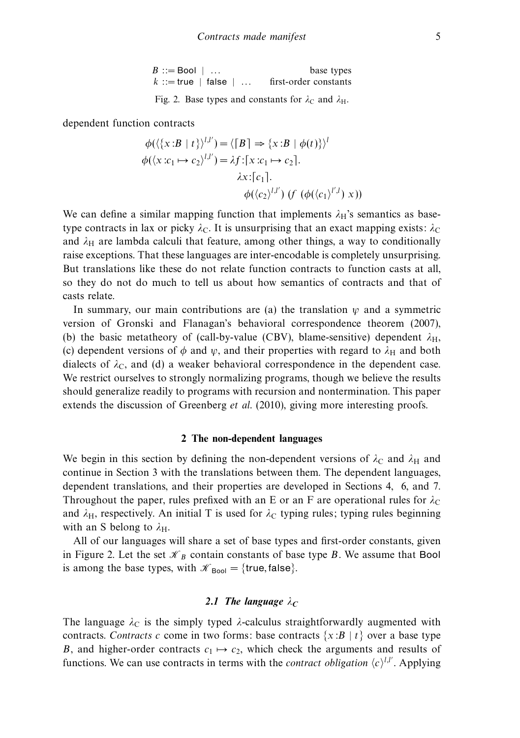$$
\begin{array}{lr}
B ::= \mathsf{Bool} \mid \ldots & \text{base types} \\
k ::= \mathsf{true} \mid \mathsf{false} \mid \ldots & \text{first-order constants}
\end{array}
$$

Fig. 2. Base types and constants for $\lambda_C$ and $\lambda_H$.

dependent function contracts

$$
\begin{aligned}
\phi(\langle\{x{:}B \mid t\}\rangle^{l,l'}) &= \langle\lceil B\rceil \Rightarrow \{x{:}B \mid \phi(t)\}\rangle^{l} \\
\phi(\langle x{:}c_1 \mapsto c_2\rangle^{l,l'}) &= \lambda f{:}\lceil x{:}c_1 \mapsto c_2\rceil. \\
&\qquad \lambda x{:}\lceil c_1\rceil. \\
&\qquad\qquad \phi(\langle c_2\rangle^{l,l'})\ (f\ (\phi(\langle c_1\rangle^{l',l})\ x))
\end{aligned}
$$

We can define a similar mapping function that implements $\lambda_H$'s semantics as base-type contracts in lax or picky $\lambda_C$. It is unsurprising that an exact mapping exists: $\lambda_C$ and $\lambda_H$ are lambda calculi that feature, among other things, a way to conditionally raise exceptions. That these languages are inter-encodable is completely unsurprising. But translations like these do not relate function contracts to function casts at all, so they do not do much to tell us about how semantics of contracts and that of casts relate.

In summary, our main contributions are (a) the translation $\psi$ and a symmetric version of Gronski and Flanagan's behavioral correspondence theorem (2007), (b) the basic metatheory of (call-by-value (CBV), blame-sensitive) dependent $\lambda_H$, (c) dependent versions of $\phi$ and $\psi$, and their properties with regard to $\lambda_H$ and both dialects of $\lambda_C$, and (d) a weaker behavioral correspondence in the dependent case. We restrict ourselves to strongly normalizing programs, though we believe the results should generalize readily to programs with recursion and nontermination. This paper extends the discussion of Greenberg *et al.* (2010), giving more interesting proofs.

## 2 The non-dependent languages

We begin in this section by defining the non-dependent versions of $\lambda_C$ and $\lambda_H$ and continue in Section 3 with the translations between them. The dependent languages, dependent translations, and their properties are developed in Sections 4, 6, and 7. Throughout the paper, rules prefixed with an E or an F are operational rules for $\lambda_C$ and $\lambda_H$, respectively. An initial T is used for $\lambda_C$ typing rules; typing rules beginning with an S belong to $\lambda_H$.

All of our languages will share a set of base types and first-order constants, given in Figure 2. Let the set $\mathscr{K}_B$ contain constants of base type $B$. We assume that $\mathsf{Bool}$ is among the base types, with $\mathscr{K}_{\mathsf{Bool}} = \{\mathsf{true}, \mathsf{false}\}$.

### 2.1 The language $\lambda_C$

The language $\lambda_C$ is the simply typed $\lambda$-calculus straightforwardly augmented with contracts. *Contracts* $c$ come in two forms: base contracts $\{x{:}B \mid t\}$ over a base type $B$, and higher-order contracts $c_1 \mapsto c_2$, which check the arguments and results of functions. We can use contracts in terms with the *contract obligation* $\langle c\rangle^{l,l'}$. Applying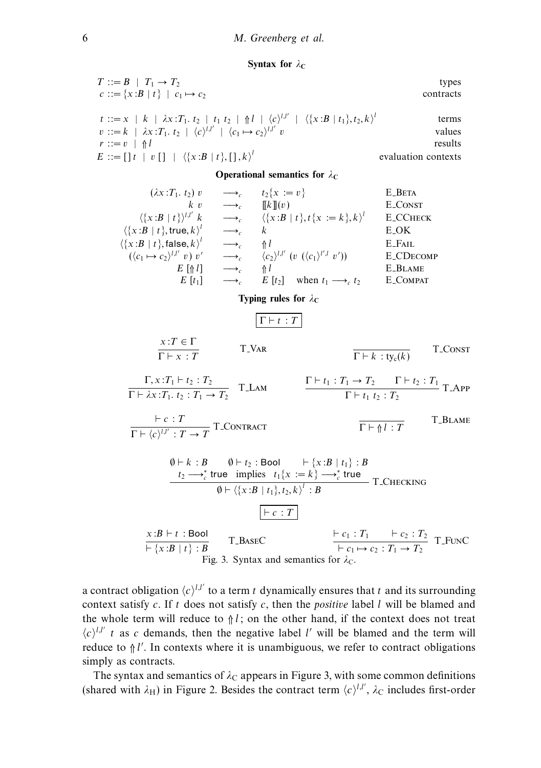**Syntax for $\lambda_C$**

$$
\begin{array}{llr}
T ::= B \mid T_1 \to T_2 & & \text{types} \\
c ::= \{x{:}B \mid t\} \mid c_1 \mapsto c_2 & & \text{contracts} \\
\\
t ::= x \mid k \mid \lambda x{:}T_1.\ t_2 \mid t_1\ t_2 \mid \Uparrow l \mid \langle c\rangle^{l,l'} \mid \langle\{x{:}B \mid t_1\}, t_2, k\rangle^{l} & & \text{terms} \\
v ::= k \mid \lambda x{:}T_1.\ t_2 \mid \langle c\rangle^{l,l'} \mid \langle c_1 \mapsto c_2\rangle^{l,l'}\ v & & \text{values} \\
r ::= v \mid \Uparrow l & & \text{results} \\
E ::= [\,]\ t \mid v\ [\,] \mid \langle\{x{:}B \mid t\}, [\,], k\rangle^{l} & & \text{evaluation contexts}
\end{array}
$$

**Operational semantics for $\lambda_C$**

$$
\begin{array}{rcll}
(\lambda x{:}T_1.\ t_2)\ v & \longrightarrow_c & t_2\{x := v\} & \text{E\_BETA} \\
k\ v & \longrightarrow_c & [\![k]\!](v) & \text{E\_CONST} \\
\langle\{x{:}B \mid t\}\rangle^{l,l'}\ k & \longrightarrow_c & \langle\{x{:}B \mid t\}, t\{x := k\}, k\rangle^{l} & \text{E\_CCHECK} \\
\langle\{x{:}B \mid t\}, \mathsf{true}, k\rangle^{l} & \longrightarrow_c & k & \text{E\_OK} \\
\langle\{x{:}B \mid t\}, \mathsf{false}, k\rangle^{l} & \longrightarrow_c & \Uparrow l & \text{E\_FAIL} \\
(\langle c_1 \mapsto c_2\rangle^{l,l'}\ v)\ v' & \longrightarrow_c & \langle c_2\rangle^{l,l'}\ (v\ (\langle c_1\rangle^{l',l}\ v')) & \text{E\_CDECOMP} \\
E\ [\Uparrow l] & \longrightarrow_c & \Uparrow l & \text{E\_BLAME} \\
E\ [t_1] & \longrightarrow_c & E\ [t_2] \quad \text{when } t_1 \longrightarrow_c t_2 & \text{E\_COMPAT}
\end{array}
$$

**Typing rules for $\lambda_C$**

$$\boxed{\Gamma \vdash t : T}$$

$$
\frac{x{:}T \in \Gamma}{\Gamma \vdash x : T}\ \text{T\_VAR}
\qquad
\frac{}{\Gamma \vdash k : \mathsf{ty_c}(k)}\ \text{T\_CONST}
$$

$$
\frac{\Gamma, x{:}T_1 \vdash t_2 : T_2}{\Gamma \vdash \lambda x{:}T_1.\ t_2 : T_1 \to T_2}\ \text{T\_LAM}
\qquad
\frac{\Gamma \vdash t_1 : T_1 \to T_2 \qquad \Gamma \vdash t_2 : T_1}{\Gamma \vdash t_1\ t_2 : T_2}\ \text{T\_APP}
$$

$$
\frac{\vdash c : T}{\Gamma \vdash \langle c\rangle^{l,l'} : T \to T}\ \text{T\_CONTRACT}
\qquad
\frac{}{\Gamma \vdash \Uparrow l : T}\ \text{T\_BLAME}
$$

$$
\frac{\emptyset \vdash k : B \qquad \emptyset \vdash t_2 : \mathsf{Bool} \qquad \vdash \{x{:}B \mid t_1\} : B \qquad t_2 \longrightarrow_c^* \mathsf{true} \ \text{ implies } \ t_1\{x := k\} \longrightarrow_c^* \mathsf{true}}{\emptyset \vdash \langle\{x{:}B \mid t_1\}, t_2, k\rangle^{l} : B}\ \text{T\_CHECKING}
$$

$$\boxed{\vdash c : T}$$

$$
\frac{x{:}B \vdash t : \mathsf{Bool}}{\vdash \{x{:}B \mid t\} : B}\ \text{T\_BASEC}
\qquad
\frac{\vdash c_1 : T_1 \qquad \vdash c_2 : T_2}{\vdash c_1 \mapsto c_2 : T_1 \to T_2}\ \text{T\_FUNC}
$$

Fig. 3. Syntax and semantics for $\lambda_C$.

a contract obligation $\langle c\rangle^{l,l'}$ to a term $t$ dynamically ensures that $t$ and its surrounding context satisfy $c$. If $t$ does not satisfy $c$, then the *positive* label $l$ will be blamed and the whole term will reduce to $\Uparrow l$; on the other hand, if the context does not treat $\langle c\rangle^{l,l'}\ t$ as $c$ demands, then the negative label $l'$ will be blamed and the term will reduce to $\Uparrow l'$. In contexts where it is unambiguous, we refer to contract obligations simply as contracts.

The syntax and semantics of $\lambda_C$ appears in Figure 3, with some common definitions (shared with $\lambda_H$) in Figure 2. Besides the contract term $\langle c\rangle^{l,l'}$, $\lambda_C$ includes first-order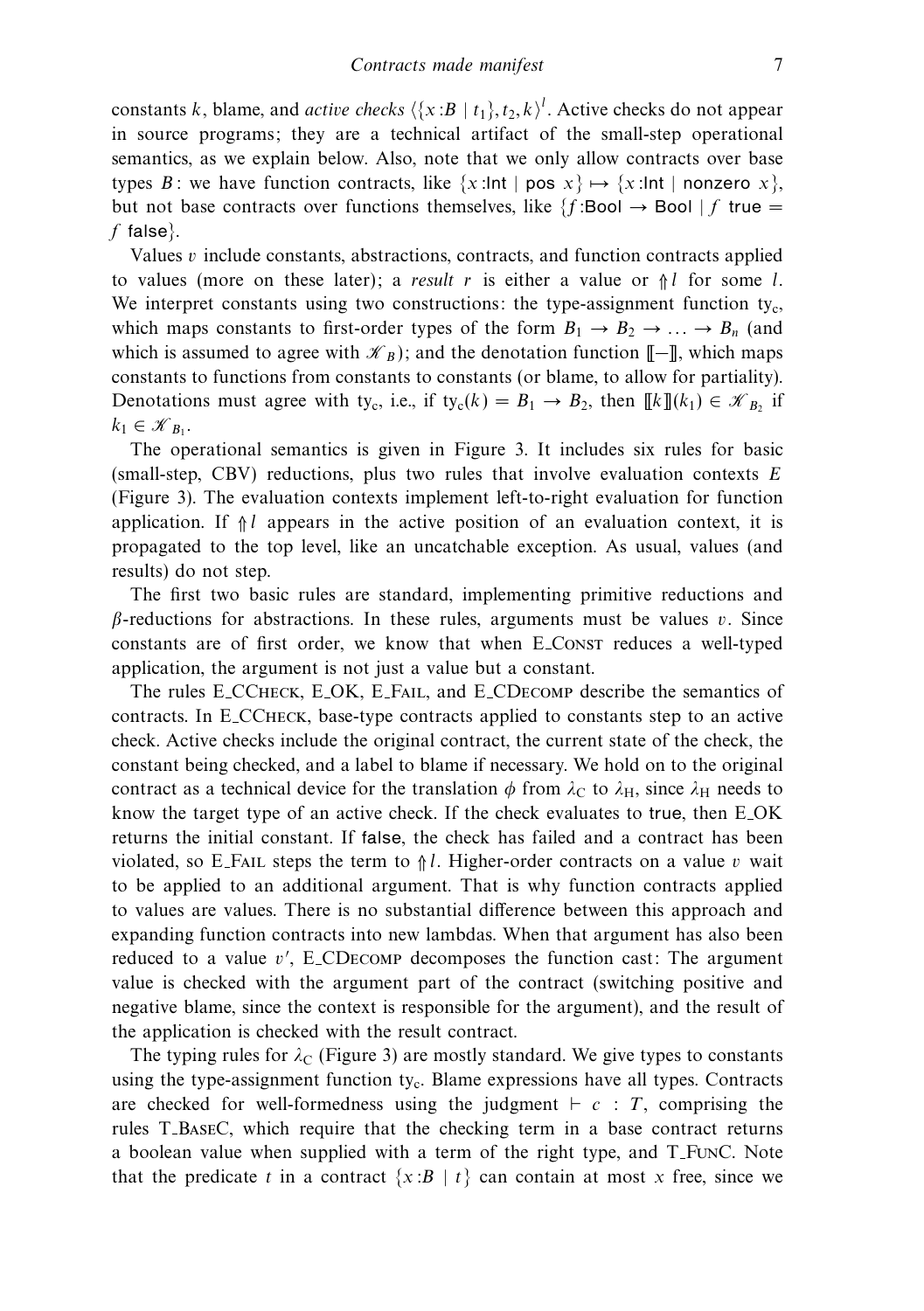constants $k$, blame, and *active checks* $\langle\{x{:}B \mid t_1\}, t_2, k\rangle^l$. Active checks do not appear in source programs; they are a technical artifact of the small-step operational semantics, as we explain below. Also, note that we only allow contracts over base types $B$: we have function contracts, like $\{x{:}\mathsf{Int} \mid \mathsf{pos}\ x\} \mapsto \{x{:}\mathsf{Int} \mid \mathsf{nonzero}\ x\}$, but not base contracts over functions themselves, like $\{f{:}\mathsf{Bool} \to \mathsf{Bool} \mid f\ \mathsf{true} = f\ \mathsf{false}\}$.

Values $v$ include constants, abstractions, contracts, and function contracts applied to values (more on these later); a *result* $r$ is either a value or $\Uparrow l$ for some $l$. We interpret constants using two constructions: the type-assignment function $\mathrm{ty_c}$, which maps constants to first-order types of the form $B_1 \to B_2 \to \ldots \to B_n$ (and which is assumed to agree with $\mathscr{K}_B$); and the denotation function $[\![-]\!]$, which maps constants to functions from constants to constants (or blame, to allow for partiality). Denotations must agree with $\mathrm{ty_c}$, i.e., if $\mathrm{ty_c}(k) = B_1 \to B_2$, then $[\![k]\!](k_1) \in \mathscr{K}_{B_2}$ if $k_1 \in \mathscr{K}_{B_1}$.

The operational semantics is given in Figure 3. It includes six rules for basic (small-step, CBV) reductions, plus two rules that involve evaluation contexts $E$ (Figure 3). The evaluation contexts implement left-to-right evaluation for function application. If $\Uparrow l$ appears in the active position of an evaluation context, it is propagated to the top level, like an uncatchable exception. As usual, values (and results) do not step.

The first two basic rules are standard, implementing primitive reductions and $\beta$-reductions for abstractions. In these rules, arguments must be values $v$. Since constants are of first order, we know that when E_Const reduces a well-typed application, the argument is not just a value but a constant.

The rules E_CCheck, E_OK, E_Fail, and E_CDecomp describe the semantics of contracts. In E_CCheck, base-type contracts applied to constants step to an active check. Active checks include the original contract, the current state of the check, the constant being checked, and a label to blame if necessary. We hold on to the original contract as a technical device for the translation $\phi$ from $\lambda_{\mathrm{C}}$ to $\lambda_{\mathrm{H}}$, since $\lambda_{\mathrm{H}}$ needs to know the target type of an active check. If the check evaluates to true, then E_OK returns the initial constant. If false, the check has failed and a contract has been violated, so E_Fail steps the term to $\Uparrow l$. Higher-order contracts on a value $v$ wait to be applied to an additional argument. That is why function contracts applied to values are values. There is no substantial difference between this approach and expanding function contracts into new lambdas. When that argument has also been reduced to a value $v'$, E_CDecomp decomposes the function cast: The argument value is checked with the argument part of the contract (switching positive and negative blame, since the context is responsible for the argument), and the result of the application is checked with the result contract.

The typing rules for $\lambda_{\mathrm{C}}$ (Figure 3) are mostly standard. We give types to constants using the type-assignment function $\mathrm{ty_c}$. Blame expressions have all types. Contracts are checked for well-formedness using the judgment $\vdash c : T$, comprising the rules T_BaseC, which require that the checking term in a base contract returns a boolean value when supplied with a term of the right type, and T_FunC. Note that the predicate $t$ in a contract $\{x{:}B \mid t\}$ can contain at most $x$ free, since we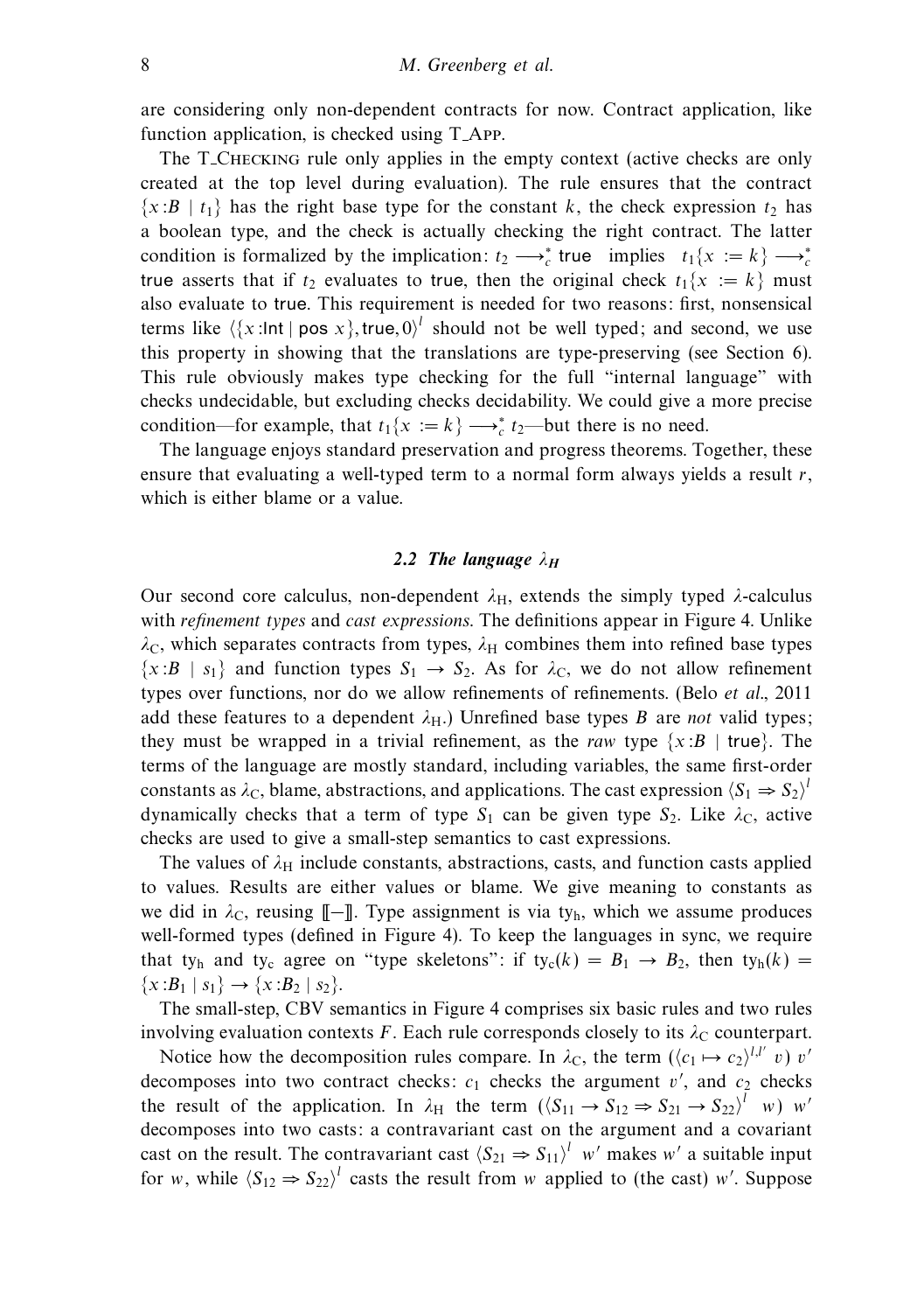are considering only non-dependent contracts for now. Contract application, like function application, is checked using T_App.

The T_Checking rule only applies in the empty context (active checks are only created at the top level during evaluation). The rule ensures that the contract $\{x{:}B \mid t_1\}$ has the right base type for the constant $k$, the check expression $t_2$ has a boolean type, and the check is actually checking the right contract. The latter condition is formalized by the implication: $t_2 \longrightarrow_c^* \mathsf{true}$ implies $t_1\{x := k\} \longrightarrow_c^* \mathsf{true}$ asserts that if $t_2$ evaluates to true, then the original check $t_1\{x := k\}$ must also evaluate to true. This requirement is needed for two reasons: first, nonsensical terms like $\langle\{x{:}\mathsf{Int} \mid \mathsf{pos}\ x\}, \mathsf{true}, 0\rangle^l$ should not be well typed; and second, we use this property in showing that the translations are type-preserving (see Section 6). This rule obviously makes type checking for the full "internal language" with checks undecidable, but excluding checks decidability. We could give a more precise condition—for example, that $t_1\{x := k\} \longrightarrow_c^* t_2$—but there is no need.

The language enjoys standard preservation and progress theorems. Together, these ensure that evaluating a well-typed term to a normal form always yields a result $r$, which is either blame or a value.

### 2.2 The language $\lambda_H$

Our second core calculus, non-dependent $\lambda_H$, extends the simply typed $\lambda$-calculus with *refinement types* and *cast expressions*. The definitions appear in Figure 4. Unlike $\lambda_C$, which separates contracts from types, $\lambda_H$ combines them into refined base types $\{x{:}B \mid s_1\}$ and function types $S_1 \to S_2$. As for $\lambda_C$, we do not allow refinement types over functions, nor do we allow refinements of refinements. (Belo *et al.*, 2011 add these features to a dependent $\lambda_H$.) Unrefined base types $B$ are *not* valid types; they must be wrapped in a trivial refinement, as the *raw* type $\{x{:}B \mid \mathsf{true}\}$. The terms of the language are mostly standard, including variables, the same first-order constants as $\lambda_C$, blame, abstractions, and applications. The cast expression $\langle S_1 \Rightarrow S_2\rangle^l$ dynamically checks that a term of type $S_1$ can be given type $S_2$. Like $\lambda_C$, active checks are used to give a small-step semantics to cast expressions.

The values of $\lambda_H$ include constants, abstractions, casts, and function casts applied to values. Results are either values or blame. We give meaning to constants as we did in $\lambda_C$, reusing $[\![-]\!]$. Type assignment is via $\mathrm{ty_h}$, which we assume produces well-formed types (defined in Figure 4). To keep the languages in sync, we require that $\mathrm{ty_h}$ and $\mathrm{ty_c}$ agree on "type skeletons": if $\mathrm{ty_c}(k) = B_1 \to B_2$, then $\mathrm{ty_h}(k) = \{x{:}B_1 \mid s_1\} \to \{x{:}B_2 \mid s_2\}$.

The small-step, CBV semantics in Figure 4 comprises six basic rules and two rules involving evaluation contexts $F$. Each rule corresponds closely to its $\lambda_C$ counterpart.

Notice how the decomposition rules compare. In $\lambda_C$, the term $(\langle c_1 \mapsto c_2\rangle^{l,l'}\ v)\ v'$ decomposes into two contract checks: $c_1$ checks the argument $v'$, and $c_2$ checks the result of the application. In $\lambda_H$ the term $(\langle S_{11} \to S_{12} \Rightarrow S_{21} \to S_{22}\rangle^l\ \ w)\ w'$ decomposes into two casts: a contravariant cast on the argument and a covariant cast on the result. The contravariant cast $\langle S_{21} \Rightarrow S_{11}\rangle^l\ w'$ makes $w'$ a suitable input for $w$, while $\langle S_{12} \Rightarrow S_{22}\rangle^l$ casts the result from $w$ applied to (the cast) $w'$. Suppose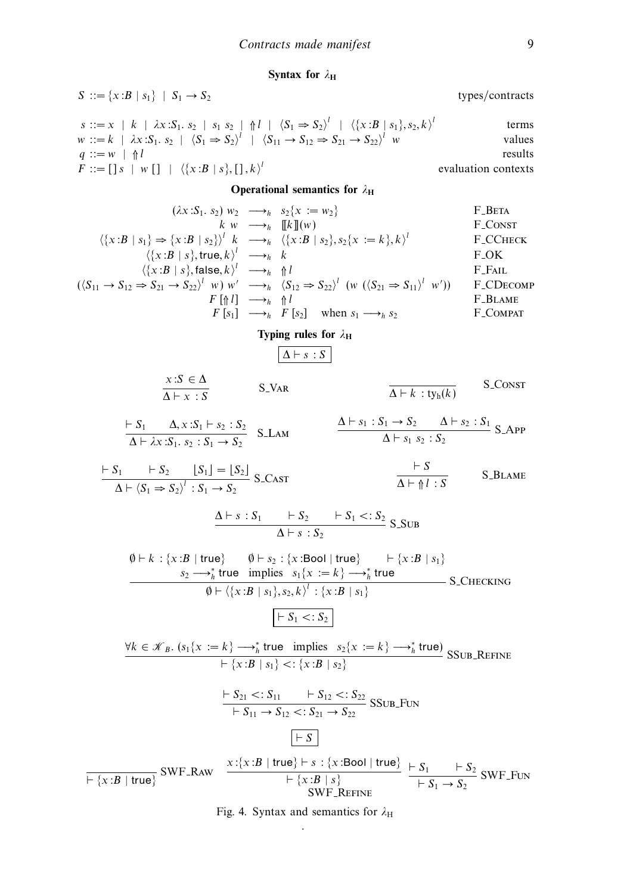**Syntax for $\lambda_H$**

$$S ::= \{x\!:\!B \mid s_1\} \;\mid\; S_1 \rightarrow S_2 \qquad \text{types/contracts}$$

$$\begin{array}{lll}
s ::= x \mid k \mid \lambda x\!:\!S_1.\ s_2 \mid s_1\ s_2 \mid \Uparrow l \mid \langle S_1 \Rightarrow S_2\rangle^l \mid \langle\{x\!:\!B \mid s_1\}, s_2, k\rangle^l & & \text{terms} \\
w ::= k \mid \lambda x\!:\!S_1.\ s_2 \mid \langle S_1 \Rightarrow S_2\rangle^l \mid \langle S_{11} \rightarrow S_{12} \Rightarrow S_{21} \rightarrow S_{22}\rangle^l\ w & & \text{values} \\
q ::= w \mid \Uparrow l & & \text{results} \\
F ::= [\,]\ s \mid w\ [\,] \mid \langle\{x\!:\!B \mid s\}, [\,], k\rangle^l & & \text{evaluation contexts}
\end{array}$$

**Operational semantics for $\lambda_H$**

$$\begin{array}{rcll}
(\lambda x\!:\!S_1.\ s_2)\ w_2 & \longrightarrow_h & s_2\{x := w_2\} & \text{F\_BETA} \\
k\ w & \longrightarrow_h & [\![k]\!](w) & \text{F\_CONST} \\
\langle\{x\!:\!B \mid s_1\} \Rightarrow \{x\!:\!B \mid s_2\}\rangle^l\ k & \longrightarrow_h & \langle\{x\!:\!B \mid s_2\}, s_2\{x := k\}, k\rangle^l & \text{F\_CCHECK} \\
\langle\{x\!:\!B \mid s\}, \mathsf{true}, k\rangle^l & \longrightarrow_h & k & \text{F\_OK} \\
\langle\{x\!:\!B \mid s\}, \mathsf{false}, k\rangle^l & \longrightarrow_h & \Uparrow l & \text{F\_FAIL} \\
(\langle S_{11} \rightarrow S_{12} \Rightarrow S_{21} \rightarrow S_{22}\rangle^l\ w)\ w' & \longrightarrow_h & \langle S_{12} \Rightarrow S_{22}\rangle^l\ (w\ (\langle S_{21} \Rightarrow S_{11}\rangle^l\ w')) & \text{F\_CDECOMP} \\
F\,[\Uparrow l] & \longrightarrow_h & \Uparrow l & \text{F\_BLAME} \\
F\,[s_1] & \longrightarrow_h & F\,[s_2] \quad \text{when } s_1 \longrightarrow_h s_2 & \text{F\_COMPAT}
\end{array}$$

**Typing rules for $\lambda_H$**

$$\boxed{\Delta \vdash s : S}$$

$$\frac{x\!:\!S \in \Delta}{\Delta \vdash x : S}\ \text{S\_VAR} \qquad \frac{}{\Delta \vdash k : \mathrm{ty_h}(k)}\ \text{S\_CONST}$$

$$\frac{\vdash S_1 \quad \Delta, x\!:\!S_1 \vdash s_2 : S_2}{\Delta \vdash \lambda x\!:\!S_1.\ s_2 : S_1 \rightarrow S_2}\ \text{S\_LAM} \qquad \frac{\Delta \vdash s_1 : S_1 \rightarrow S_2 \quad \Delta \vdash s_2 : S_1}{\Delta \vdash s_1\ s_2 : S_2}\ \text{S\_APP}$$

$$\frac{\vdash S_1 \quad \vdash S_2 \quad \lfloor S_1 \rfloor = \lfloor S_2 \rfloor}{\Delta \vdash \langle S_1 \Rightarrow S_2\rangle^l : S_1 \rightarrow S_2}\ \text{S\_CAST} \qquad \frac{\vdash S}{\Delta \vdash \Uparrow l : S}\ \text{S\_BLAME}$$

$$\frac{\Delta \vdash s : S_1 \quad \vdash S_2 \quad \vdash S_1 <: S_2}{\Delta \vdash s : S_2}\ \text{S\_SUB}$$

$$\frac{\begin{array}{c}\emptyset \vdash k : \{x\!:\!B \mid \mathsf{true}\} \quad \emptyset \vdash s_2 : \{x\!:\!\mathsf{Bool} \mid \mathsf{true}\} \quad \vdash \{x\!:\!B \mid s_1\} \\ s_2 \longrightarrow_h^* \mathsf{true} \ \text{ implies } \ s_1\{x := k\} \longrightarrow_h^* \mathsf{true}\end{array}}{\emptyset \vdash \langle\{x\!:\!B \mid s_1\}, s_2, k\rangle^l : \{x\!:\!B \mid s_1\}}\ \text{S\_CHECKING}$$

$$\boxed{\vdash S_1 <: S_2}$$

$$\frac{\forall k \in \mathscr{K}_B.\ (s_1\{x := k\} \longrightarrow_h^* \mathsf{true} \ \text{ implies } \ s_2\{x := k\} \longrightarrow_h^* \mathsf{true})}{\vdash \{x\!:\!B \mid s_1\} <: \{x\!:\!B \mid s_2\}}\ \text{SSUB\_REFINE}$$

$$\frac{\vdash S_{21} <: S_{11} \quad \vdash S_{12} <: S_{22}}{\vdash S_{11} \rightarrow S_{12} <: S_{21} \rightarrow S_{22}}\ \text{SSUB\_FUN}$$

$$\boxed{\vdash S}$$

$$\frac{}{\vdash \{x\!:\!B \mid \mathsf{true}\}}\ \text{SWF\_RAW} \qquad \frac{x\!:\!\{x\!:\!B \mid \mathsf{true}\} \vdash s : \{x\!:\!\mathsf{Bool} \mid \mathsf{true}\}}{\vdash \{x\!:\!B \mid s\}}\ \text{SWF\_REFINE} \qquad \frac{\vdash S_1 \quad \vdash S_2}{\vdash S_1 \rightarrow S_2}\ \text{SWF\_FUN}$$

Fig. 4. Syntax and semantics for $\lambda_H$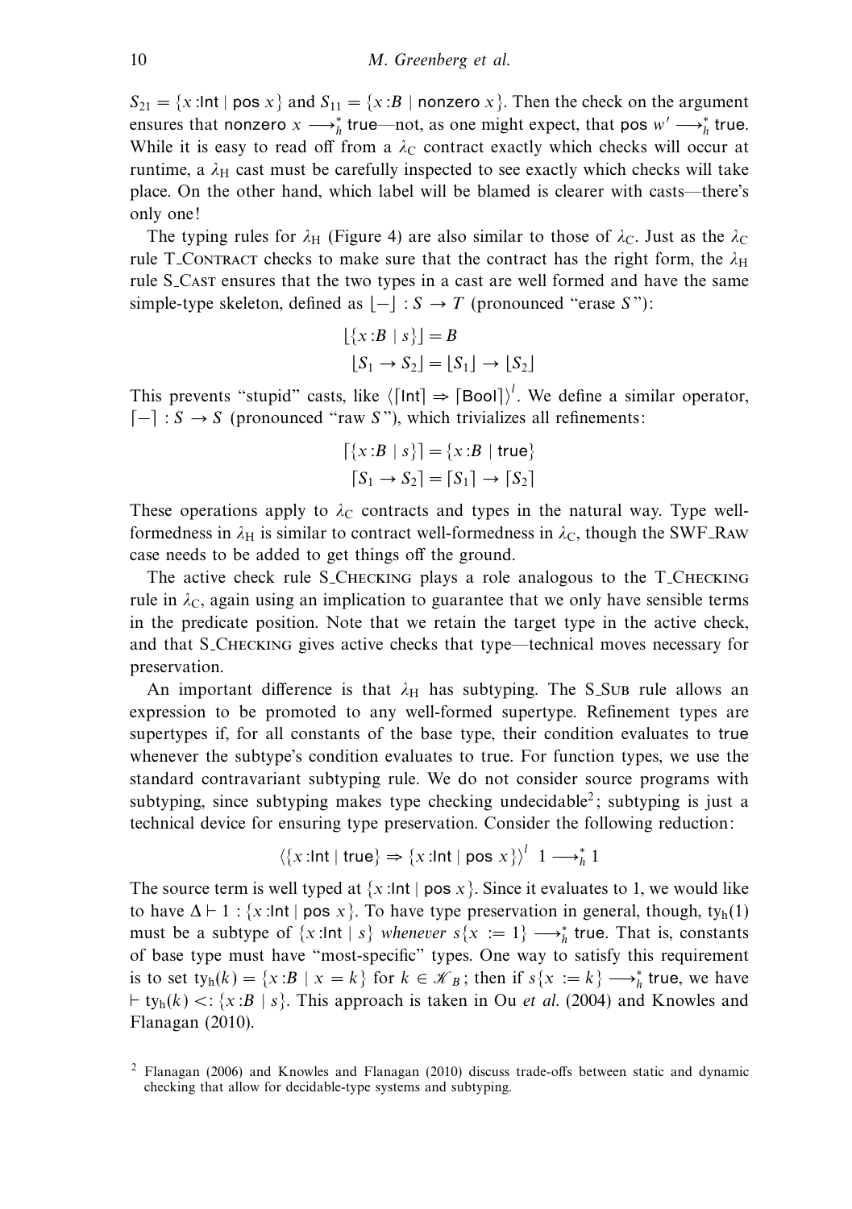$S_{21} = \{x{:}\mathsf{Int} \mid \mathsf{pos}\ x\}$ and $S_{11} = \{x{:}B \mid \mathsf{nonzero}\ x\}$. Then the check on the argument ensures that $\mathsf{nonzero}\ x \longrightarrow_h^* \mathsf{true}$—not, as one might expect, that $\mathsf{pos}\ w' \longrightarrow_h^* \mathsf{true}$. While it is easy to read off from a $\lambda_C$ contract exactly which checks will occur at runtime, a $\lambda_H$ cast must be carefully inspected to see exactly which checks will take place. On the other hand, which label will be blamed is clearer with casts—there's only one!

The typing rules for $\lambda_H$ (Figure 4) are also similar to those of $\lambda_C$. Just as the $\lambda_C$ rule T_CONTRACT checks to make sure that the contract has the right form, the $\lambda_H$ rule S_CAST ensures that the two types in a cast are well formed and have the same simple-type skeleton, defined as $\lfloor - \rfloor : S \to T$ (pronounced "erase $S$"):

$$\lfloor \{x{:}B \mid s\} \rfloor = B$$
$$\lfloor S_1 \to S_2 \rfloor = \lfloor S_1 \rfloor \to \lfloor S_2 \rfloor$$

This prevents "stupid" casts, like $\langle \lceil \mathsf{Int} \rceil \Rightarrow \lceil \mathsf{Bool} \rceil \rangle^l$. We define a similar operator, $\lceil - \rceil : S \to S$ (pronounced "raw $S$"), which trivializes all refinements:

$$\lceil \{x{:}B \mid s\} \rceil = \{x{:}B \mid \mathsf{true}\}$$
$$\lceil S_1 \to S_2 \rceil = \lceil S_1 \rceil \to \lceil S_2 \rceil$$

These operations apply to $\lambda_C$ contracts and types in the natural way. Type well-formedness in $\lambda_H$ is similar to contract well-formedness in $\lambda_C$, though the SWF_RAW case needs to be added to get things off the ground.

The active check rule S_CHECKING plays a role analogous to the T_CHECKING rule in $\lambda_C$, again using an implication to guarantee that we only have sensible terms in the predicate position. Note that we retain the target type in the active check, and that S_CHECKING gives active checks that type—technical moves necessary for preservation.

An important difference is that $\lambda_H$ has subtyping. The S_SUB rule allows an expression to be promoted to any well-formed supertype. Refinement types are supertypes if, for all constants of the base type, their condition evaluates to $\mathsf{true}$ whenever the subtype's condition evaluates to true. For function types, we use the standard contravariant subtyping rule. We do not consider source programs with subtyping, since subtyping makes type checking undecidable[2]; subtyping is just a technical device for ensuring type preservation. Consider the following reduction:

$$\langle \{x{:}\mathsf{Int} \mid \mathsf{true}\} \Rightarrow \{x{:}\mathsf{Int} \mid \mathsf{pos}\ x\} \rangle^l\ 1 \longrightarrow_h^* 1$$

The source term is well typed at $\{x{:}\mathsf{Int} \mid \mathsf{pos}\ x\}$. Since it evaluates to 1, we would like to have $\Delta \vdash 1 : \{x{:}\mathsf{Int} \mid \mathsf{pos}\ x\}$. To have type preservation in general, though, $\mathrm{ty_h}(1)$ must be a subtype of $\{x{:}\mathsf{Int} \mid s\}$ *whenever* $s\{x := 1\} \longrightarrow_h^* \mathsf{true}$. That is, constants of base type must have "most-specific" types. One way to satisfy this requirement is to set $\mathrm{ty_h}(k) = \{x{:}B \mid x = k\}$ for $k \in \mathscr{K}_B$; then if $s\{x := k\} \longrightarrow_h^* \mathsf{true}$, we have $\vdash \mathrm{ty_h}(k) <: \{x{:}B \mid s\}$. This approach is taken in Ou *et al.* (2004) and Knowles and Flanagan (2010).

[2] Flanagan (2006) and Knowles and Flanagan (2010) discuss trade-offs between static and dynamic checking that allow for decidable-type systems and subtyping.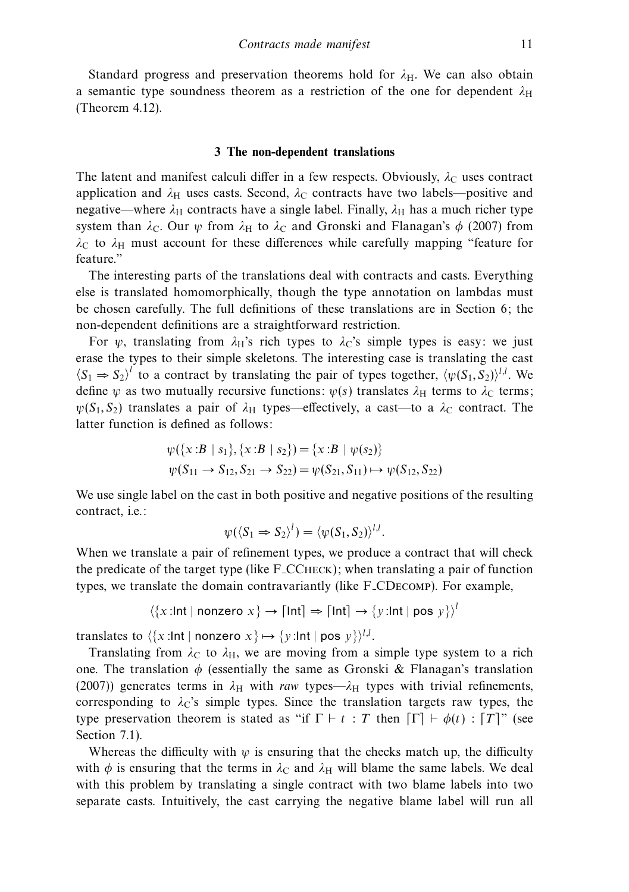Standard progress and preservation theorems hold for $\lambda_{\mathrm{H}}$. We can also obtain a semantic type soundness theorem as a restriction of the one for dependent $\lambda_{\mathrm{H}}$ (Theorem 4.12).

## 3 The non-dependent translations

The latent and manifest calculi differ in a few respects. Obviously, $\lambda_{\mathrm{C}}$ uses contract application and $\lambda_{\mathrm{H}}$ uses casts. Second, $\lambda_{\mathrm{C}}$ contracts have two labels—positive and negative—where $\lambda_{\mathrm{H}}$ contracts have a single label. Finally, $\lambda_{\mathrm{H}}$ has a much richer type system than $\lambda_{\mathrm{C}}$. Our $\psi$ from $\lambda_{\mathrm{H}}$ to $\lambda_{\mathrm{C}}$ and Gronski and Flanagan's $\phi$ (2007) from $\lambda_{\mathrm{C}}$ to $\lambda_{\mathrm{H}}$ must account for these differences while carefully mapping "feature for feature."

The interesting parts of the translations deal with contracts and casts. Everything else is translated homomorphically, though the type annotation on lambdas must be chosen carefully. The full definitions of these translations are in Section 6; the non-dependent definitions are a straightforward restriction.

For $\psi$, translating from $\lambda_{\mathrm{H}}$'s rich types to $\lambda_{\mathrm{C}}$'s simple types is easy: we just erase the types to their simple skeletons. The interesting case is translating the cast $\langle S_1 \Rightarrow S_2 \rangle^l$ to a contract by translating the pair of types together, $\langle \psi(S_1, S_2) \rangle^{l,l}$. We define $\psi$ as two mutually recursive functions: $\psi(s)$ translates $\lambda_{\mathrm{H}}$ terms to $\lambda_{\mathrm{C}}$ terms; $\psi(S_1, S_2)$ translates a pair of $\lambda_{\mathrm{H}}$ types—effectively, a cast—to a $\lambda_{\mathrm{C}}$ contract. The latter function is defined as follows:

$$\psi(\{x{:}B \mid s_1\}, \{x{:}B \mid s_2\}) = \{x{:}B \mid \psi(s_2)\}$$
$$\psi(S_{11} \to S_{12}, S_{21} \to S_{22}) = \psi(S_{21}, S_{11}) \mapsto \psi(S_{12}, S_{22})$$

We use single label on the cast in both positive and negative positions of the resulting contract, i.e.:

$$\psi(\langle S_1 \Rightarrow S_2 \rangle^l) = \langle \psi(S_1, S_2) \rangle^{l,l}.$$

When we translate a pair of refinement types, we produce a contract that will check the predicate of the target type (like F_CCheck); when translating a pair of function types, we translate the domain contravariantly (like F_CDecomp). For example,

$$\langle \{x{:}\mathsf{Int} \mid \mathsf{nonzero}\ x\} \to \lceil \mathsf{Int} \rceil \Rightarrow \lceil \mathsf{Int} \rceil \to \{y{:}\mathsf{Int} \mid \mathsf{pos}\ y\} \rangle^l$$

translates to $\langle \{x{:}\mathsf{Int} \mid \mathsf{nonzero}\ x\} \mapsto \{y{:}\mathsf{Int} \mid \mathsf{pos}\ y\} \rangle^{l,l}$.

Translating from $\lambda_{\mathrm{C}}$ to $\lambda_{\mathrm{H}}$, we are moving from a simple type system to a rich one. The translation $\phi$ (essentially the same as Gronski & Flanagan's translation (2007)) generates terms in $\lambda_{\mathrm{H}}$ with *raw* types—$\lambda_{\mathrm{H}}$ types with trivial refinements, corresponding to $\lambda_{\mathrm{C}}$'s simple types. Since the translation targets raw types, the type preservation theorem is stated as "if $\Gamma \vdash t : T$ then $\lceil \Gamma \rceil \vdash \phi(t) : \lceil T \rceil$" (see Section 7.1).

Whereas the difficulty with $\psi$ is ensuring that the checks match up, the difficulty with $\phi$ is ensuring that the terms in $\lambda_{\mathrm{C}}$ and $\lambda_{\mathrm{H}}$ will blame the same labels. We deal with this problem by translating a single contract with two blame labels into two separate casts. Intuitively, the cast carrying the negative blame label will run all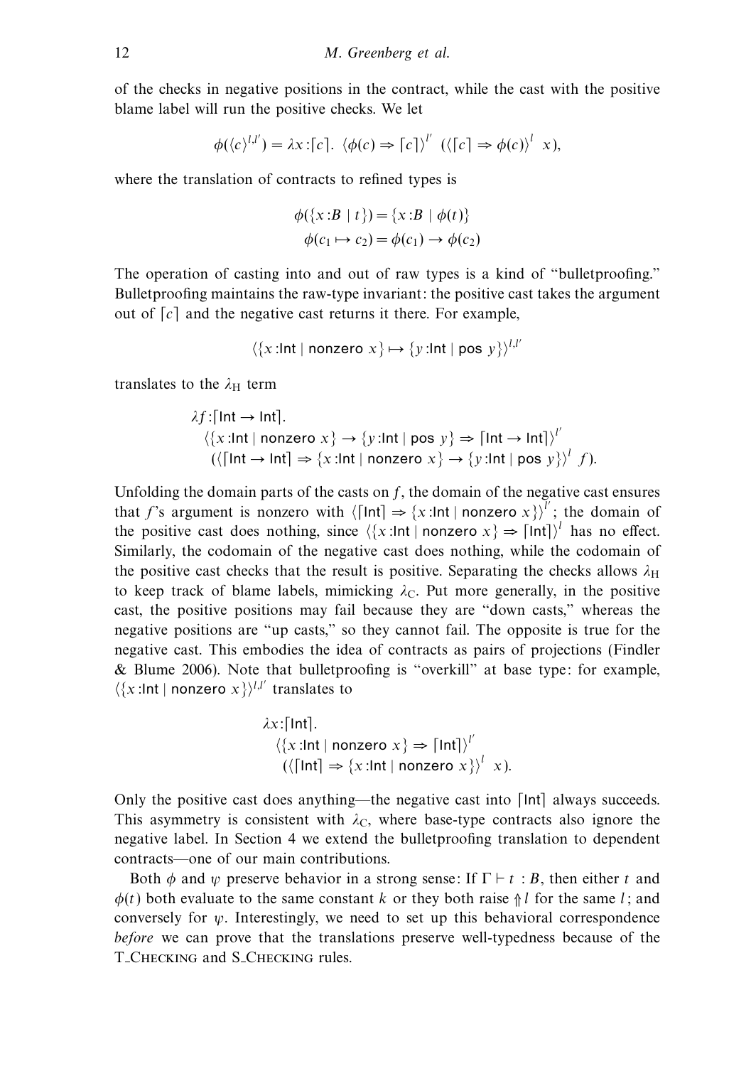of the checks in negative positions in the contract, while the cast with the positive blame label will run the positive checks. We let

$$\phi(\langle c\rangle^{l,l'}) = \lambda x{:}\lceil c\rceil.\ \langle \phi(c) \Rightarrow \lceil c\rceil\rangle^{l'}\ (\langle \lceil c\rceil \Rightarrow \phi(c)\rangle^{l}\ x),$$

where the translation of contracts to refined types is

$$\begin{aligned}
\phi(\{x{:}B \mid t\}) &= \{x{:}B \mid \phi(t)\}\\
\phi(c_1 \mapsto c_2) &= \phi(c_1) \to \phi(c_2)
\end{aligned}$$

The operation of casting into and out of raw types is a kind of "bulletproofing." Bulletproofing maintains the raw-type invariant: the positive cast takes the argument out of $\lceil c\rceil$ and the negative cast returns it there. For example,

$$\langle \{x{:}\mathsf{Int} \mid \mathsf{nonzero}\ x\} \mapsto \{y{:}\mathsf{Int} \mid \mathsf{pos}\ y\}\rangle^{l,l'}$$

translates to the $\lambda_{\mathrm{H}}$ term

$$\begin{aligned}
&\lambda f{:}\lceil \mathsf{Int} \to \mathsf{Int}\rceil.\\
&\quad \langle \{x{:}\mathsf{Int} \mid \mathsf{nonzero}\ x\} \to \{y{:}\mathsf{Int} \mid \mathsf{pos}\ y\} \Rightarrow \lceil \mathsf{Int} \to \mathsf{Int}\rceil\rangle^{l'}\\
&\quad\ (\langle \lceil \mathsf{Int} \to \mathsf{Int}\rceil \Rightarrow \{x{:}\mathsf{Int} \mid \mathsf{nonzero}\ x\} \to \{y{:}\mathsf{Int} \mid \mathsf{pos}\ y\}\rangle^{l}\ f).
\end{aligned}$$

Unfolding the domain parts of the casts on $f$, the domain of the negative cast ensures that $f$'s argument is nonzero with $\langle \lceil \mathsf{Int}\rceil \Rightarrow \{x{:}\mathsf{Int} \mid \mathsf{nonzero}\ x\}\rangle^{l'}$; the domain of the positive cast does nothing, since $\langle \{x{:}\mathsf{Int} \mid \mathsf{nonzero}\ x\} \Rightarrow \lceil \mathsf{Int}\rceil\rangle^{l}$ has no effect. Similarly, the codomain of the negative cast does nothing, while the codomain of the positive cast checks that the result is positive. Separating the checks allows $\lambda_{\mathrm{H}}$ to keep track of blame labels, mimicking $\lambda_{\mathrm{C}}$. Put more generally, in the positive cast, the positive positions may fail because they are "down casts," whereas the negative positions are "up casts," so they cannot fail. The opposite is true for the negative cast. This embodies the idea of contracts as pairs of projections (Findler & Blume 2006). Note that bulletproofing is "overkill" at base type: for example, $\langle \{x{:}\mathsf{Int} \mid \mathsf{nonzero}\ x\}\rangle^{l,l'}$ translates to

$$\begin{aligned}
&\lambda x{:}\lceil \mathsf{Int}\rceil.\\
&\quad \langle \{x{:}\mathsf{Int} \mid \mathsf{nonzero}\ x\} \Rightarrow \lceil \mathsf{Int}\rceil\rangle^{l'}\\
&\quad\ (\langle \lceil \mathsf{Int}\rceil \Rightarrow \{x{:}\mathsf{Int} \mid \mathsf{nonzero}\ x\}\rangle^{l}\ x).
\end{aligned}$$

Only the positive cast does anything—the negative cast into $\lceil \mathsf{Int}\rceil$ always succeeds. This asymmetry is consistent with $\lambda_{\mathrm{C}}$, where base-type contracts also ignore the negative label. In Section 4 we extend the bulletproofing translation to dependent contracts—one of our main contributions.

Both $\phi$ and $\psi$ preserve behavior in a strong sense: If $\Gamma \vdash t : B$, then either $t$ and $\phi(t)$ both evaluate to the same constant $k$ or they both raise $\Uparrow l$ for the same $l$; and conversely for $\psi$. Interestingly, we need to set up this behavioral correspondence *before* we can prove that the translations preserve well-typedness because of the T_CHECKING and S_CHECKING rules.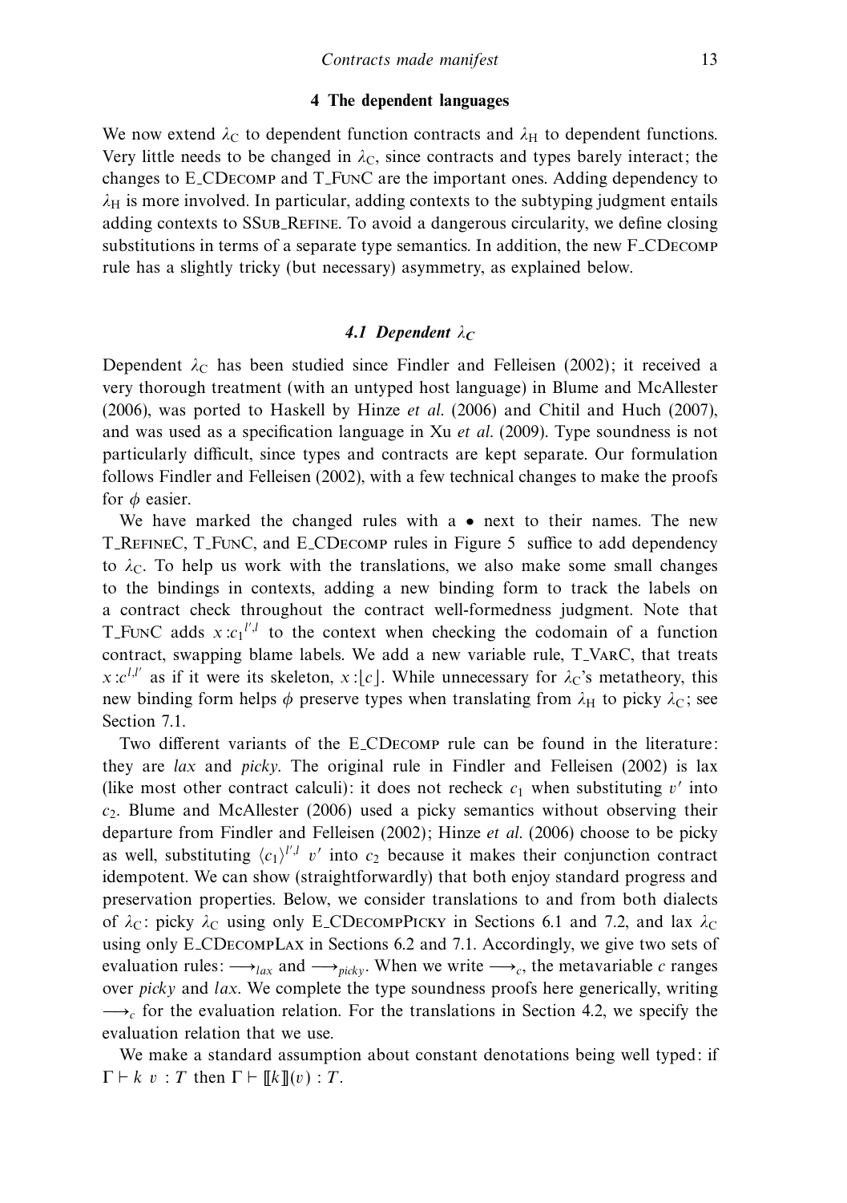## 4 The dependent languages

We now extend $\lambda_C$ to dependent function contracts and $\lambda_H$ to dependent functions. Very little needs to be changed in $\lambda_C$, since contracts and types barely interact; the changes to E_CDecomp and T_FunC are the important ones. Adding dependency to $\lambda_H$ is more involved. In particular, adding contexts to the subtyping judgment entails adding contexts to SSub_Refine. To avoid a dangerous circularity, we define closing substitutions in terms of a separate type semantics. In addition, the new F_CDecomp rule has a slightly tricky (but necessary) asymmetry, as explained below.

### 4.1 Dependent $\lambda_C$

Dependent $\lambda_C$ has been studied since Findler and Felleisen (2002); it received a very thorough treatment (with an untyped host language) in Blume and McAllester (2006), was ported to Haskell by Hinze *et al.* (2006) and Chitil and Huch (2007), and was used as a specification language in Xu *et al.* (2009). Type soundness is not particularly difficult, since types and contracts are kept separate. Our formulation follows Findler and Felleisen (2002), with a few technical changes to make the proofs for $\phi$ easier.

We have marked the changed rules with a • next to their names. The new T_RefineC, T_FunC, and E_CDecomp rules in Figure 5 suffice to add dependency to $\lambda_C$. To help us work with the translations, we also make some small changes to the bindings in contexts, adding a new binding form to track the labels on a contract check throughout the contract well-formedness judgment. Note that T_FunC adds $x{:}c_1{}^{l',l}$ to the context when checking the codomain of a function contract, swapping blame labels. We add a new variable rule, T_VarC, that treats $x{:}c^{l,l'}$ as if it were its skeleton, $x{:}\lfloor c \rfloor$. While unnecessary for $\lambda_C$'s metatheory, this new binding form helps $\phi$ preserve types when translating from $\lambda_H$ to picky $\lambda_C$; see Section 7.1.

Two different variants of the E_CDecomp rule can be found in the literature: they are *lax* and *picky*. The original rule in Findler and Felleisen (2002) is lax (like most other contract calculi): it does not recheck $c_1$ when substituting $v'$ into $c_2$. Blume and McAllester (2006) used a picky semantics without observing their departure from Findler and Felleisen (2002); Hinze *et al.* (2006) choose to be picky as well, substituting $\langle c_1 \rangle^{l',l}\ v'$ into $c_2$ because it makes their conjunction contract idempotent. We can show (straightforwardly) that both enjoy standard progress and preservation properties. Below, we consider translations to and from both dialects of $\lambda_C$: picky $\lambda_C$ using only E_CDecompPicky in Sections 6.1 and 7.2, and lax $\lambda_C$ using only E_CDecompLax in Sections 6.2 and 7.1. Accordingly, we give two sets of evaluation rules: $\longrightarrow_{lax}$ and $\longrightarrow_{picky}$. When we write $\longrightarrow_c$, the metavariable $c$ ranges over *picky* and *lax*. We complete the type soundness proofs here generically, writing $\longrightarrow_c$ for the evaluation relation. For the translations in Section 4.2, we specify the evaluation relation that we use.

We make a standard assumption about constant denotations being well typed: if $\Gamma \vdash k\ v : T$ then $\Gamma \vdash [\![k]\!](v) : T$.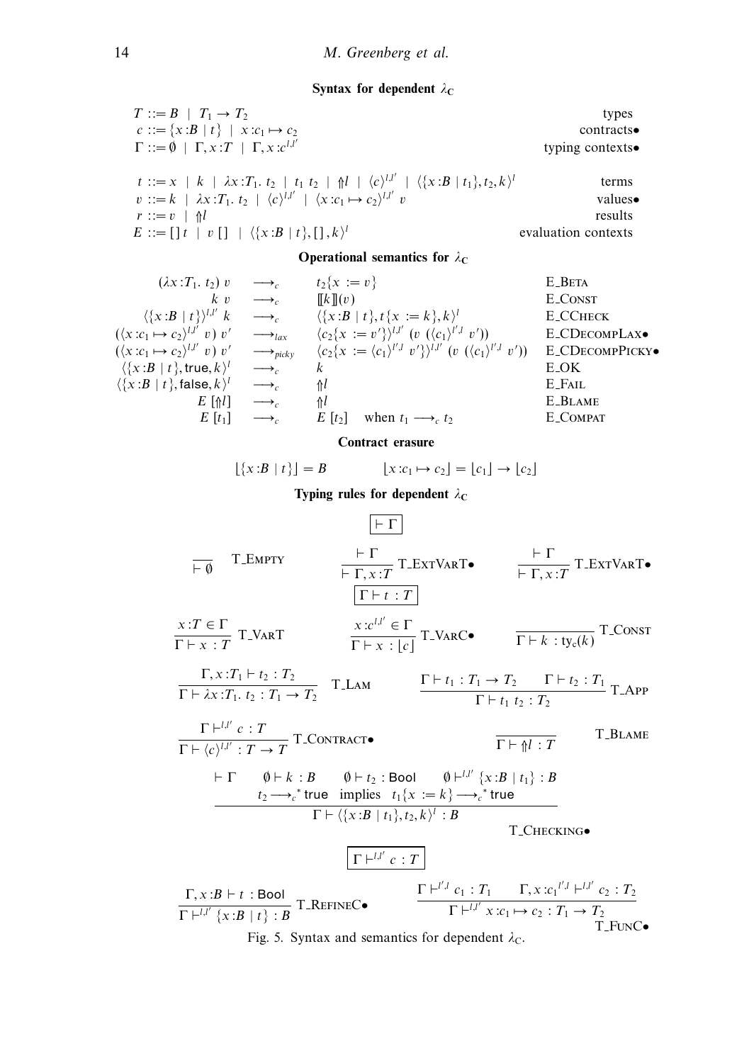**Syntax for dependent $\lambda_C$**

$$
\begin{array}{lr}
T ::= B \mid T_1 \to T_2 & \text{types} \\
c ::= \{x{:}B \mid t\} \mid x{:}c_1 \mapsto c_2 & \text{contracts}\bullet \\
\Gamma ::= \emptyset \mid \Gamma, x{:}T \mid \Gamma, x{:}c^{l,l'} & \text{typing contexts}\bullet \\
\\
t ::= x \mid k \mid \lambda x{:}T_1.\ t_2 \mid t_1\ t_2 \mid \Uparrow l \mid \langle c\rangle^{l,l'} \mid \langle \{x{:}B \mid t_1\}, t_2, k\rangle^l & \text{terms} \\
v ::= k \mid \lambda x{:}T_1.\ t_2 \mid \langle c\rangle^{l,l'} \mid \langle x{:}c_1 \mapsto c_2\rangle^{l,l'}\ v & \text{values}\bullet \\
r ::= v \mid \Uparrow l & \text{results} \\
E ::= [\,]\ t \mid v\ [\,] \mid \langle \{x{:}B \mid t\}, [\,], k\rangle^l & \text{evaluation contexts}
\end{array}
$$

**Operational semantics for $\lambda_C$**

$$
\begin{array}{rcll}
(\lambda x{:}T_1.\ t_2)\ v & \longrightarrow_c & t_2\{x := v\} & \text{E\_BETA} \\
k\ v & \longrightarrow_c & [\![k]\!](v) & \text{E\_CONST} \\
\langle \{x{:}B \mid t\}\rangle^{l,l'}\ k & \longrightarrow_c & \langle \{x{:}B \mid t\}, t\{x := k\}, k\rangle^l & \text{E\_CCHECK} \\
(\langle x{:}c_1 \mapsto c_2\rangle^{l,l'}\ v)\ v' & \longrightarrow_{lax} & \langle c_2\{x := v'\}\rangle^{l,l'}\ (v\ (\langle c_1\rangle^{l',l}\ v')) & \text{E\_CDECOMPLAX}\bullet \\
(\langle x{:}c_1 \mapsto c_2\rangle^{l,l'}\ v)\ v' & \longrightarrow_{picky} & \langle c_2\{x := \langle c_1\rangle^{l',l}\ v'\}\rangle^{l,l'}\ (v\ (\langle c_1\rangle^{l',l}\ v')) & \text{E\_CDECOMPPICKY}\bullet \\
\langle \{x{:}B \mid t\}, \mathsf{true}, k\rangle^l & \longrightarrow_c & k & \text{E\_OK} \\
\langle \{x{:}B \mid t\}, \mathsf{false}, k\rangle^l & \longrightarrow_c & \Uparrow l & \text{E\_FAIL} \\
E\,[\Uparrow l] & \longrightarrow_c & \Uparrow l & \text{E\_BLAME} \\
E\,[t_1] & \longrightarrow_c & E\,[t_2] \quad \text{when } t_1 \longrightarrow_c t_2 & \text{E\_COMPAT}
\end{array}
$$

**Contract erasure**

$$
\lfloor \{x{:}B \mid t\} \rfloor = B \qquad\qquad \lfloor x{:}c_1 \mapsto c_2 \rfloor = \lfloor c_1 \rfloor \to \lfloor c_2 \rfloor
$$

**Typing rules for dependent $\lambda_C$**

$\boxed{\vdash \Gamma}$

$$
\frac{}{\vdash \emptyset}\ \text{T\_EMPTY} \qquad \frac{\vdash \Gamma}{\vdash \Gamma, x{:}T}\ \text{T\_EXTVART}\bullet \qquad \frac{\vdash \Gamma}{\vdash \Gamma, x{:}T}\ \text{T\_EXTVART}\bullet
$$

$\boxed{\Gamma \vdash t : T}$

$$
\frac{x{:}T \in \Gamma}{\Gamma \vdash x : T}\ \text{T\_VART} \qquad \frac{x{:}c^{l,l'} \in \Gamma}{\Gamma \vdash x : \lfloor c \rfloor}\ \text{T\_VARC}\bullet \qquad \frac{}{\Gamma \vdash k : \mathrm{ty_c}(k)}\ \text{T\_CONST}
$$

$$
\frac{\Gamma, x{:}T_1 \vdash t_2 : T_2}{\Gamma \vdash \lambda x{:}T_1.\ t_2 : T_1 \to T_2}\ \text{T\_LAM} \qquad \frac{\Gamma \vdash t_1 : T_1 \to T_2 \qquad \Gamma \vdash t_2 : T_1}{\Gamma \vdash t_1\ t_2 : T_2}\ \text{T\_APP}
$$

$$
\frac{\Gamma \vdash^{l,l'} c : T}{\Gamma \vdash \langle c\rangle^{l,l'} : T \to T}\ \text{T\_CONTRACT}\bullet \qquad \frac{}{\Gamma \vdash \Uparrow l : T}\ \text{T\_BLAME}
$$

$$
\frac{\begin{array}{c}\vdash \Gamma \qquad \emptyset \vdash k : B \qquad \emptyset \vdash t_2 : \mathsf{Bool} \qquad \emptyset \vdash^{l,l'} \{x{:}B \mid t_1\} : B \\ t_2 \longrightarrow_c^* \mathsf{true} \ \text{ implies } \ t_1\{x := k\} \longrightarrow_c^* \mathsf{true}\end{array}}{\Gamma \vdash \langle \{x{:}B \mid t_1\}, t_2, k\rangle^l : B}\ \text{T\_CHECKING}\bullet
$$

$\boxed{\Gamma \vdash^{l,l'} c : T}$

$$
\frac{\Gamma, x{:}B \vdash t : \mathsf{Bool}}{\Gamma \vdash^{l,l'} \{x{:}B \mid t\} : B}\ \text{T\_REFINEC}\bullet \qquad \frac{\Gamma \vdash^{l',l} c_1 : T_1 \qquad \Gamma, x{:}c_1{}^{l',l} \vdash^{l,l'} c_2 : T_2}{\Gamma \vdash^{l,l'} x{:}c_1 \mapsto c_2 : T_1 \to T_2}\ \text{T\_FUNC}\bullet
$$

Fig. 5. Syntax and semantics for dependent $\lambda_C$.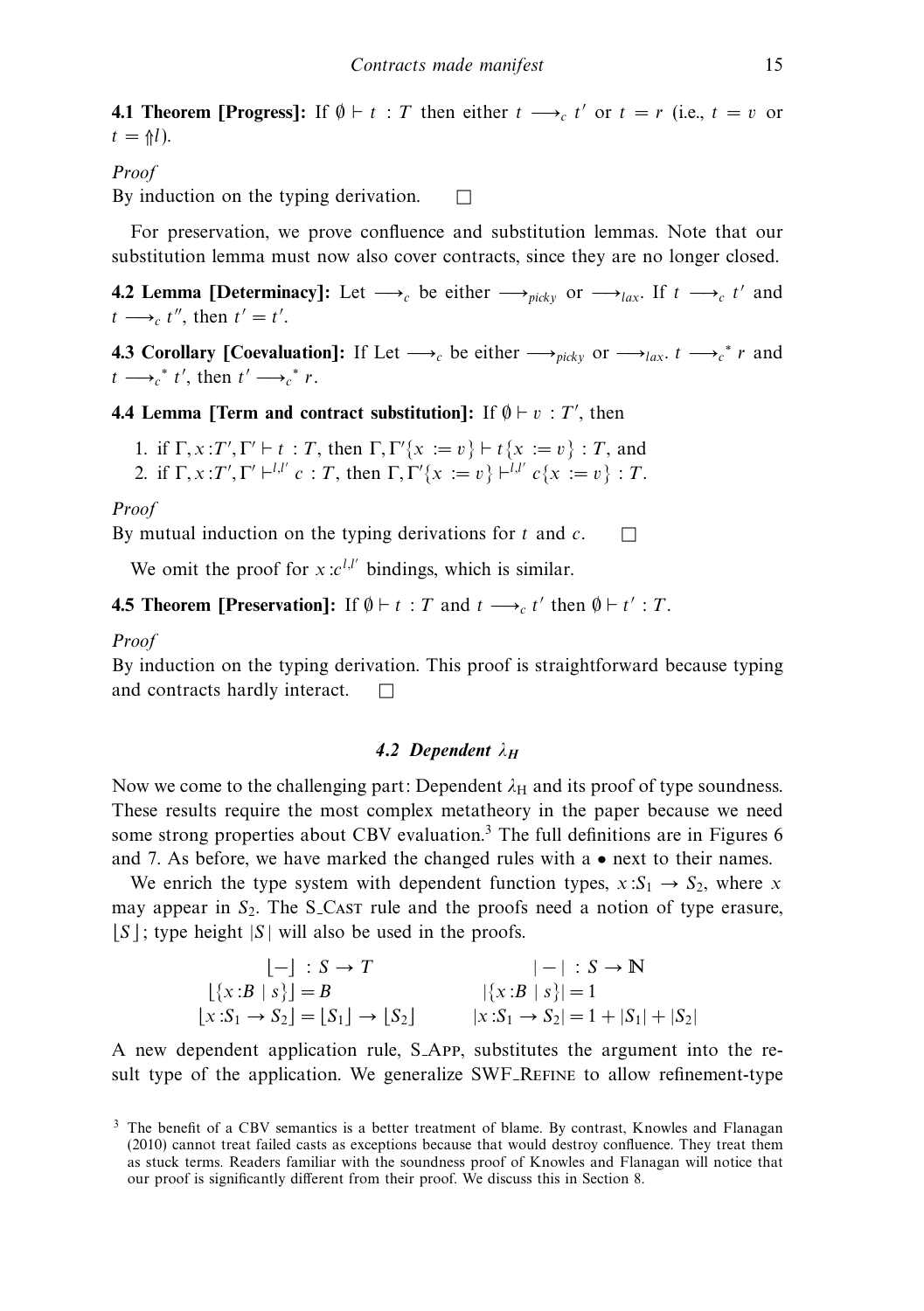**4.1 Theorem [Progress]:** If $\emptyset \vdash t : T$ then either $t \longrightarrow_c t'$ or $t = r$ (i.e., $t = v$ or $t = \Uparrow l$).

*Proof*

By induction on the typing derivation. $\square$

For preservation, we prove confluence and substitution lemmas. Note that our substitution lemma must now also cover contracts, since they are no longer closed.

**4.2 Lemma [Determinacy]:** Let $\longrightarrow_c$ be either $\longrightarrow_{picky}$ or $\longrightarrow_{lax}$. If $t \longrightarrow_c t'$ and $t \longrightarrow_c t''$, then $t' = t'$.

**4.3 Corollary [Coevaluation]:** If Let $\longrightarrow_c$ be either $\longrightarrow_{picky}$ or $\longrightarrow_{lax}$. $t \longrightarrow_c^* r$ and $t \longrightarrow_c^* t'$, then $t' \longrightarrow_c^* r$.

**4.4 Lemma [Term and contract substitution]:** If $\emptyset \vdash v : T'$, then

1. if $\Gamma, x : T', \Gamma' \vdash t : T$, then $\Gamma, \Gamma'\{x := v\} \vdash t\{x := v\} : T$, and
2. if $\Gamma, x : T', \Gamma' \vdash^{l,l'} c : T$, then $\Gamma, \Gamma'\{x := v\} \vdash^{l,l'} c\{x := v\} : T$.

*Proof*

By mutual induction on the typing derivations for $t$ and $c$. $\square$

We omit the proof for $x : c^{l,l'}$ bindings, which is similar.

**4.5 Theorem [Preservation]:** If $\emptyset \vdash t : T$ and $t \longrightarrow_c t'$ then $\emptyset \vdash t' : T$.

*Proof*

By induction on the typing derivation. This proof is straightforward because typing and contracts hardly interact. $\square$

### 4.2 Dependent $\lambda_H$

Now we come to the challenging part: Dependent $\lambda_H$ and its proof of type soundness. These results require the most complex metatheory in the paper because we need some strong properties about CBV evaluation.[3] The full definitions are in Figures 6 and 7. As before, we have marked the changed rules with a $\bullet$ next to their names.

We enrich the type system with dependent function types, $x : S_1 \rightarrow S_2$, where $x$ may appear in $S_2$. The S_Cast rule and the proofs need a notion of type erasure, $\lfloor S \rfloor$; type height $|S|$ will also be used in the proofs.

$$
\begin{array}{ll}
\lfloor - \rfloor : S \rightarrow T & |-| : S \rightarrow \mathbb{N} \\
\lfloor \{x : B \mid s\} \rfloor = B & |\{x : B \mid s\}| = 1 \\
\lfloor x : S_1 \rightarrow S_2 \rfloor = \lfloor S_1 \rfloor \rightarrow \lfloor S_2 \rfloor & |x : S_1 \rightarrow S_2| = 1 + |S_1| + |S_2|
\end{array}
$$

A new dependent application rule, S_App, substitutes the argument into the result type of the application. We generalize SWF_Refine to allow refinement-type

[3] The benefit of a CBV semantics is a better treatment of blame. By contrast, Knowles and Flanagan (2010) cannot treat failed casts as exceptions because that would destroy confluence. They treat them as stuck terms. Readers familiar with the soundness proof of Knowles and Flanagan will notice that our proof is significantly different from their proof. We discuss this in Section 8.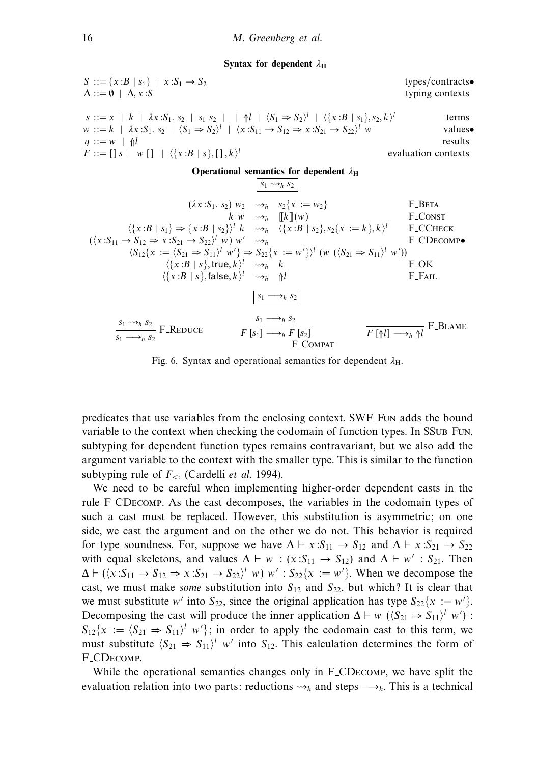**Syntax for dependent $\lambda_H$**

$$
\begin{array}{llr}
S ::= \{x{:}B \mid s_1\} \mid x{:}S_1 \to S_2 & & \text{types/contracts}\bullet \\
\Delta ::= \emptyset \mid \Delta, x{:}S & & \text{typing contexts} \\
& & \\
s ::= x \mid k \mid \lambda x{:}S_1.\ s_2 \mid s_1\ s_2 \mid \quad \mid \Uparrow l \mid \langle S_1 \Rightarrow S_2 \rangle^l \mid \langle \{x{:}B \mid s_1\}, s_2, k \rangle^l & & \text{terms} \\
w ::= k \mid \lambda x{:}S_1.\ s_2 \mid \langle S_1 \Rightarrow S_2 \rangle^l \mid \langle x{:}S_{11} \to S_{12} \Rightarrow x{:}S_{21} \to S_{22} \rangle^l\ w & & \text{values}\bullet \\
q ::= w \mid \Uparrow l & & \text{results} \\
F ::= [\,]\ s \mid w\ [\,] \mid \langle \{x{:}B \mid s\}, [\,], k \rangle^l & & \text{evaluation contexts}
\end{array}
$$

**Operational semantics for dependent $\lambda_H$**

$\boxed{s_1 \rightsquigarrow_h s_2}$

$$
\begin{array}{rcll}
(\lambda x{:}S_1.\ s_2)\ w_2 & \rightsquigarrow_h & s_2\{x := w_2\} & \text{F\_Beta} \\
k\ w & \rightsquigarrow_h & [\![k]\!](w) & \text{F\_Const} \\
\langle \{x{:}B \mid s_1\} \Rightarrow \{x{:}B \mid s_2\} \rangle^l\ k & \rightsquigarrow_h & \langle \{x{:}B \mid s_2\}, s_2\{x := k\}, k \rangle^l & \text{F\_CCheck} \\
(\langle x{:}S_{11} \to S_{12} \Rightarrow x{:}S_{21} \to S_{22} \rangle^l\ w)\ w' & \rightsquigarrow_h & & \text{F\_CDecomp}\bullet \\
\multicolumn{3}{c}{\langle S_{12}\{x := \langle S_{21} \Rightarrow S_{11} \rangle^l\ w'\} \Rightarrow S_{22}\{x := w'\} \rangle^l\ (w\ (\langle S_{21} \Rightarrow S_{11} \rangle^l\ w'))} & \\
\langle \{x{:}B \mid s\}, \mathsf{true}, k \rangle^l & \rightsquigarrow_h & k & \text{F\_OK} \\
\langle \{x{:}B \mid s\}, \mathsf{false}, k \rangle^l & \rightsquigarrow_h & \Uparrow l & \text{F\_Fail}
\end{array}
$$

$\boxed{s_1 \longrightarrow_h s_2}$

$$
\frac{s_1 \rightsquigarrow_h s_2}{s_1 \longrightarrow_h s_2}\ \text{F\_Reduce} \qquad \frac{s_1 \longrightarrow_h s_2}{F\,[s_1] \longrightarrow_h F\,[s_2]}\ \text{F\_Compat} \qquad \frac{}{F\,[\Uparrow l] \longrightarrow_h \Uparrow l}\ \text{F\_Blame}
$$

Fig. 6. Syntax and operational semantics for dependent $\lambda_H$.

predicates that use variables from the enclosing context. SWF_Fun adds the bound variable to the context when checking the codomain of function types. In SSub_Fun, subtyping for dependent function types remains contravariant, but we also add the argument variable to the context with the smaller type. This is similar to the function subtyping rule of $F_{<:}$ (Cardelli *et al.* 1994).

We need to be careful when implementing higher-order dependent casts in the rule F_CDecomp. As the cast decomposes, the variables in the codomain types of such a cast must be replaced. However, this substitution is asymmetric; on one side, we cast the argument and on the other we do not. This behavior is required for type soundness. For, suppose we have $\Delta \vdash x{:}S_{11} \to S_{12}$ and $\Delta \vdash x{:}S_{21} \to S_{22}$ with equal skeletons, and values $\Delta \vdash w : (x{:}S_{11} \to S_{12})$ and $\Delta \vdash w' : S_{21}$. Then $\Delta \vdash (\langle x{:}S_{11} \to S_{12} \Rightarrow x{:}S_{21} \to S_{22} \rangle^l\ w)\ w' : S_{22}\{x := w'\}$. When we decompose the cast, we must make *some* substitution into $S_{12}$ and $S_{22}$, but which? It is clear that we must substitute $w'$ into $S_{22}$, since the original application has type $S_{22}\{x := w'\}$. Decomposing the cast will produce the inner application $\Delta \vdash w\ (\langle S_{21} \Rightarrow S_{11} \rangle^l\ w') : S_{12}\{x := \langle S_{21} \Rightarrow S_{11} \rangle^l\ w'\}$; in order to apply the codomain cast to this term, we must substitute $\langle S_{21} \Rightarrow S_{11} \rangle^l\ w'$ into $S_{12}$. This calculation determines the form of F_CDecomp.

While the operational semantics changes only in F_CDecomp, we have split the evaluation relation into two parts: reductions $\rightsquigarrow_h$ and steps $\longrightarrow_h$. This is a technical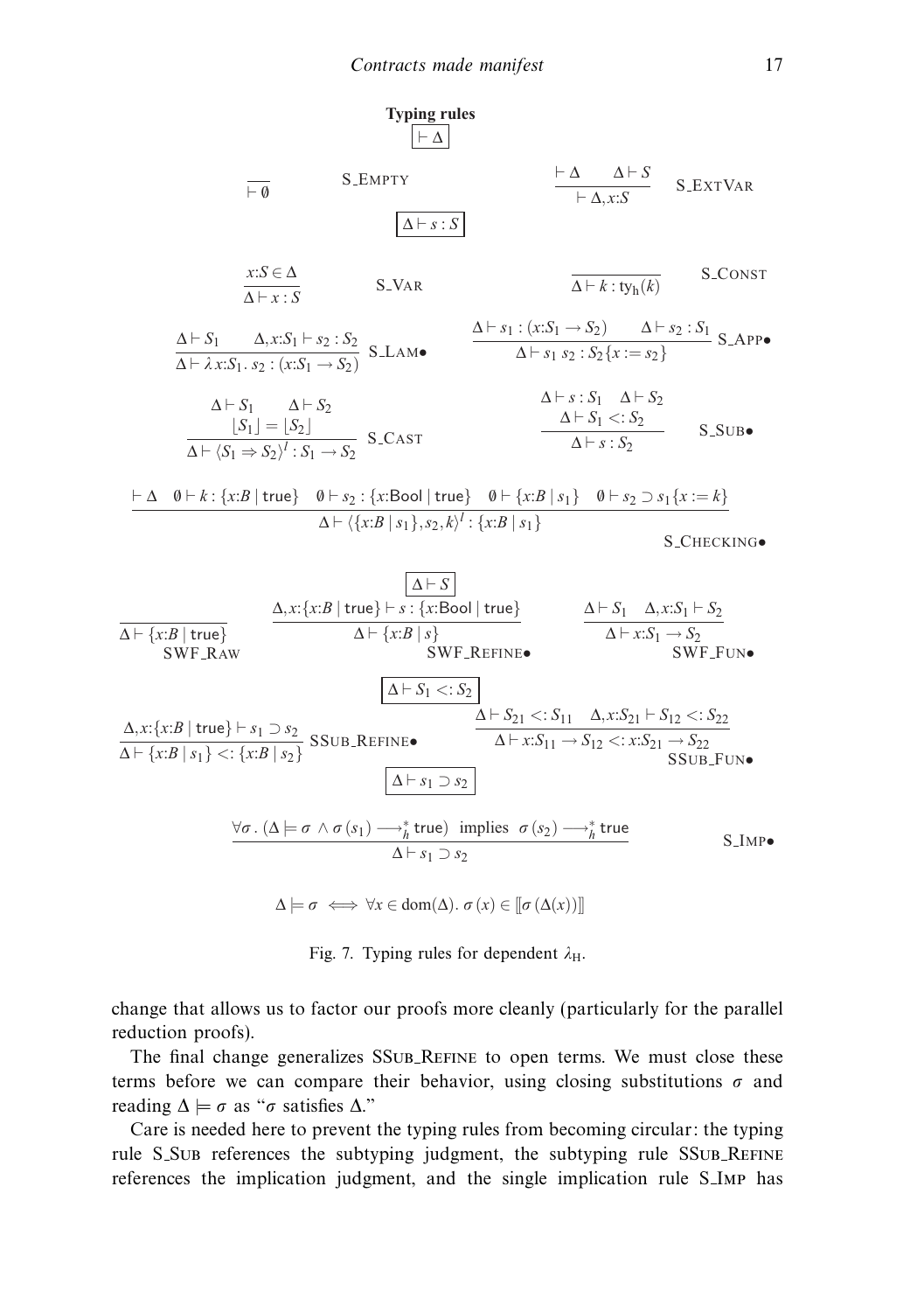**Typing rules**

$$\boxed{\vdash \Delta}$$

$$\frac{}{\vdash \emptyset}\ \textsc{S\_Empty} \qquad \frac{\vdash \Delta \quad \Delta \vdash S}{\vdash \Delta, x{:}S}\ \textsc{S\_ExtVar}$$

$$\boxed{\Delta \vdash s : S}$$

$$\frac{x{:}S \in \Delta}{\Delta \vdash x : S}\ \textsc{S\_Var} \qquad \frac{}{\Delta \vdash k : \mathsf{ty_h}(k)}\ \textsc{S\_Const}$$

$$\frac{\Delta \vdash S_1 \quad \Delta, x{:}S_1 \vdash s_2 : S_2}{\Delta \vdash \lambda x{:}S_1.\ s_2 : (x{:}S_1 \to S_2)}\ \textsc{S\_Lam}\bullet \qquad \frac{\Delta \vdash s_1 : (x{:}S_1 \to S_2) \quad \Delta \vdash s_2 : S_1}{\Delta \vdash s_1\ s_2 : S_2\{x := s_2\}}\ \textsc{S\_App}\bullet$$

$$\frac{\Delta \vdash S_1 \quad \Delta \vdash S_2 \quad \lfloor S_1 \rfloor = \lfloor S_2 \rfloor}{\Delta \vdash \langle S_1 \Rightarrow S_2 \rangle^l : S_1 \to S_2}\ \textsc{S\_Cast} \qquad \frac{\Delta \vdash s : S_1 \quad \Delta \vdash S_2 \quad \Delta \vdash S_1 <: S_2}{\Delta \vdash s : S_2}\ \textsc{S\_Sub}\bullet$$

$$\frac{\vdash \Delta \quad \emptyset \vdash k : \{x{:}B \mid \mathsf{true}\} \quad \emptyset \vdash s_2 : \{x{:}\mathsf{Bool} \mid \mathsf{true}\} \quad \emptyset \vdash \{x{:}B \mid s_1\} \quad \emptyset \vdash s_2 \supset s_1\{x := k\}}{\Delta \vdash \langle \{x{:}B \mid s_1\}, s_2, k \rangle^l : \{x{:}B \mid s_1\}}\ \textsc{S\_Checking}\bullet$$

$$\boxed{\Delta \vdash S}$$

$$\frac{}{\Delta \vdash \{x{:}B \mid \mathsf{true}\}}\ \textsc{SWF\_Raw} \qquad \frac{\Delta, x{:}\{x{:}B \mid \mathsf{true}\} \vdash s : \{x{:}\mathsf{Bool} \mid \mathsf{true}\}}{\Delta \vdash \{x{:}B \mid s\}}\ \textsc{SWF\_Refine}\bullet \qquad \frac{\Delta \vdash S_1 \quad \Delta, x{:}S_1 \vdash S_2}{\Delta \vdash x{:}S_1 \to S_2}\ \textsc{SWF\_Fun}\bullet$$

$$\boxed{\Delta \vdash S_1 <: S_2}$$

$$\frac{\Delta, x{:}\{x{:}B \mid \mathsf{true}\} \vdash s_1 \supset s_2}{\Delta \vdash \{x{:}B \mid s_1\} <: \{x{:}B \mid s_2\}}\ \textsc{SSub\_Refine}\bullet \qquad \frac{\Delta \vdash S_{21} <: S_{11} \quad \Delta, x{:}S_{21} \vdash S_{12} <: S_{22}}{\Delta \vdash x{:}S_{11} \to S_{12} <: x{:}S_{21} \to S_{22}}\ \textsc{SSub\_Fun}\bullet$$

$$\boxed{\Delta \vdash s_1 \supset s_2}$$

$$\frac{\forall \sigma.\ (\Delta \models \sigma \wedge \sigma(s_1) \longrightarrow_h^* \mathsf{true}) \text{ implies } \sigma(s_2) \longrightarrow_h^* \mathsf{true}}{\Delta \vdash s_1 \supset s_2}\ \textsc{S\_Imp}\bullet$$

$$\Delta \models \sigma \iff \forall x \in \mathrm{dom}(\Delta).\ \sigma(x) \in [\![\sigma(\Delta(x))]\!]$$

Fig. 7. Typing rules for dependent $\lambda_{\mathrm{H}}$.

change that allows us to factor our proofs more cleanly (particularly for the parallel reduction proofs).

The final change generalizes SSub_Refine to open terms. We must close these terms before we can compare their behavior, using closing substitutions $\sigma$ and reading $\Delta \models \sigma$ as "$\sigma$ satisfies $\Delta$."

Care is needed here to prevent the typing rules from becoming circular: the typing rule S_Sub references the subtyping judgment, the subtyping rule SSub_Refine references the implication judgment, and the single implication rule S_Imp has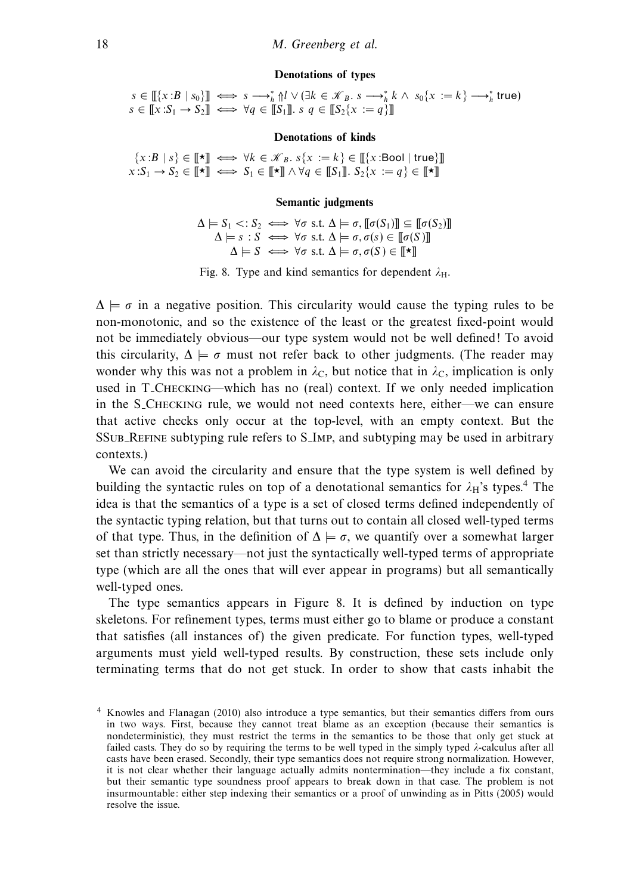**Denotations of types**

$$s \in [\![\{x{:}B \mid s_0\}]\!] \iff s \longrightarrow_h^* \Uparrow l \vee (\exists k \in \mathcal{K}_B.\ s \longrightarrow_h^* k \wedge s_0\{x := k\} \longrightarrow_h^* \mathsf{true})$$
$$s \in [\![x{:}S_1 \to S_2]\!] \iff \forall q \in [\![S_1]\!].\ s\ q \in [\![S_2\{x := q\}]\!]$$

**Denotations of kinds**

$$\{x{:}B \mid s\} \in [\![\star]\!] \iff \forall k \in \mathcal{K}_B.\ s\{x := k\} \in [\![\{x{:}\mathsf{Bool} \mid \mathsf{true}\}]\!]$$
$$x{:}S_1 \to S_2 \in [\![\star]\!] \iff S_1 \in [\![\star]\!] \wedge \forall q \in [\![S_1]\!].\ S_2\{x := q\} \in [\![\star]\!]$$

**Semantic judgments**

$$\Delta \models S_1 <: S_2 \iff \forall \sigma \text{ s.t. } \Delta \models \sigma, [\![\sigma(S_1)]\!] \subseteq [\![\sigma(S_2)]\!]$$
$$\Delta \models s : S \iff \forall \sigma \text{ s.t. } \Delta \models \sigma, \sigma(s) \in [\![\sigma(S)]\!]$$
$$\Delta \models S \iff \forall \sigma \text{ s.t. } \Delta \models \sigma, \sigma(S) \in [\![\star]\!]$$

Fig. 8. Type and kind semantics for dependent $\lambda_H$.

$\Delta \models \sigma$ in a negative position. This circularity would cause the typing rules to be non-monotonic, and so the existence of the least or the greatest fixed-point would not be immediately obvious—our type system would not be well defined! To avoid this circularity, $\Delta \models \sigma$ must not refer back to other judgments. (The reader may wonder why this was not a problem in $\lambda_C$, but notice that in $\lambda_C$, implication is only used in T_Checking—which has no (real) context. If we only needed implication in the S_Checking rule, we would not need contexts here, either—we can ensure that active checks only occur at the top-level, with an empty context. But the SSub_Refine subtyping rule refers to S_Imp, and subtyping may be used in arbitrary contexts.)

We can avoid the circularity and ensure that the type system is well defined by building the syntactic rules on top of a denotational semantics for $\lambda_H$'s types.[4] The idea is that the semantics of a type is a set of closed terms defined independently of the syntactic typing relation, but that turns out to contain all closed well-typed terms of that type. Thus, in the definition of $\Delta \models \sigma$, we quantify over a somewhat larger set than strictly necessary—not just the syntactically well-typed terms of appropriate type (which are all the ones that will ever appear in programs) but all semantically well-typed ones.

The type semantics appears in Figure 8. It is defined by induction on type skeletons. For refinement types, terms must either go to blame or produce a constant that satisfies (all instances of) the given predicate. For function types, well-typed arguments must yield well-typed results. By construction, these sets include only terminating terms that do not get stuck. In order to show that casts inhabit the

[4] Knowles and Flanagan (2010) also introduce a type semantics, but their semantics differs from ours in two ways. First, because they cannot treat blame as an exception (because their semantics is nondeterministic), they must restrict the terms in the semantics to be those that only get stuck at failed casts. They do so by requiring the terms to be well typed in the simply typed $\lambda$-calculus after all casts have been erased. Secondly, their type semantics does not require strong normalization. However, it is not clear whether their language actually admits nontermination—they include a fix constant, but their semantic type soundness proof appears to break down in that case. The problem is not insurmountable: either step indexing their semantics or a proof of unwinding as in Pitts (2005) would resolve the issue.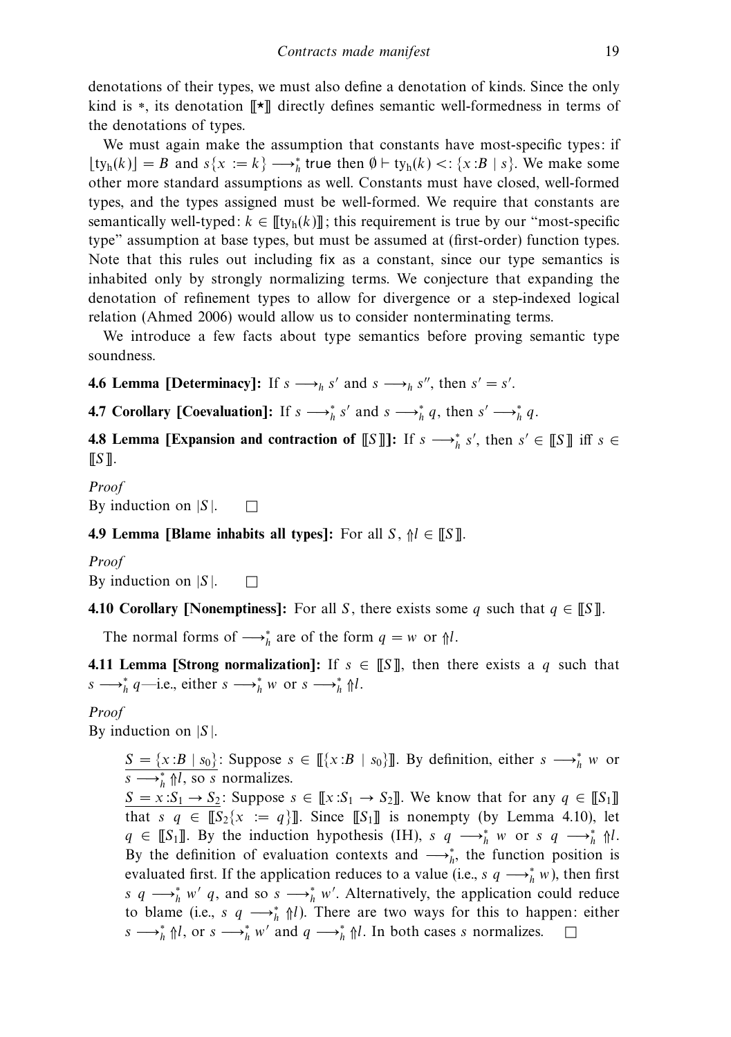denotations of their types, we must also define a denotation of kinds. Since the only kind is $*$, its denotation $[\![\star]\!]$ directly defines semantic well-formedness in terms of the denotations of types.

We must again make the assumption that constants have most-specific types: if $\lfloor \mathrm{ty_h}(k) \rfloor = B$ and $s\{x := k\} \longrightarrow_h^* \mathsf{true}$ then $\emptyset \vdash \mathrm{ty_h}(k) <: \{x{:}B \mid s\}$. We make some other more standard assumptions as well. Constants must have closed, well-formed types, and the types assigned must be well-formed. We require that constants are semantically well-typed: $k \in [\![\mathrm{ty_h}(k)]\!]$; this requirement is true by our "most-specific type" assumption at base types, but must be assumed at (first-order) function types. Note that this rules out including $\mathsf{fix}$ as a constant, since our type semantics is inhabited only by strongly normalizing terms. We conjecture that expanding the denotation of refinement types to allow for divergence or a step-indexed logical relation (Ahmed 2006) would allow us to consider nonterminating terms.

We introduce a few facts about type semantics before proving semantic type soundness.

**4.6 Lemma [Determinacy]:** If $s \longrightarrow_h s'$ and $s \longrightarrow_h s''$, then $s' = s'$.

**4.7 Corollary [Coevaluation]:** If $s \longrightarrow_h^* s'$ and $s \longrightarrow_h^* q$, then $s' \longrightarrow_h^* q$.

**4.8 Lemma [Expansion and contraction of $[\![S]\!]$]:** If $s \longrightarrow_h^* s'$, then $s' \in [\![S]\!]$ iff $s \in [\![S]\!]$.

*Proof*
By induction on $|S|$. $\square$

**4.9 Lemma [Blame inhabits all types]:** For all $S$, $\Uparrow l \in [\![S]\!]$.

*Proof*
By induction on $|S|$. $\square$

**4.10 Corollary [Nonemptiness]:** For all $S$, there exists some $q$ such that $q \in [\![S]\!]$.

The normal forms of $\longrightarrow_h^*$ are of the form $q = w$ or $\Uparrow l$.

**4.11 Lemma [Strong normalization]:** If $s \in [\![S]\!]$, then there exists a $q$ such that $s \longrightarrow_h^* q$—i.e., either $s \longrightarrow_h^* w$ or $s \longrightarrow_h^* \Uparrow l$.

*Proof*
By induction on $|S|$.

$\underline{S = \{x{:}B \mid s_0\}}$: Suppose $s \in [\![\{x{:}B \mid s_0\}]\!]$. By definition, either $s \longrightarrow_h^* w$ or $s \longrightarrow_h^* \Uparrow l$, so $s$ normalizes.

$\underline{S = x{:}S_1 \to S_2}$: Suppose $s \in [\![x{:}S_1 \to S_2]\!]$. We know that for any $q \in [\![S_1]\!]$ that $s\ q \in [\![S_2\{x := q\}]\!]$. Since $[\![S_1]\!]$ is nonempty (by Lemma 4.10), let $q \in [\![S_1]\!]$. By the induction hypothesis (IH), $s\ q \longrightarrow_h^* w$ or $s\ q \longrightarrow_h^* \Uparrow l$. By the definition of evaluation contexts and $\longrightarrow_h^*$, the function position is evaluated first. If the application reduces to a value (i.e., $s\ q \longrightarrow_h^* w$), then first $s\ q \longrightarrow_h^* w'\ q$, and so $s \longrightarrow_h^* w'$. Alternatively, the application could reduce to blame (i.e., $s\ q \longrightarrow_h^* \Uparrow l$). There are two ways for this to happen: either $s \longrightarrow_h^* \Uparrow l$, or $s \longrightarrow_h^* w'$ and $q \longrightarrow_h^* \Uparrow l$. In both cases $s$ normalizes. $\square$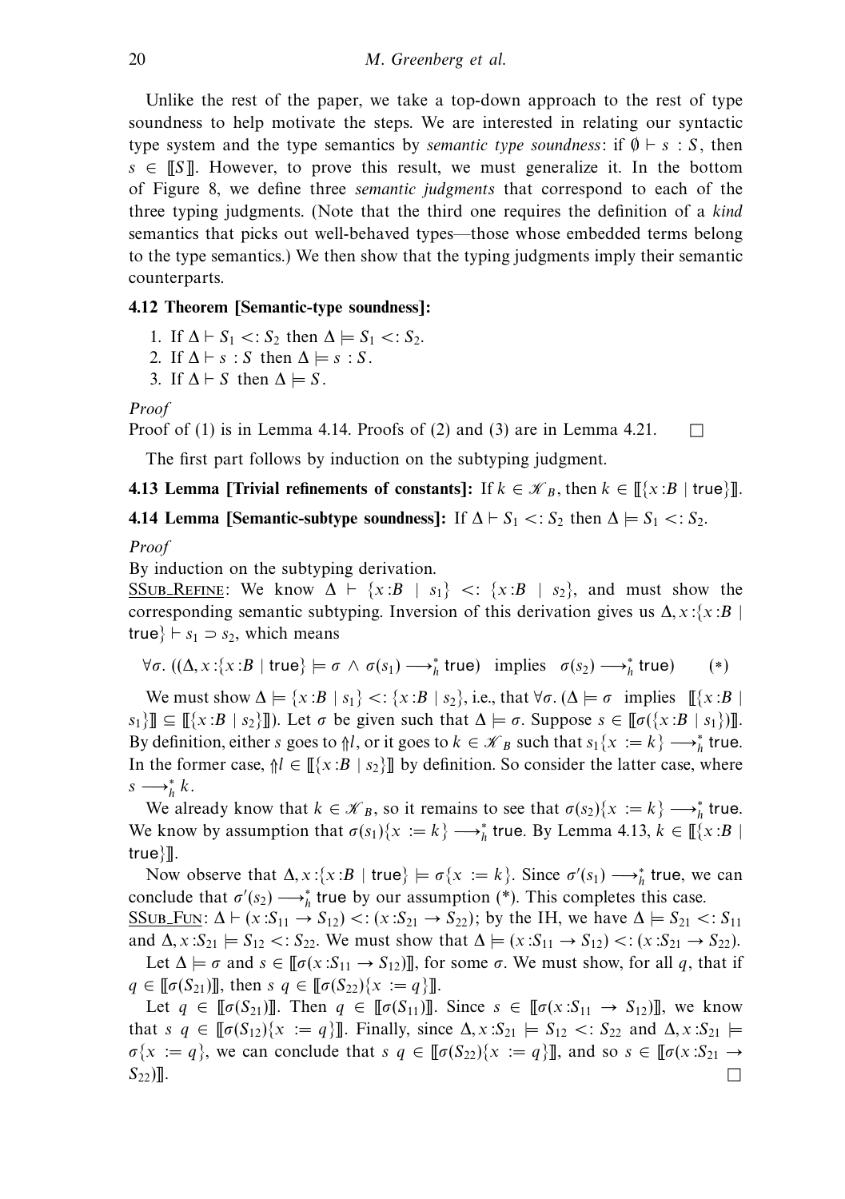Unlike the rest of the paper, we take a top-down approach to the rest of type soundness to help motivate the steps. We are interested in relating our syntactic type system and the type semantics by *semantic type soundness*: if $\emptyset \vdash s : S$, then $s \in [\![S]\!]$. However, to prove this result, we must generalize it. In the bottom of Figure 8, we define three *semantic judgments* that correspond to each of the three typing judgments. (Note that the third one requires the definition of a *kind* semantics that picks out well-behaved types—those whose embedded terms belong to the type semantics.) We then show that the typing judgments imply their semantic counterparts.

**4.12 Theorem [Semantic-type soundness]:**

1. If $\Delta \vdash S_1 <: S_2$ then $\Delta \models S_1 <: S_2$.
2. If $\Delta \vdash s : S$ then $\Delta \models s : S$.
3. If $\Delta \vdash S$ then $\Delta \models S$.

*Proof*

Proof of (1) is in Lemma 4.14. Proofs of (2) and (3) are in Lemma 4.21. $\square$

The first part follows by induction on the subtyping judgment.

**4.13 Lemma [Trivial refinements of constants]:** If $k \in \mathcal{K}_B$, then $k \in [\![\{x{:}B \mid \mathsf{true}\}]\!]$.

**4.14 Lemma [Semantic-subtype soundness]:** If $\Delta \vdash S_1 <: S_2$ then $\Delta \models S_1 <: S_2$.

*Proof*

By induction on the subtyping derivation.

<u>SSub_Refine</u>: We know $\Delta \vdash \{x{:}B \mid s_1\} <: \{x{:}B \mid s_2\}$, and must show the corresponding semantic subtyping. Inversion of this derivation gives us $\Delta, x{:}\{x{:}B \mid \mathsf{true}\} \vdash s_1 \supset s_2$, which means

$$\forall \sigma.\ ((\Delta, x{:}\{x{:}B \mid \mathsf{true}\} \models \sigma \ \wedge\ \sigma(s_1) \longrightarrow_h^* \mathsf{true}) \quad \text{implies} \quad \sigma(s_2) \longrightarrow_h^* \mathsf{true}) \qquad (*)$$

We must show $\Delta \models \{x{:}B \mid s_1\} <: \{x{:}B \mid s_2\}$, i.e., that $\forall \sigma.\ (\Delta \models \sigma$ implies $[\![\{x{:}B \mid s_1\}]\!] \subseteq [\![\{x{:}B \mid s_2\}]\!])$. Let $\sigma$ be given such that $\Delta \models \sigma$. Suppose $s \in [\![\sigma(\{x{:}B \mid s_1\})]\!]$. By definition, either $s$ goes to $\Uparrow l$, or it goes to $k \in \mathcal{K}_B$ such that $s_1\{x := k\} \longrightarrow_h^* \mathsf{true}$. In the former case, $\Uparrow l \in [\![\{x{:}B \mid s_2\}]\!]$ by definition. So consider the latter case, where $s \longrightarrow_h^* k$.

We already know that $k \in \mathcal{K}_B$, so it remains to see that $\sigma(s_2)\{x := k\} \longrightarrow_h^* \mathsf{true}$. We know by assumption that $\sigma(s_1)\{x := k\} \longrightarrow_h^* \mathsf{true}$. By Lemma 4.13, $k \in [\![\{x{:}B \mid \mathsf{true}\}]\!]$.

Now observe that $\Delta, x{:}\{x{:}B \mid \mathsf{true}\} \models \sigma\{x := k\}$. Since $\sigma'(s_1) \longrightarrow_h^* \mathsf{true}$, we can conclude that $\sigma'(s_2) \longrightarrow_h^* \mathsf{true}$ by our assumption (*). This completes this case.

<u>SSub_Fun</u>: $\Delta \vdash (x{:}S_{11} \to S_{12}) <: (x{:}S_{21} \to S_{22})$; by the IH, we have $\Delta \models S_{21} <: S_{11}$ and $\Delta, x{:}S_{21} \models S_{12} <: S_{22}$. We must show that $\Delta \models (x{:}S_{11} \to S_{12}) <: (x{:}S_{21} \to S_{22})$.

Let $\Delta \models \sigma$ and $s \in [\![\sigma(x{:}S_{11} \to S_{12})]\!]$, for some $\sigma$. We must show, for all $q$, that if $q \in [\![\sigma(S_{21})]\!]$, then $s\ q \in [\![\sigma(S_{22})\{x := q\}]\!]$.

Let $q \in [\![\sigma(S_{21})]\!]$. Then $q \in [\![\sigma(S_{11})]\!]$. Since $s \in [\![\sigma(x{:}S_{11} \to S_{12})]\!]$, we know that $s\ q \in [\![\sigma(S_{12})\{x := q\}]\!]$. Finally, since $\Delta, x{:}S_{21} \models S_{12} <: S_{22}$ and $\Delta, x{:}S_{21} \models \sigma\{x := q\}$, we can conclude that $s\ q \in [\![\sigma(S_{22})\{x := q\}]\!]$, and so $s \in [\![\sigma(x{:}S_{21} \to S_{22})]\!]$. $\square$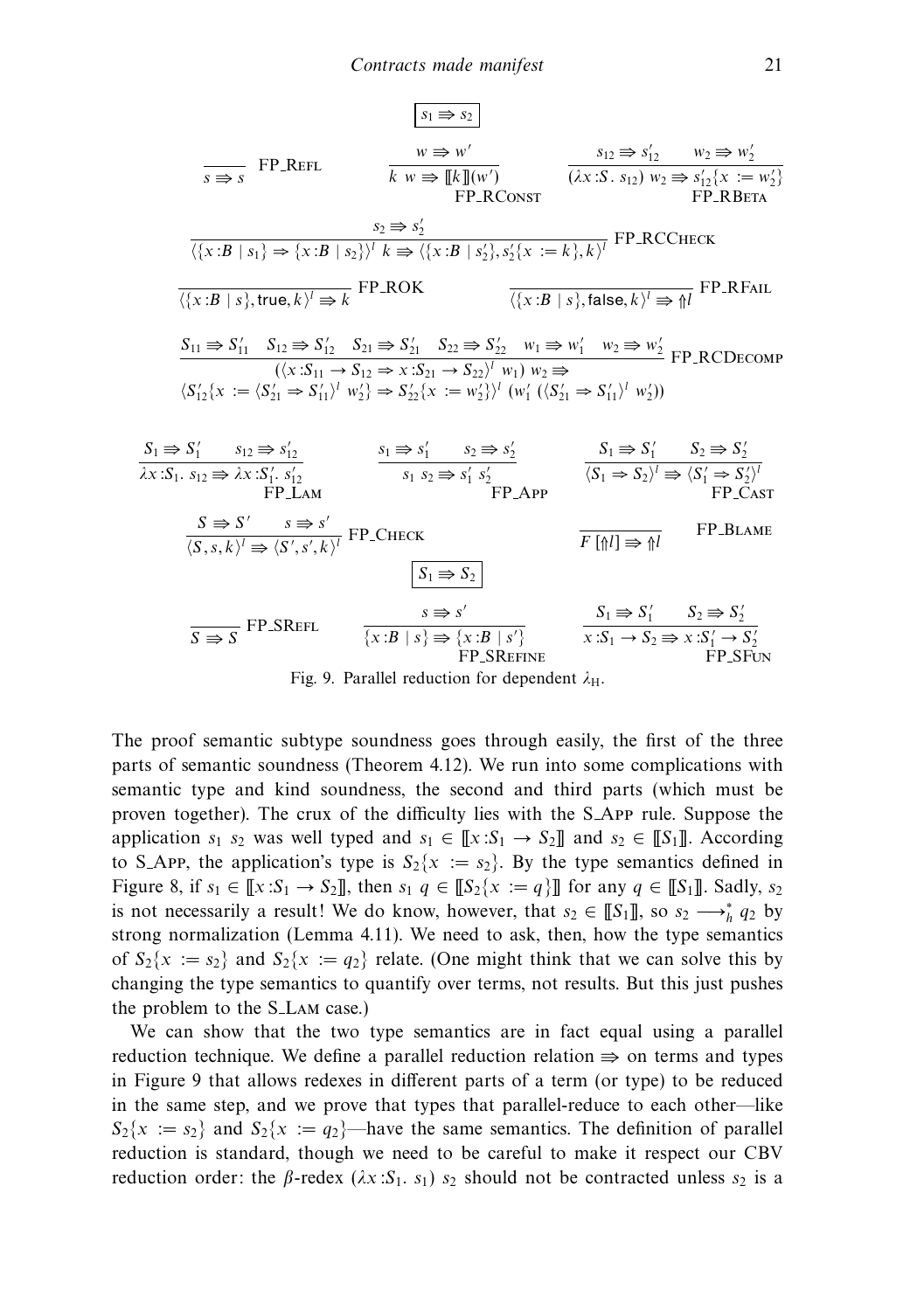$$\boxed{s_1 \Rrightarrow s_2}$$

$$\frac{}{s \Rrightarrow s}\ \text{FP\_Refl} \qquad \frac{w \Rrightarrow w'}{k\ w \Rrightarrow [\![k]\!](w')}\ \text{FP\_RConst} \qquad \frac{s_{12} \Rrightarrow s_{12}' \quad w_2 \Rrightarrow w_2'}{(\lambda x{:}S.\ s_{12})\ w_2 \Rrightarrow s_{12}'\{x := w_2'\}}\ \text{FP\_RBeta}$$

$$\frac{s_2 \Rrightarrow s_2'}{\langle\{x{:}B \mid s_1\} \Rightarrow \{x{:}B \mid s_2\}\rangle^l\ k \Rrightarrow \langle\{x{:}B \mid s_2'\}, s_2'\{x := k\}, k\rangle^l}\ \text{FP\_RCCheck}$$

$$\frac{}{\langle\{x{:}B \mid s\}, \mathsf{true}, k\rangle^l \Rrightarrow k}\ \text{FP\_ROK} \qquad \frac{}{\langle\{x{:}B \mid s\}, \mathsf{false}, k\rangle^l \Rrightarrow \Uparrow l}\ \text{FP\_RFail}$$

$$\frac{S_{11} \Rrightarrow S_{11}' \quad S_{12} \Rrightarrow S_{12}' \quad S_{21} \Rrightarrow S_{21}' \quad S_{22} \Rrightarrow S_{22}' \quad w_1 \Rrightarrow w_1' \quad w_2 \Rrightarrow w_2'}{\begin{array}{l}(\langle x{:}S_{11} \to S_{12} \Rightarrow x{:}S_{21} \to S_{22}\rangle^l\ w_1)\ w_2 \Rrightarrow \\ \langle S_{12}'\{x := \langle S_{21}' \Rightarrow S_{11}'\rangle^l\ w_2'\} \Rightarrow S_{22}'\{x := w_2'\}\rangle^l\ (w_1'\ (\langle S_{21}' \Rightarrow S_{11}'\rangle^l\ w_2'))\end{array}}\ \text{FP\_RCDecomp}$$

$$\frac{S_1 \Rrightarrow S_1' \quad s_{12} \Rrightarrow s_{12}'}{\lambda x{:}S_1.\ s_{12} \Rrightarrow \lambda x{:}S_1'.\ s_{12}'}\ \text{FP\_Lam} \qquad \frac{s_1 \Rrightarrow s_1' \quad s_2 \Rrightarrow s_2'}{s_1\ s_2 \Rrightarrow s_1'\ s_2'}\ \text{FP\_App} \qquad \frac{S_1 \Rrightarrow S_1' \quad S_2 \Rrightarrow S_2'}{\langle S_1 \Rightarrow S_2\rangle^l \Rrightarrow \langle S_1' \Rightarrow S_2'\rangle^l}\ \text{FP\_Cast}$$

$$\frac{S \Rrightarrow S' \quad s \Rrightarrow s'}{\langle S, s, k\rangle^l \Rrightarrow \langle S', s', k\rangle^l}\ \text{FP\_Check} \qquad \frac{}{F\ [\Uparrow l] \Rrightarrow \Uparrow l}\ \text{FP\_Blame}$$

$$\boxed{S_1 \Rrightarrow S_2}$$

$$\frac{}{S \Rrightarrow S}\ \text{FP\_SRefl} \qquad \frac{s \Rrightarrow s'}{\{x{:}B \mid s\} \Rrightarrow \{x{:}B \mid s'\}}\ \text{FP\_SRefine} \qquad \frac{S_1 \Rrightarrow S_1' \quad S_2 \Rrightarrow S_2'}{x{:}S_1 \to S_2 \Rrightarrow x{:}S_1' \to S_2'}\ \text{FP\_SFun}$$

Fig. 9. Parallel reduction for dependent $\lambda_H$.

The proof semantic subtype soundness goes through easily, the first of the three parts of semantic soundness (Theorem 4.12). We run into some complications with semantic type and kind soundness, the second and third parts (which must be proven together). The crux of the difficulty lies with the S_App rule. Suppose the application $s_1\ s_2$ was well typed and $s_1 \in [\![x{:}S_1 \to S_2]\!]$ and $s_2 \in [\![S_1]\!]$. According to S_App, the application's type is $S_2\{x := s_2\}$. By the type semantics defined in Figure 8, if $s_1 \in [\![x{:}S_1 \to S_2]\!]$, then $s_1\ q \in [\![S_2\{x := q\}]\!]$ for any $q \in [\![S_1]\!]$. Sadly, $s_2$ is not necessarily a result! We do know, however, that $s_2 \in [\![S_1]\!]$, so $s_2 \longrightarrow_h^* q_2$ by strong normalization (Lemma 4.11). We need to ask, then, how the type semantics of $S_2\{x := s_2\}$ and $S_2\{x := q_2\}$ relate. (One might think that we can solve this by changing the type semantics to quantify over terms, not results. But this just pushes the problem to the S_Lam case.)

We can show that the two type semantics are in fact equal using a parallel reduction technique. We define a parallel reduction relation $\Rrightarrow$ on terms and types in Figure 9 that allows redexes in different parts of a term (or type) to be reduced in the same step, and we prove that types that parallel-reduce to each other—like $S_2\{x := s_2\}$ and $S_2\{x := q_2\}$—have the same semantics. The definition of parallel reduction is standard, though we need to be careful to make it respect our CBV reduction order: the $\beta$-redex $(\lambda x{:}S_1.\ s_1)\ s_2$ should not be contracted unless $s_2$ is a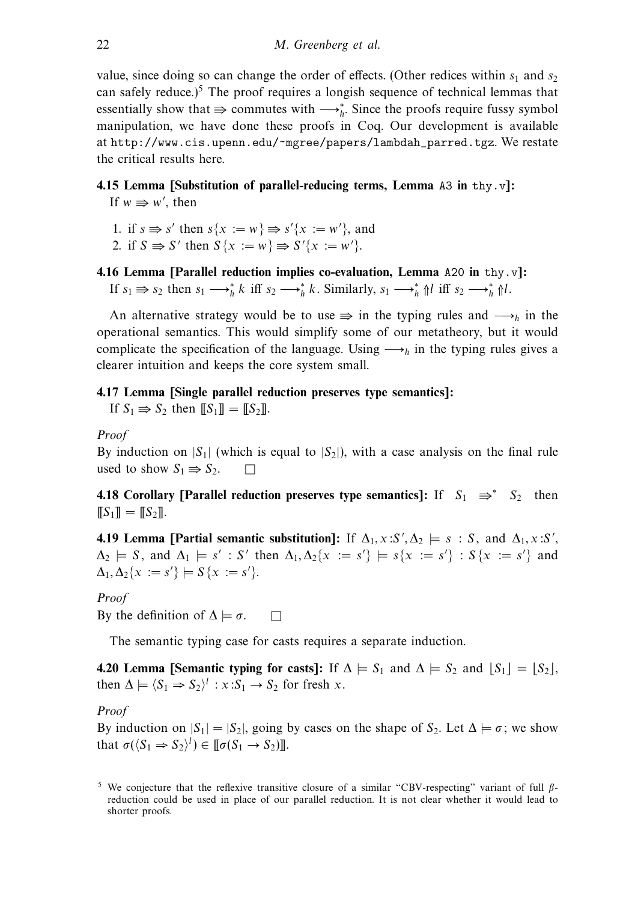value, since doing so can change the order of effects. (Other redices within $s_1$ and $s_2$ can safely reduce.)[5] The proof requires a longish sequence of technical lemmas that essentially show that $\Rrightarrow$ commutes with $\longrightarrow_h^*$. Since the proofs require fussy symbol manipulation, we have done these proofs in Coq. Our development is available at http://www.cis.upenn.edu/~mgree/papers/lambdah_parred.tgz. We restate the critical results here.

**4.15 Lemma [Substitution of parallel-reducing terms, Lemma A3 in thy.v]:** If $w \Rrightarrow w'$, then

1. if $s \Rrightarrow s'$ then $s\{x := w\} \Rrightarrow s'\{x := w'\}$, and
2. if $S \Rrightarrow S'$ then $S\{x := w\} \Rrightarrow S'\{x := w'\}$.

**4.16 Lemma [Parallel reduction implies co-evaluation, Lemma A20 in thy.v]:** If $s_1 \Rrightarrow s_2$ then $s_1 \longrightarrow_h^* k$ iff $s_2 \longrightarrow_h^* k$. Similarly, $s_1 \longrightarrow_h^* \Uparrow l$ iff $s_2 \longrightarrow_h^* \Uparrow l$.

An alternative strategy would be to use $\Rrightarrow$ in the typing rules and $\longrightarrow_h$ in the operational semantics. This would simplify some of our metatheory, but it would complicate the specification of the language. Using $\longrightarrow_h$ in the typing rules gives a clearer intuition and keeps the core system small.

**4.17 Lemma [Single parallel reduction preserves type semantics]:** If $S_1 \Rrightarrow S_2$ then $[\![S_1]\!] = [\![S_2]\!]$.

*Proof*
By induction on $|S_1|$ (which is equal to $|S_2|$), with a case analysis on the final rule used to show $S_1 \Rrightarrow S_2$. $\square$

**4.18 Corollary [Parallel reduction preserves type semantics]:** If $S_1 \Rrightarrow^* S_2$ then $[\![S_1]\!] = [\![S_2]\!]$.

**4.19 Lemma [Partial semantic substitution]:** If $\Delta_1, x{:}S', \Delta_2 \models s : S$, and $\Delta_1, x{:}S', \Delta_2 \models S$, and $\Delta_1 \models s' : S'$ then $\Delta_1, \Delta_2\{x := s'\} \models s\{x := s'\} : S\{x := s'\}$ and $\Delta_1, \Delta_2\{x := s'\} \models S\{x := s'\}$.

*Proof*
By the definition of $\Delta \models \sigma$. $\square$

The semantic typing case for casts requires a separate induction.

**4.20 Lemma [Semantic typing for casts]:** If $\Delta \models S_1$ and $\Delta \models S_2$ and $\lfloor S_1 \rfloor = \lfloor S_2 \rfloor$, then $\Delta \models \langle S_1 \Rightarrow S_2 \rangle^l : x{:}S_1 \to S_2$ for fresh $x$.

*Proof*
By induction on $|S_1| = |S_2|$, going by cases on the shape of $S_2$. Let $\Delta \models \sigma$; we show that $\sigma(\langle S_1 \Rightarrow S_2 \rangle^l) \in [\![\sigma(S_1 \to S_2)]\!]$.

[5] We conjecture that the reflexive transitive closure of a similar "CBV-respecting" variant of full $\beta$-reduction could be used in place of our parallel reduction. It is not clear whether it would lead to shorter proofs.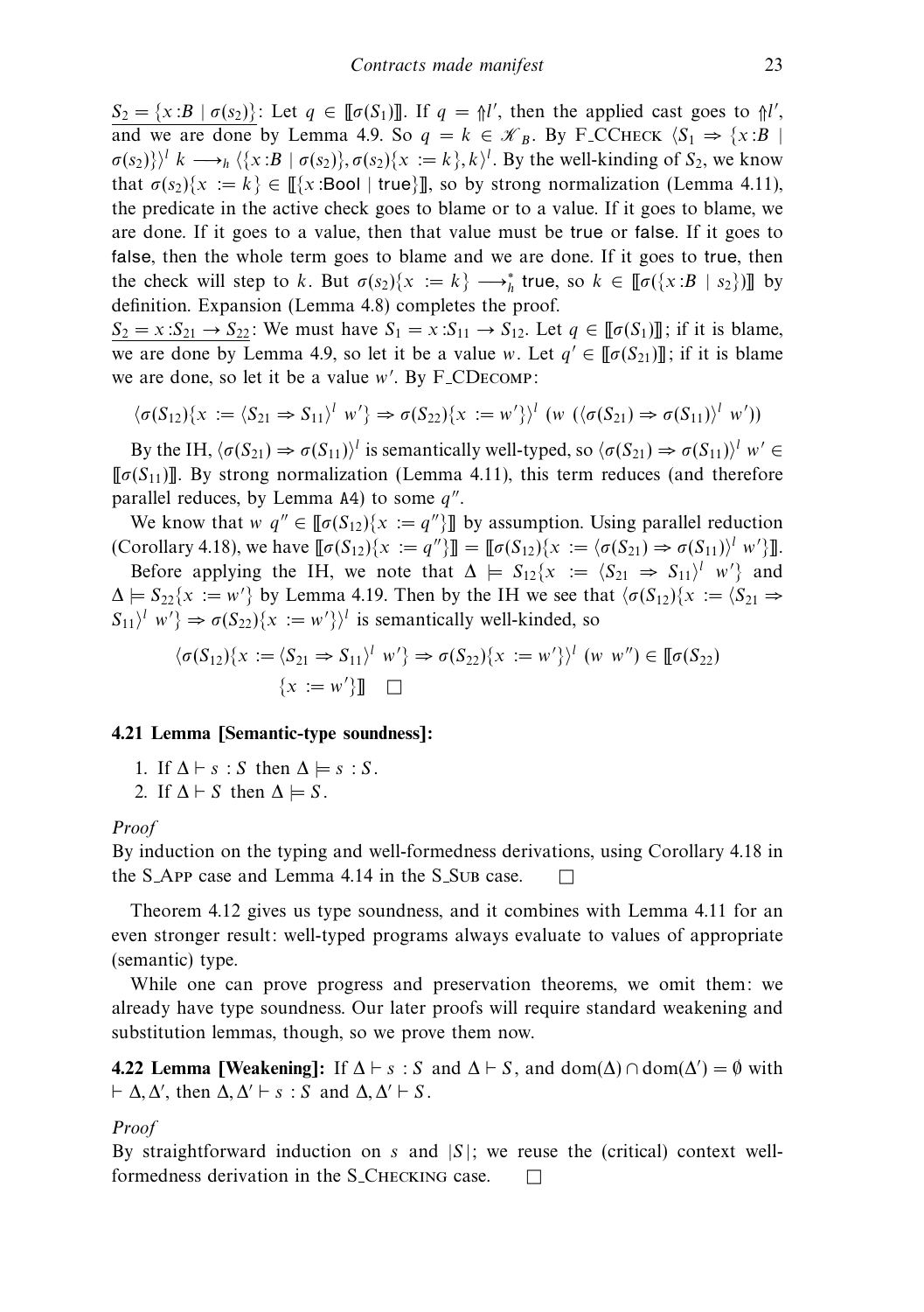$\underline{S_2 = \{x{:}B \mid \sigma(s_2)\}}$: Let $q \in [\![\sigma(S_1)]\!]$. If $q = \Uparrow l'$, then the applied cast goes to $\Uparrow l'$, and we are done by Lemma 4.9. So $q = k \in \mathcal{K}_B$. By F_CCHECK $\langle S_1 \Rightarrow \{x{:}B \mid \sigma(s_2)\}\rangle^l\ k \longrightarrow_h \langle\{x{:}B \mid \sigma(s_2)\}, \sigma(s_2)\{x := k\}, k\rangle^l$. By the well-kinding of $S_2$, we know that $\sigma(s_2)\{x := k\} \in [\![\{x{:}\mathsf{Bool} \mid \mathsf{true}\}]\!]$, so by strong normalization (Lemma 4.11), the predicate in the active check goes to blame or to a value. If it goes to blame, we are done. If it goes to a value, then that value must be true or false. If it goes to false, then the whole term goes to blame and we are done. If it goes to true, then the check will step to $k$. But $\sigma(s_2)\{x := k\} \longrightarrow_h^* \mathsf{true}$, so $k \in [\![\sigma(\{x{:}B \mid s_2\})]\!]$ by definition. Expansion (Lemma 4.8) completes the proof.

$\underline{S_2 = x{:}S_{21} \rightarrow S_{22}}$: We must have $S_1 = x{:}S_{11} \rightarrow S_{12}$. Let $q \in [\![\sigma(S_1)]\!]$; if it is blame, we are done by Lemma 4.9, so let it be a value $w$. Let $q' \in [\![\sigma(S_{21})]\!]$; if it is blame we are done, so let it be a value $w'$. By F_CDECOMP:

$$\langle \sigma(S_{12})\{x := \langle S_{21} \Rightarrow S_{11}\rangle^l\ w'\} \Rightarrow \sigma(S_{22})\{x := w'\}\rangle^l\ (w\ (\langle \sigma(S_{21}) \Rightarrow \sigma(S_{11})\rangle^l\ w'))$$

By the IH, $\langle \sigma(S_{21}) \Rightarrow \sigma(S_{11})\rangle^l$ is semantically well-typed, so $\langle \sigma(S_{21}) \Rightarrow \sigma(S_{11})\rangle^l\ w' \in [\![\sigma(S_{11})]\!]$. By strong normalization (Lemma 4.11), this term reduces (and therefore parallel reduces, by Lemma A4) to some $q''$.

We know that $w\ q'' \in [\![\sigma(S_{12})\{x := q''\}]\!]$ by assumption. Using parallel reduction (Corollary 4.18), we have $[\![\sigma(S_{12})\{x := q''\}]\!] = [\![\sigma(S_{12})\{x := \langle \sigma(S_{21}) \Rightarrow \sigma(S_{11})\rangle^l\ w'\}]\!]$.

Before applying the IH, we note that $\Delta \models S_{12}\{x := \langle S_{21} \Rightarrow S_{11}\rangle^l\ w'\}$ and $\Delta \models S_{22}\{x := w'\}$ by Lemma 4.19. Then by the IH we see that $\langle \sigma(S_{12})\{x := \langle S_{21} \Rightarrow S_{11}\rangle^l\ w'\} \Rightarrow \sigma(S_{22})\{x := w'\}\rangle^l$ is semantically well-kinded, so

$$\langle \sigma(S_{12})\{x := \langle S_{21} \Rightarrow S_{11}\rangle^l\ w'\} \Rightarrow \sigma(S_{22})\{x := w'\}\rangle^l\ (w\ w'') \in [\![\sigma(S_{22})\{x := w'\}]\!] \quad \square$$

**4.21 Lemma [Semantic-type soundness]:**

1. If $\Delta \vdash s : S$ then $\Delta \models s : S$.
2. If $\Delta \vdash S$ then $\Delta \models S$.

*Proof*
By induction on the typing and well-formedness derivations, using Corollary 4.18 in the S_APP case and Lemma 4.14 in the S_SUB case. $\square$

Theorem 4.12 gives us type soundness, and it combines with Lemma 4.11 for an even stronger result: well-typed programs always evaluate to values of appropriate (semantic) type.

While one can prove progress and preservation theorems, we omit them: we already have type soundness. Our later proofs will require standard weakening and substitution lemmas, though, so we prove them now.

**4.22 Lemma [Weakening]:** If $\Delta \vdash s : S$ and $\Delta \vdash S$, and $\mathrm{dom}(\Delta) \cap \mathrm{dom}(\Delta') = \emptyset$ with $\vdash \Delta, \Delta'$, then $\Delta, \Delta' \vdash s : S$ and $\Delta, \Delta' \vdash S$.

*Proof*
By straightforward induction on $s$ and $|S|$; we reuse the (critical) context well-formedness derivation in the S_CHECKING case. $\square$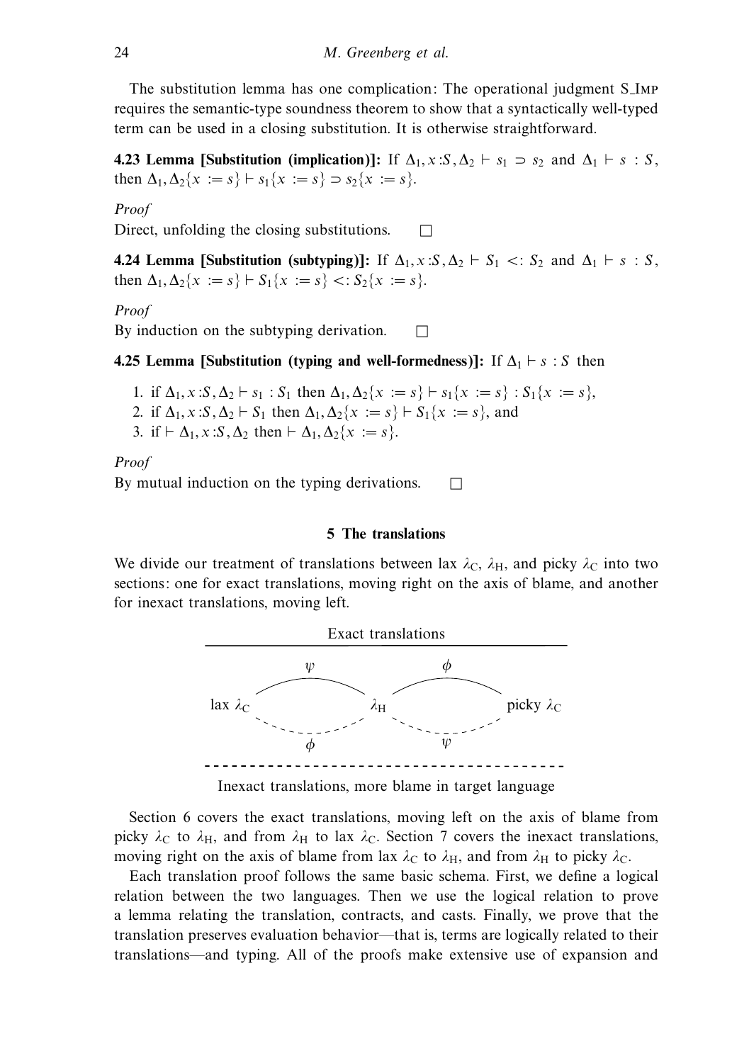The substitution lemma has one complication: The operational judgment S_IMP requires the semantic-type soundness theorem to show that a syntactically well-typed term can be used in a closing substitution. It is otherwise straightforward.

**4.23 Lemma [Substitution (implication)]:** If $\Delta_1, x:S, \Delta_2 \vdash s_1 \supset s_2$ and $\Delta_1 \vdash s : S$, then $\Delta_1, \Delta_2\{x := s\} \vdash s_1\{x := s\} \supset s_2\{x := s\}$.

*Proof*
Direct, unfolding the closing substitutions. □

**4.24 Lemma [Substitution (subtyping)]:** If $\Delta_1, x:S, \Delta_2 \vdash S_1 <: S_2$ and $\Delta_1 \vdash s : S$, then $\Delta_1, \Delta_2\{x := s\} \vdash S_1\{x := s\} <: S_2\{x := s\}$.

*Proof*
By induction on the subtyping derivation. □

**4.25 Lemma [Substitution (typing and well-formedness)]:** If $\Delta_1 \vdash s : S$ then

1. if $\Delta_1, x:S, \Delta_2 \vdash s_1 : S_1$ then $\Delta_1, \Delta_2\{x := s\} \vdash s_1\{x := s\} : S_1\{x := s\}$,
2. if $\Delta_1, x:S, \Delta_2 \vdash S_1$ then $\Delta_1, \Delta_2\{x := s\} \vdash S_1\{x := s\}$, and
3. if $\vdash \Delta_1, x:S, \Delta_2$ then $\vdash \Delta_1, \Delta_2\{x := s\}$.

*Proof*
By mutual induction on the typing derivations. □

## 5 The translations

We divide our treatment of translations between lax $\lambda_C$, $\lambda_H$, and picky $\lambda_C$ into two sections: one for exact translations, moving right on the axis of blame, and another for inexact translations, moving left.

Exact translations

$$\text{lax } \lambda_C \quad \overset{\psi}{\underset{\phi}{\rightleftharpoons}} \quad \lambda_H \quad \overset{\phi}{\underset{\psi}{\rightleftharpoons}} \quad \text{picky } \lambda_C$$

Inexact translations, more blame in target language

Section 6 covers the exact translations, moving left on the axis of blame from picky $\lambda_C$ to $\lambda_H$, and from $\lambda_H$ to lax $\lambda_C$. Section 7 covers the inexact translations, moving right on the axis of blame from lax $\lambda_C$ to $\lambda_H$, and from $\lambda_H$ to picky $\lambda_C$.

Each translation proof follows the same basic schema. First, we define a logical relation between the two languages. Then we use the logical relation to prove a lemma relating the translation, contracts, and casts. Finally, we prove that the translation preserves evaluation behavior—that is, terms are logically related to their translations—and typing. All of the proofs make extensive use of expansion and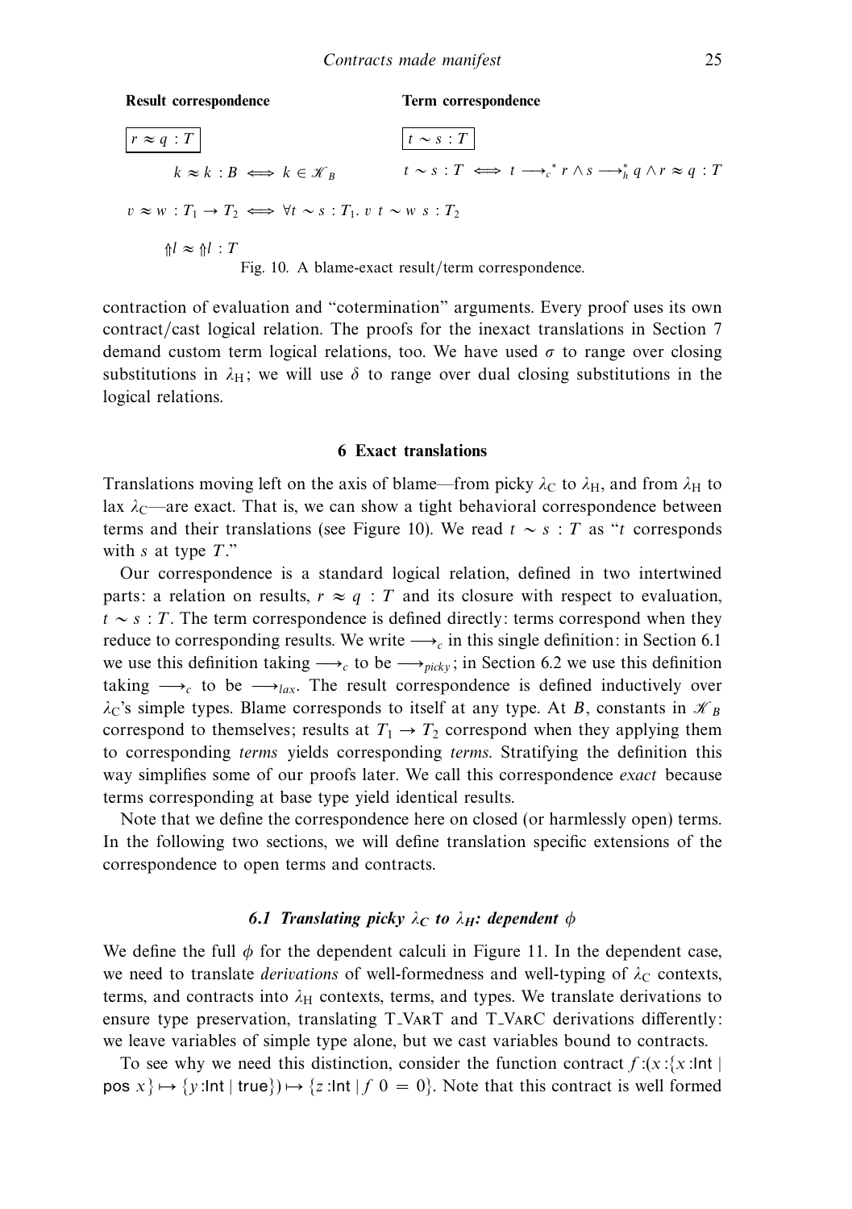**Result correspondence** **Term correspondence**

$$\boxed{r \approx q \,:\, T} \qquad \boxed{t \sim s \,:\, T}$$

$$k \approx k \,:\, B \iff k \in \mathcal{K}_B \qquad t \sim s \,:\, T \iff t \longrightarrow_c^* r \wedge s \longrightarrow_h^* q \wedge r \approx q \,:\, T$$

$$v \approx w \,:\, T_1 \to T_2 \iff \forall t \sim s \,:\, T_1.\; v\ t \sim w\ s \,:\, T_2$$

$$\Uparrow l \approx \Uparrow l \,:\, T$$

Fig. 10. A blame-exact result/term correspondence.

contraction of evaluation and "cotermination" arguments. Every proof uses its own contract/cast logical relation. The proofs for the inexact translations in Section 7 demand custom term logical relations, too. We have used $\sigma$ to range over closing substitutions in $\lambda_H$; we will use $\delta$ to range over dual closing substitutions in the logical relations.

## 6 Exact translations

Translations moving left on the axis of blame—from picky $\lambda_C$ to $\lambda_H$, and from $\lambda_H$ to lax $\lambda_C$—are exact. That is, we can show a tight behavioral correspondence between terms and their translations (see Figure 10). We read $t \sim s : T$ as "$t$ corresponds with $s$ at type $T$."

Our correspondence is a standard logical relation, defined in two intertwined parts: a relation on results, $r \approx q : T$ and its closure with respect to evaluation, $t \sim s : T$. The term correspondence is defined directly: terms correspond when they reduce to corresponding results. We write $\longrightarrow_c$ in this single definition: in Section 6.1 we use this definition taking $\longrightarrow_c$ to be $\longrightarrow_{picky}$; in Section 6.2 we use this definition taking $\longrightarrow_c$ to be $\longrightarrow_{lax}$. The result correspondence is defined inductively over $\lambda_C$'s simple types. Blame corresponds to itself at any type. At $B$, constants in $\mathcal{K}_B$ correspond to themselves; results at $T_1 \to T_2$ correspond when they applying them to corresponding *terms* yields corresponding *terms*. Stratifying the definition this way simplifies some of our proofs later. We call this correspondence *exact* because terms corresponding at base type yield identical results.

Note that we define the correspondence here on closed (or harmlessly open) terms. In the following two sections, we will define translation specific extensions of the correspondence to open terms and contracts.

### 6.1 Translating picky $\lambda_C$ to $\lambda_H$: dependent $\phi$

We define the full $\phi$ for the dependent calculi in Figure 11. In the dependent case, we need to translate *derivations* of well-formedness and well-typing of $\lambda_C$ contexts, terms, and contracts into $\lambda_H$ contexts, terms, and types. We translate derivations to ensure type preservation, translating T_VarT and T_VarC derivations differently: we leave variables of simple type alone, but we cast variables bound to contracts.

To see why we need this distinction, consider the function contract $f{:}(x{:}\{x{:}\mathsf{Int} \mid \mathsf{pos}\ x\} \mapsto \{y{:}\mathsf{Int} \mid \mathsf{true}\}) \mapsto \{z{:}\mathsf{Int} \mid f\ 0 = 0\}$. Note that this contract is well formed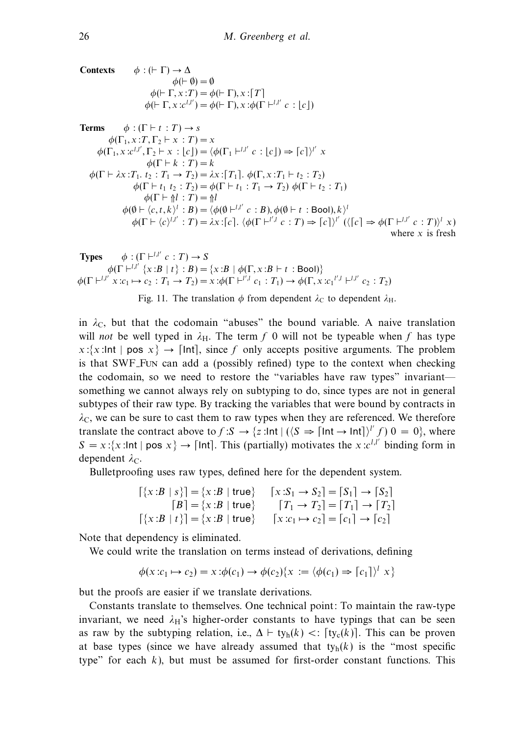**Contexts** $\quad \phi : (\vdash \Gamma) \to \Delta$

$$\phi(\vdash \emptyset) = \emptyset$$
$$\phi(\vdash \Gamma, x{:}T) = \phi(\vdash \Gamma), x{:}\lceil T \rceil$$
$$\phi(\vdash \Gamma, x{:}c^{l,l'}) = \phi(\vdash \Gamma), x{:}\phi(\Gamma \vdash^{l,l'} c : \lfloor c \rfloor)$$

**Terms** $\quad \phi : (\Gamma \vdash t : T) \to s$

$$\phi(\Gamma_1, x{:}T, \Gamma_2 \vdash x : T) = x$$
$$\phi(\Gamma_1, x{:}c^{l,l'}, \Gamma_2 \vdash x : \lfloor c \rfloor) = \langle \phi(\Gamma_1 \vdash^{l,l'} c : \lfloor c \rfloor) \Rightarrow \lceil c \rceil \rangle^{l'}\ x$$
$$\phi(\Gamma \vdash k : T) = k$$
$$\phi(\Gamma \vdash \lambda x{:}T_1.\ t_2 : T_1 \to T_2) = \lambda x{:}\lceil T_1 \rceil.\ \phi(\Gamma, x{:}T_1 \vdash t_2 : T_2)$$
$$\phi(\Gamma \vdash t_1\ t_2 : T_2) = \phi(\Gamma \vdash t_1 : T_1 \to T_2)\ \phi(\Gamma \vdash t_2 : T_1)$$
$$\phi(\Gamma \vdash \Uparrow l : T) = \Uparrow l$$
$$\phi(\emptyset \vdash \langle c, t, k \rangle^{l} : B) = \langle \phi(\emptyset \vdash^{l,l'} c : B), \phi(\emptyset \vdash t : \mathsf{Bool}), k \rangle^{l}$$
$$\phi(\Gamma \vdash \langle c \rangle^{l,l'} : T) = \lambda x{:}\lceil c \rceil.\ \langle \phi(\Gamma \vdash^{l',l} c : T) \Rightarrow \lceil c \rceil \rangle^{l'}\ (\langle \lceil c \rceil \Rightarrow \phi(\Gamma \vdash^{l,l'} c : T) \rangle^{l}\ x)$$

where $x$ is fresh

**Types** $\quad \phi : (\Gamma \vdash^{l,l'} c : T) \to S$

$$\phi(\Gamma \vdash^{l,l'} \{x{:}B \mid t\} : B) = \{x{:}B \mid \phi(\Gamma, x{:}B \vdash t : \mathsf{Bool})\}$$
$$\phi(\Gamma \vdash^{l,l'} x{:}c_1 \mapsto c_2 : T_1 \to T_2) = x{:}\phi(\Gamma \vdash^{l',l} c_1 : T_1) \to \phi(\Gamma, x{:}c_1{}^{l',l} \vdash^{l,l'} c_2 : T_2)$$

Fig. 11. The translation $\phi$ from dependent $\lambda_{\mathrm{C}}$ to dependent $\lambda_{\mathrm{H}}$.

in $\lambda_{\mathrm{C}}$, but that the codomain "abuses" the bound variable. A naive translation will *not* be well typed in $\lambda_{\mathrm{H}}$. The term $f\ 0$ will not be typeable when $f$ has type $x{:}\{x{:}\mathsf{Int} \mid \mathsf{pos}\ x\} \to \lceil \mathsf{Int} \rceil$, since $f$ only accepts positive arguments. The problem is that SWF_Fun can add a (possibly refined) type to the context when checking the codomain, so we need to restore the "variables have raw types" invariant—something we cannot always rely on subtyping to do, since types are not in general subtypes of their raw type. By tracking the variables that were bound by contracts in $\lambda_{\mathrm{C}}$, we can be sure to cast them to raw types when they are referenced. We therefore translate the contract above to $f{:}S \to \{z{:}\mathsf{Int} \mid (\langle S \Rightarrow \lceil \mathsf{Int} \to \mathsf{Int} \rceil \rangle^{l'}\ f)\ 0 = 0\}$, where $S = x{:}\{x{:}\mathsf{Int} \mid \mathsf{pos}\ x\} \to \lceil \mathsf{Int} \rceil$. This (partially) motivates the $x{:}c^{l,l'}$ binding form in dependent $\lambda_{\mathrm{C}}$.

Bulletproofing uses raw types, defined here for the dependent system.

$$\lceil \{x{:}B \mid s\} \rceil = \{x{:}B \mid \mathsf{true}\} \qquad \lceil x{:}S_1 \to S_2 \rceil = \lceil S_1 \rceil \to \lceil S_2 \rceil$$
$$\lceil B \rceil = \{x{:}B \mid \mathsf{true}\} \qquad \lceil T_1 \to T_2 \rceil = \lceil T_1 \rceil \to \lceil T_2 \rceil$$
$$\lceil \{x{:}B \mid t\} \rceil = \{x{:}B \mid \mathsf{true}\} \qquad \lceil x{:}c_1 \mapsto c_2 \rceil = \lceil c_1 \rceil \to \lceil c_2 \rceil$$

Note that dependency is eliminated.

We could write the translation on terms instead of derivations, defining

$$\phi(x{:}c_1 \mapsto c_2) = x{:}\phi(c_1) \to \phi(c_2)\{x := \langle \phi(c_1) \Rightarrow \lceil c_1 \rceil \rangle^{l}\ x\}$$

but the proofs are easier if we translate derivations.

Constants translate to themselves. One technical point: To maintain the raw-type invariant, we need $\lambda_{\mathrm{H}}$'s higher-order constants to have typings that can be seen as raw by the subtyping relation, i.e., $\Delta \vdash \mathrm{ty_h}(k) <: \lceil \mathrm{ty_c}(k) \rceil$. This can be proven at base types (since we have already assumed that $\mathrm{ty_h}(k)$ is the "most specific type" for each $k$), but must be assumed for first-order constant functions. This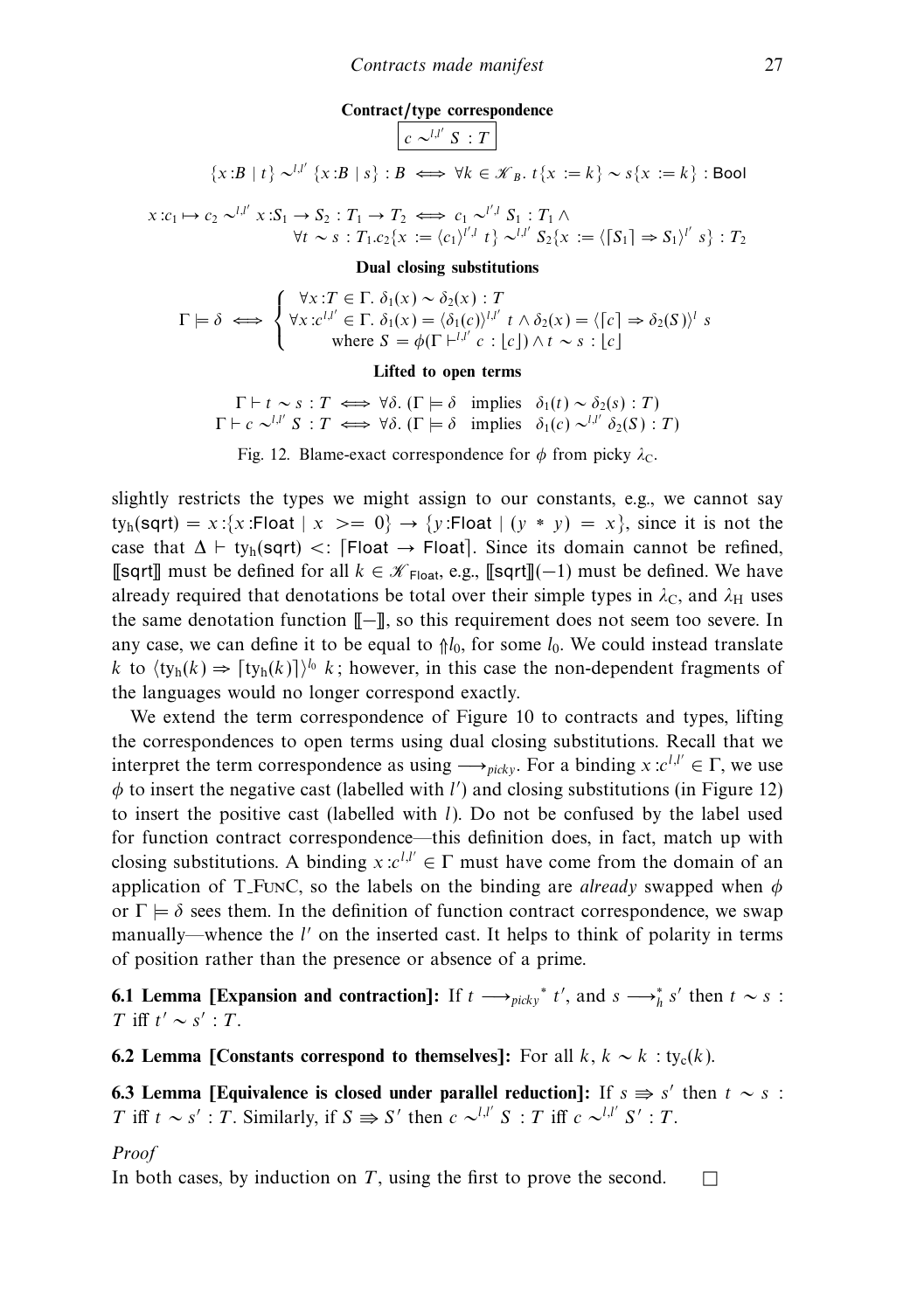**Contract/type correspondence**

$$\boxed{c \sim^{l,l'} S : T}$$

$$\{x{:}B \mid t\} \sim^{l,l'} \{x{:}B \mid s\} : B \iff \forall k \in \mathscr{K}_B.\ t\{x := k\} \sim s\{x := k\} : \mathsf{Bool}$$

$$\begin{aligned} x{:}c_1 \mapsto c_2 \sim^{l,l'} x{:}S_1 \to S_2 : T_1 \to T_2 \iff & c_1 \sim^{l',l} S_1 : T_1 \wedge \\ & \forall t \sim s : T_1 . c_2\{x := \langle c_1 \rangle^{l',l}\ t\} \sim^{l,l'} S_2\{x := \langle \lceil S_1 \rceil \Rightarrow S_1 \rangle^{l'}\ s\} : T_2 \end{aligned}$$

**Dual closing substitutions**

$$\Gamma \models \delta \iff \begin{cases} \forall x{:}T \in \Gamma.\ \delta_1(x) \sim \delta_2(x) : T \\ \forall x{:}c^{l,l'} \in \Gamma.\ \delta_1(x) = \langle \delta_1(c) \rangle^{l,l'}\ t \wedge \delta_2(x) = \langle \lceil c \rceil \Rightarrow \delta_2(S) \rangle^{l}\ s \\ \quad \text{where } S = \phi(\Gamma \vdash^{l,l'} c : \lfloor c \rfloor) \wedge t \sim s : \lfloor c \rfloor \end{cases}$$

**Lifted to open terms**

$$\Gamma \vdash t \sim s : T \iff \forall \delta.\ (\Gamma \models \delta \quad \text{implies} \quad \delta_1(t) \sim \delta_2(s) : T)$$
$$\Gamma \vdash c \sim^{l,l'} S : T \iff \forall \delta.\ (\Gamma \models \delta \quad \text{implies} \quad \delta_1(c) \sim^{l,l'} \delta_2(S) : T)$$

Fig. 12. Blame-exact correspondence for $\phi$ from picky $\lambda_C$.

slightly restricts the types we might assign to our constants, e.g., we cannot say $\mathrm{ty_h}(\mathsf{sqrt}) = x{:}\{x{:}\mathsf{Float} \mid x\ \texttt{>=}\ 0\} \to \{y{:}\mathsf{Float} \mid (y\ *\ y) = x\}$, since it is not the case that $\Delta \vdash \mathrm{ty_h}(\mathsf{sqrt}) <: \lceil \mathsf{Float} \to \mathsf{Float} \rceil$. Since its domain cannot be refined, $[\![\mathsf{sqrt}]\!]$ must be defined for all $k \in \mathscr{K}_{\mathsf{Float}}$, e.g., $[\![\mathsf{sqrt}]\!](-1)$ must be defined. We have already required that denotations be total over their simple types in $\lambda_C$, and $\lambda_H$ uses the same denotation function $[\![-]\!]$, so this requirement does not seem too severe. In any case, we can define it to be equal to $\Uparrow l_0$, for some $l_0$. We could instead translate $k$ to $\langle \mathrm{ty_h}(k) \Rightarrow \lceil \mathrm{ty_h}(k) \rceil \rangle^{l_0}\ k$; however, in this case the non-dependent fragments of the languages would no longer correspond exactly.

We extend the term correspondence of Figure 10 to contracts and types, lifting the correspondences to open terms using dual closing substitutions. Recall that we interpret the term correspondence as using $\longrightarrow_{picky}$. For a binding $x{:}c^{l,l'} \in \Gamma$, we use $\phi$ to insert the negative cast (labelled with $l'$) and closing substitutions (in Figure 12) to insert the positive cast (labelled with $l$). Do not be confused by the label used for function contract correspondence—this definition does, in fact, match up with closing substitutions. A binding $x{:}c^{l,l'} \in \Gamma$ must have come from the domain of an application of T_FUNC, so the labels on the binding are *already* swapped when $\phi$ or $\Gamma \models \delta$ sees them. In the definition of function contract correspondence, we swap manually—whence the $l'$ on the inserted cast. It helps to think of polarity in terms of position rather than the presence or absence of a prime.

**6.1 Lemma [Expansion and contraction]:** If $t \longrightarrow_{picky}{}^{*}\ t'$, and $s \longrightarrow_{h}^{*} s'$ then $t \sim s : T$ iff $t' \sim s' : T$.

**6.2 Lemma [Constants correspond to themselves]:** For all $k$, $k \sim k : \mathrm{ty_c}(k)$.

**6.3 Lemma [Equivalence is closed under parallel reduction]:** If $s \Rrightarrow s'$ then $t \sim s : T$ iff $t \sim s' : T$. Similarly, if $S \Rrightarrow S'$ then $c \sim^{l,l'} S : T$ iff $c \sim^{l,l'} S' : T$.

*Proof*

In both cases, by induction on $T$, using the first to prove the second. □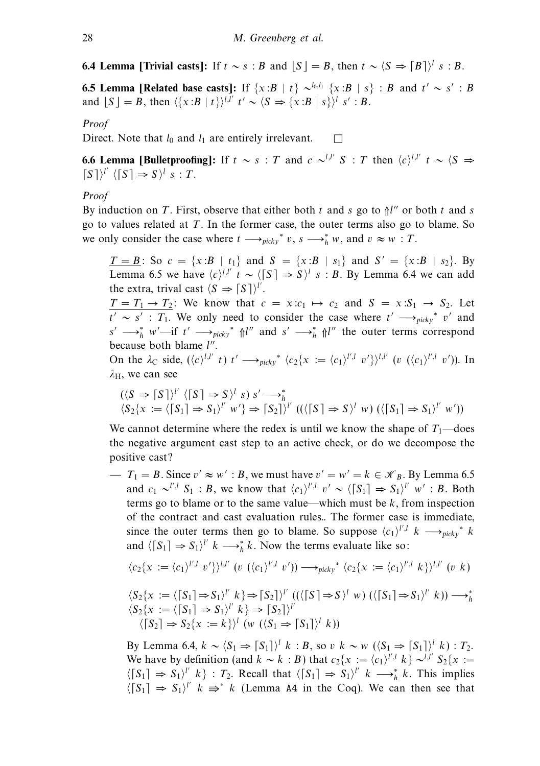**6.4 Lemma [Trivial casts]:** If $t \sim s : B$ and $\lfloor S \rfloor = B$, then $t \sim \langle S \Rightarrow \lceil B \rceil \rangle^l \; s : B$.

**6.5 Lemma [Related base casts]:** If $\{x{:}B \mid t\} \sim^{l_0,l_1} \{x{:}B \mid s\} : B$ and $t' \sim s' : B$ and $\lfloor S \rfloor = B$, then $\langle \{x{:}B \mid t\} \rangle^{l,l'} \; t' \sim \langle S \Rightarrow \{x{:}B \mid s\} \rangle^l \; s' : B$.

*Proof*

Direct. Note that $l_0$ and $l_1$ are entirely irrelevant. $\square$

**6.6 Lemma [Bulletproofing]:** If $t \sim s : T$ and $c \sim^{l,l'} S : T$ then $\langle c \rangle^{l,l'} \; t \sim \langle S \Rightarrow \lceil S \rceil \rangle^{l'} \; \langle \lceil S \rceil \Rightarrow S \rangle^l \; s : T$.

*Proof*

By induction on $T$. First, observe that either both $t$ and $s$ go to $\Uparrow l''$ or both $t$ and $s$ go to values related at $T$. In the former case, the outer terms also go to blame. So we only consider the case where $t \longrightarrow_{picky}{}^{*} v$, $s \longrightarrow_h^{*} w$, and $v \approx w : T$.

> $\underline{T = B}$: So $c = \{x{:}B \mid t_1\}$ and $S = \{x{:}B \mid s_1\}$ and $S' = \{x{:}B \mid s_2\}$. By Lemma 6.5 we have $\langle c \rangle^{l,l'} \; t \sim \langle \lceil S \rceil \Rightarrow S \rangle^l \; s : B$. By Lemma 6.4 we can add the extra, trival cast $\langle S \Rightarrow \lceil S \rceil \rangle^{l'}$.
>
> $\underline{T = T_1 \rightarrow T_2}$: We know that $c = x{:}c_1 \mapsto c_2$ and $S = x{:}S_1 \rightarrow S_2$. Let $t' \sim s' : T_1$. We only need to consider the case where $t' \longrightarrow_{picky}{}^{*} v'$ and $s' \longrightarrow_h^{*} w'$—if $t' \longrightarrow_{picky}{}^{*} \Uparrow l''$ and $s' \longrightarrow_h^{*} \Uparrow l''$ the outer terms correspond because both blame $l''$.
>
> On the $\lambda_{\mathrm{C}}$ side, $(\langle c \rangle^{l,l'} \; t) \; t' \longrightarrow_{picky}{}^{*} \langle c_2\{x := \langle c_1 \rangle^{l',l} \; v'\} \rangle^{l,l'} \; (v \; (\langle c_1 \rangle^{l',l} \; v'))$. In $\lambda_{\mathrm{H}}$, we can see
>
> $$(\langle S \Rightarrow \lceil S \rceil \rangle^{l'} \; \langle \lceil S \rceil \Rightarrow S \rangle^l \; s) \; s' \longrightarrow_h^{*}$$
> $$\langle S_2\{x := \langle \lceil S_1 \rceil \Rightarrow S_1 \rangle^{l'} \; w'\} \Rightarrow \lceil S_2 \rceil \rangle^{l'} \; ((\langle \lceil S \rceil \Rightarrow S \rangle^l \; w) \; (\langle \lceil S_1 \rceil \Rightarrow S_1 \rangle^{l'} \; w'))$$
>
> We cannot determine where the redex is until we know the shape of $T_1$—does the negative argument cast step to an active check, or do we decompose the positive cast?
>
> — $T_1 = B$. Since $v' \approx w' : B$, we must have $v' = w' = k \in \mathscr{K}_B$. By Lemma 6.5 and $c_1 \sim^{l',l} S_1 : B$, we know that $\langle c_1 \rangle^{l',l} \; v' \sim \langle \lceil S_1 \rceil \Rightarrow S_1 \rangle^{l'} \; w' : B$. Both terms go to blame or to the same value—which must be $k$, from inspection of the contract and cast evaluation rules.. The former case is immediate, since the outer terms then go to blame. So suppose $\langle c_1 \rangle^{l',l} \; k \longrightarrow_{picky}{}^{*} k$ and $\langle \lceil S_1 \rceil \Rightarrow S_1 \rangle^{l'} \; k \longrightarrow_h^{*} k$. Now the terms evaluate like so:
>
> $$\langle c_2\{x := \langle c_1 \rangle^{l',l} \; v'\} \rangle^{l,l'} \; (v \; (\langle c_1 \rangle^{l',l} \; v')) \longrightarrow_{picky}{}^{*} \langle c_2\{x := \langle c_1 \rangle^{l',l} \; k\} \rangle^{l,l'} \; (v \; k)$$
>
> $$\langle S_2\{x := \langle \lceil S_1 \rceil \Rightarrow S_1 \rangle^{l'} \; k\} \Rightarrow \lceil S_2 \rceil \rangle^{l'} \; ((\langle \lceil S \rceil \Rightarrow S \rangle^l \; w) \; (\langle \lceil S_1 \rceil \Rightarrow S_1 \rangle^{l'} \; k)) \longrightarrow_h^{*}$$
> $$\langle S_2\{x := \langle \lceil S_1 \rceil \Rightarrow S_1 \rangle^{l'} \; k\} \Rightarrow \lceil S_2 \rceil \rangle^{l'}$$
> $$\langle \lceil S_2 \rceil \Rightarrow S_2\{x := k\} \rangle^l \; (w \; (\langle S_1 \Rightarrow \lceil S_1 \rceil \rangle^l \; k))$$
>
> By Lemma 6.4, $k \sim \langle S_1 \Rightarrow \lceil S_1 \rceil \rangle^l \; k : B$, so $v \; k \sim w \; (\langle S_1 \Rightarrow \lceil S_1 \rceil \rangle^l \; k) : T_2$. We have by definition (and $k \sim k : B$) that $c_2\{x := \langle c_1 \rangle^{l',l} \; k\} \sim^{l,l'} S_2\{x := \langle \lceil S_1 \rceil \Rightarrow S_1 \rangle^{l'} \; k\} : T_2$. Recall that $\langle \lceil S_1 \rceil \Rightarrow S_1 \rangle^{l'} \; k \longrightarrow_h^{*} k$. This implies $\langle \lceil S_1 \rceil \Rightarrow S_1 \rangle^{l'} \; k \Rrightarrow^{*} k$ (Lemma `A4` in the Coq). We can then see that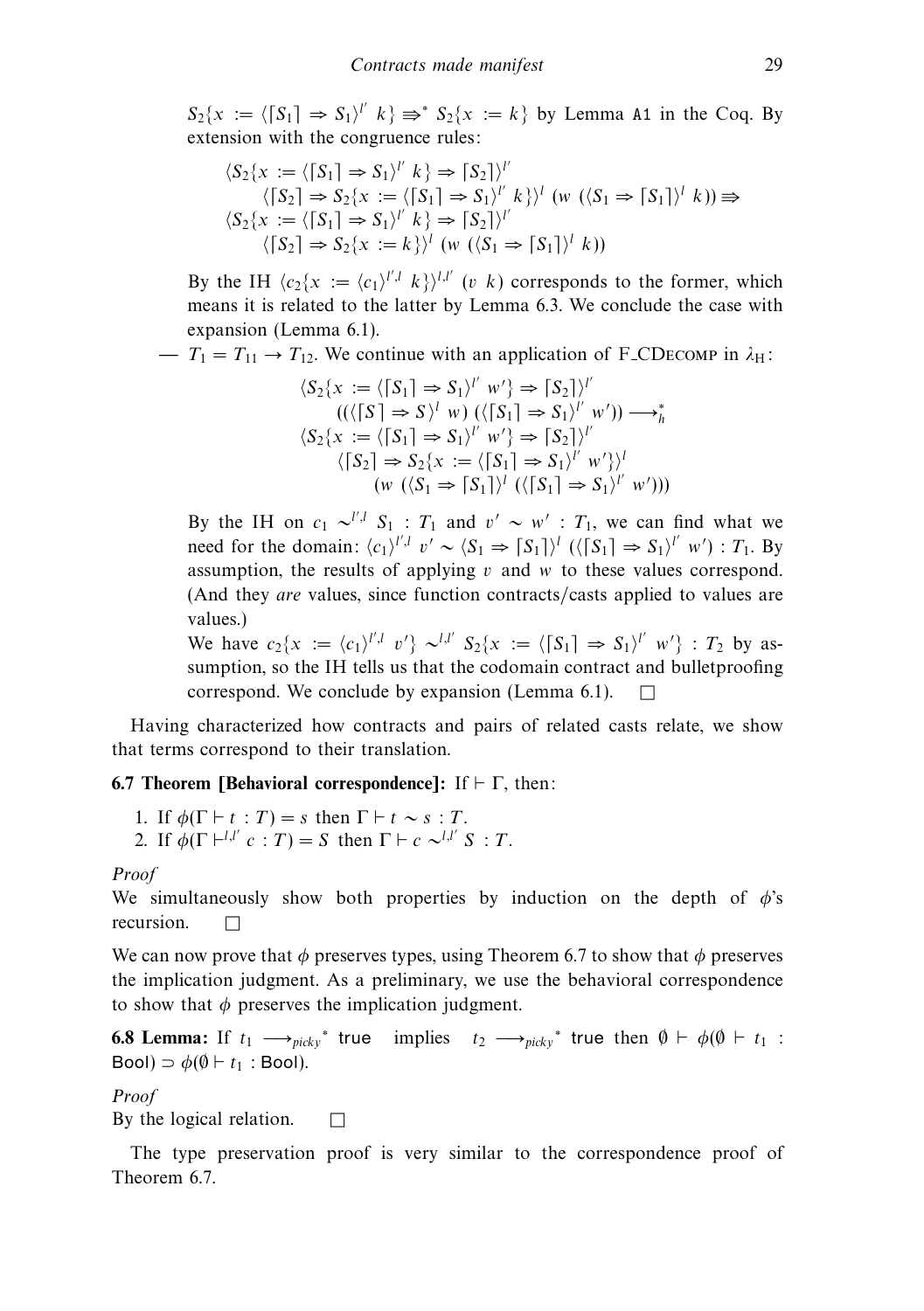$S_2\{x := \langle \lceil S_1 \rceil \Rightarrow S_1 \rangle^{l'}\ k\} \Rrightarrow^* S_2\{x := k\}$ by Lemma A1 in the Coq. By extension with the congruence rules:

$$
\begin{array}{l}
\langle S_2\{x := \langle \lceil S_1 \rceil \Rightarrow S_1 \rangle^{l'}\ k\} \Rightarrow \lceil S_2 \rceil \rangle^{l'} \\
\quad \langle \lceil S_2 \rceil \Rightarrow S_2\{x := \langle \lceil S_1 \rceil \Rightarrow S_1 \rangle^{l'}\ k\} \rangle^{l}\ (w\ (\langle S_1 \Rightarrow \lceil S_1 \rceil \rangle^{l}\ k)) \Rrightarrow \\
\langle S_2\{x := \langle \lceil S_1 \rceil \Rightarrow S_1 \rangle^{l'}\ k\} \Rightarrow \lceil S_2 \rceil \rangle^{l'} \\
\quad \langle \lceil S_2 \rceil \Rightarrow S_2\{x := k\} \rangle^{l}\ (w\ (\langle S_1 \Rightarrow \lceil S_1 \rceil \rangle^{l}\ k))
\end{array}
$$

By the IH $\langle c_2\{x := \langle c_1 \rangle^{l',l}\ k\} \rangle^{l,l'}\ (v\ k)$ corresponds to the former, which means it is related to the latter by Lemma 6.3. We conclude the case with expansion (Lemma 6.1).

— $T_1 = T_{11} \to T_{12}$. We continue with an application of F_CDecomp in $\lambda_H$:

$$
\begin{array}{l}
\langle S_2\{x := \langle \lceil S_1 \rceil \Rightarrow S_1 \rangle^{l'}\ w'\} \Rightarrow \lceil S_2 \rceil \rangle^{l'} \\
\quad ((\langle \lceil S \rceil \Rightarrow S \rangle^{l}\ w)\ (\langle \lceil S_1 \rceil \Rightarrow S_1 \rangle^{l'}\ w')) \longrightarrow_h^* \\
\langle S_2\{x := \langle \lceil S_1 \rceil \Rightarrow S_1 \rangle^{l'}\ w'\} \Rightarrow \lceil S_2 \rceil \rangle^{l'} \\
\quad \langle \lceil S_2 \rceil \Rightarrow S_2\{x := \langle \lceil S_1 \rceil \Rightarrow S_1 \rangle^{l'}\ w'\} \rangle^{l} \\
\qquad (w\ (\langle S_1 \Rightarrow \lceil S_1 \rceil \rangle^{l}\ (\langle \lceil S_1 \rceil \Rightarrow S_1 \rangle^{l'}\ w')))
\end{array}
$$

By the IH on $c_1 \sim^{l',l} S_1 : T_1$ and $v' \sim w' : T_1$, we can find what we need for the domain: $\langle c_1 \rangle^{l',l}\ v' \sim \langle S_1 \Rightarrow \lceil S_1 \rceil \rangle^{l}\ (\langle \lceil S_1 \rceil \Rightarrow S_1 \rangle^{l'}\ w') : T_1$. By assumption, the results of applying $v$ and $w$ to these values correspond. (And they *are* values, since function contracts/casts applied to values are values.)

We have $c_2\{x := \langle c_1 \rangle^{l',l}\ v'\} \sim^{l,l'} S_2\{x := \langle \lceil S_1 \rceil \Rightarrow S_1 \rangle^{l'}\ w'\} : T_2$ by assumption, so the IH tells us that the codomain contract and bulletproofing correspond. We conclude by expansion (Lemma 6.1). □

Having characterized how contracts and pairs of related casts relate, we show that terms correspond to their translation.

**6.7 Theorem [Behavioral correspondence]:** If $\vdash \Gamma$, then:

1. If $\phi(\Gamma \vdash t : T) = s$ then $\Gamma \vdash t \sim s : T$.
2. If $\phi(\Gamma \vdash^{l,l'} c : T) = S$ then $\Gamma \vdash c \sim^{l,l'} S : T$.

*Proof*

We simultaneously show both properties by induction on the depth of $\phi$'s recursion. □

We can now prove that $\phi$ preserves types, using Theorem 6.7 to show that $\phi$ preserves the implication judgment. As a preliminary, we use the behavioral correspondence to show that $\phi$ preserves the implication judgment.

**6.8 Lemma:** If $t_1 \longrightarrow_{picky}{}^* \mathsf{true}$ implies $t_2 \longrightarrow_{picky}{}^* \mathsf{true}$ then $\emptyset \vdash \phi(\emptyset \vdash t_1 : \mathsf{Bool}) \supset \phi(\emptyset \vdash t_1 : \mathsf{Bool})$.

*Proof*

By the logical relation. □

The type preservation proof is very similar to the correspondence proof of Theorem 6.7.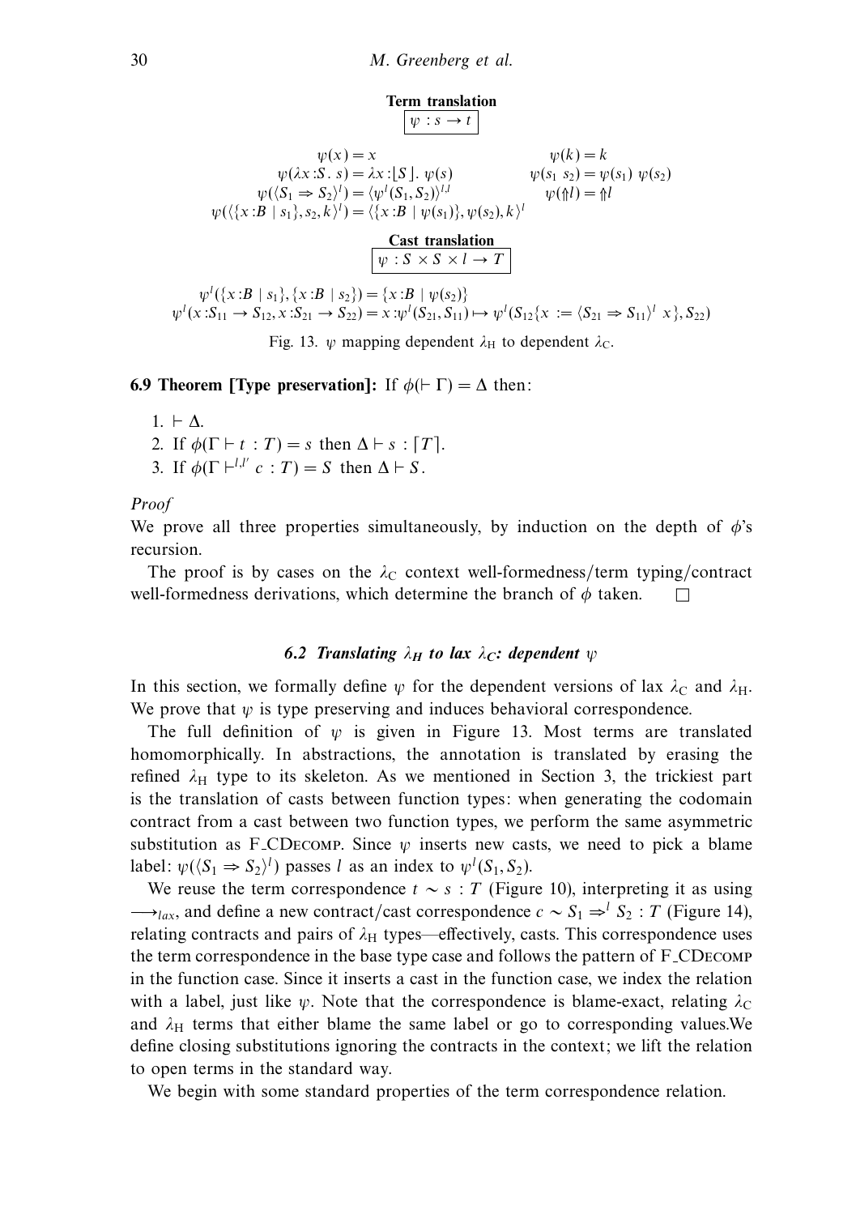**Term translation** $\boxed{\psi : s \to t}$

$$\psi(x) = x \qquad \psi(k) = k$$
$$\psi(\lambda x{:}S.\ s) = \lambda x{:}\lfloor S \rfloor.\ \psi(s) \qquad \psi(s_1\ s_2) = \psi(s_1)\ \psi(s_2)$$
$$\psi(\langle S_1 \Rightarrow S_2 \rangle^l) = \langle \psi^l(S_1, S_2) \rangle^{l,l} \qquad \psi(\Uparrow l) = \Uparrow l$$
$$\psi(\langle \{x{:}B \mid s_1\}, s_2, k \rangle^l) = \langle \{x{:}B \mid \psi(s_1)\}, \psi(s_2), k \rangle^l$$

**Cast translation** $\boxed{\psi : S \times S \times l \to T}$

$$\psi^l(\{x{:}B \mid s_1\}, \{x{:}B \mid s_2\}) = \{x{:}B \mid \psi(s_2)\}$$
$$\psi^l(x{:}S_{11} \to S_{12}, x{:}S_{21} \to S_{22}) = x{:}\psi^l(S_{21}, S_{11}) \mapsto \psi^l(S_{12}\{x := \langle S_{21} \Rightarrow S_{11} \rangle^l\ x\}, S_{22})$$

Fig. 13. $\psi$ mapping dependent $\lambda_H$ to dependent $\lambda_C$.

**6.9 Theorem [Type preservation]:** If $\phi(\vdash \Gamma) = \Delta$ then:

1. $\vdash \Delta$.
2. If $\phi(\Gamma \vdash t : T) = s$ then $\Delta \vdash s : \lceil T \rceil$.
3. If $\phi(\Gamma \vdash^{l,l'} c : T) = S$ then $\Delta \vdash S$.

*Proof*

We prove all three properties simultaneously, by induction on the depth of $\phi$'s recursion.

The proof is by cases on the $\lambda_C$ context well-formedness/term typing/contract well-formedness derivations, which determine the branch of $\phi$ taken. □

### 6.2 Translating $\lambda_H$ to lax $\lambda_C$: dependent $\psi$

In this section, we formally define $\psi$ for the dependent versions of lax $\lambda_C$ and $\lambda_H$. We prove that $\psi$ is type preserving and induces behavioral correspondence.

The full definition of $\psi$ is given in Figure 13. Most terms are translated homomorphically. In abstractions, the annotation is translated by erasing the refined $\lambda_H$ type to its skeleton. As we mentioned in Section 3, the trickiest part is the translation of casts between two function types: when generating the codomain contract from a cast between two function types, we perform the same asymmetric substitution as F_CDecomp. Since $\psi$ inserts new casts, we need to pick a blame label: $\psi(\langle S_1 \Rightarrow S_2 \rangle^l)$ passes $l$ as an index to $\psi^l(S_1, S_2)$.

We reuse the term correspondence $t \sim s : T$ (Figure 10), interpreting it as using $\longrightarrow_{lax}$, and define a new contract/cast correspondence $c \sim S_1 \Rightarrow^l S_2 : T$ (Figure 14), relating contracts and pairs of $\lambda_H$ types—effectively, casts. This correspondence uses the term correspondence in the base type case and follows the pattern of F_CDecomp in the function case. Since it inserts a cast in the function case, we index the relation with a label, just like $\psi$. Note that the correspondence is blame-exact, relating $\lambda_C$ and $\lambda_H$ terms that either blame the same label or go to corresponding values.We define closing substitutions ignoring the contracts in the context; we lift the relation to open terms in the standard way.

We begin with some standard properties of the term correspondence relation.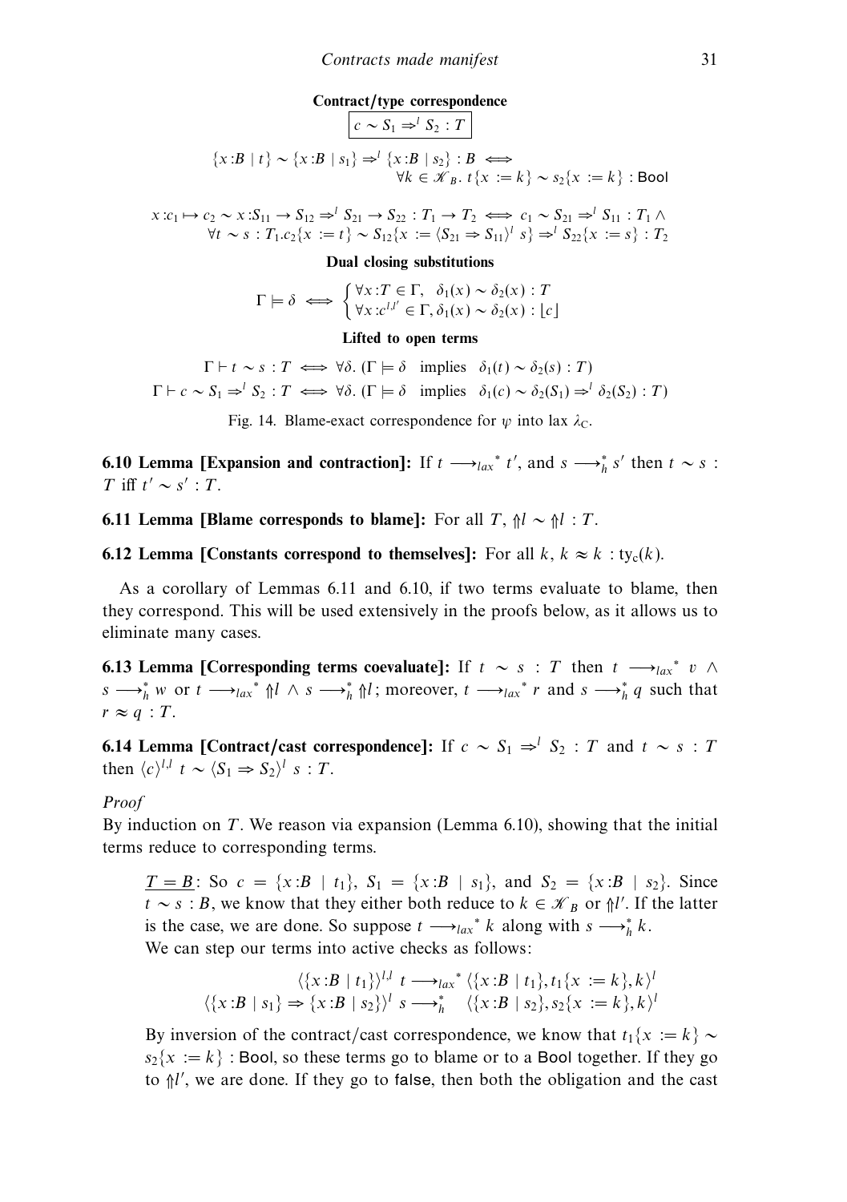**Contract/type correspondence**

$$\boxed{c \sim S_1 \Rightarrow^l S_2 : T}$$

$$\{x{:}B \mid t\} \sim \{x{:}B \mid s_1\} \Rightarrow^l \{x{:}B \mid s_2\} : B \iff \\ \forall k \in \mathscr{K}_B.\ t\{x := k\} \sim s_2\{x := k\} : \mathsf{Bool}$$

$$x{:}c_1 \mapsto c_2 \sim x{:}S_{11} \to S_{12} \Rightarrow^l S_{21} \to S_{22} : T_1 \to T_2 \iff c_1 \sim S_{21} \Rightarrow^l S_{11} : T_1 \wedge \\ \forall t \sim s : T_1 . c_2\{x := t\} \sim S_{12}\{x := \langle S_{21} \Rightarrow S_{11}\rangle^l\ s\} \Rightarrow^l S_{22}\{x := s\} : T_2$$

**Dual closing substitutions**

$$\Gamma \models \delta \iff \begin{cases} \forall x{:}T \in \Gamma, \quad \delta_1(x) \sim \delta_2(x) : T \\ \forall x{:}c^{l,l'} \in \Gamma, \delta_1(x) \sim \delta_2(x) : \lfloor c \rfloor \end{cases}$$

**Lifted to open terms**

$$\Gamma \vdash t \sim s : T \iff \forall \delta.\ (\Gamma \models \delta \quad \text{implies} \quad \delta_1(t) \sim \delta_2(s) : T)$$

$$\Gamma \vdash c \sim S_1 \Rightarrow^l S_2 : T \iff \forall \delta.\ (\Gamma \models \delta \quad \text{implies} \quad \delta_1(c) \sim \delta_2(S_1) \Rightarrow^l \delta_2(S_2) : T)$$

Fig. 14. Blame-exact correspondence for $\psi$ into lax $\lambda_\mathrm{C}$.

**6.10 Lemma [Expansion and contraction]:** If $t \longrightarrow_{lax}{}^* t'$, and $s \longrightarrow_h^* s'$ then $t \sim s : T$ iff $t' \sim s' : T$.

**6.11 Lemma [Blame corresponds to blame]:** For all $T$, $\Uparrow l \sim \Uparrow l : T$.

**6.12 Lemma [Constants correspond to themselves]:** For all $k$, $k \approx k : \mathrm{ty_c}(k)$.

As a corollary of Lemmas 6.11 and 6.10, if two terms evaluate to blame, then they correspond. This will be used extensively in the proofs below, as it allows us to eliminate many cases.

**6.13 Lemma [Corresponding terms coevaluate]:** If $t \sim s : T$ then $t \longrightarrow_{lax}{}^* v \wedge s \longrightarrow_h^* w$ or $t \longrightarrow_{lax}{}^* \Uparrow l \wedge s \longrightarrow_h^* \Uparrow l$; moreover, $t \longrightarrow_{lax}{}^* r$ and $s \longrightarrow_h^* q$ such that $r \approx q : T$.

**6.14 Lemma [Contract/cast correspondence]:** If $c \sim S_1 \Rightarrow^l S_2 : T$ and $t \sim s : T$ then $\langle c\rangle^{l,l}\ t \sim \langle S_1 \Rightarrow S_2\rangle^l\ s : T$.

*Proof*

By induction on $T$. We reason via expansion (Lemma 6.10), showing that the initial terms reduce to corresponding terms.

$\underline{T = B}$: So $c = \{x{:}B \mid t_1\}$, $S_1 = \{x{:}B \mid s_1\}$, and $S_2 = \{x{:}B \mid s_2\}$. Since $t \sim s : B$, we know that they either both reduce to $k \in \mathscr{K}_B$ or $\Uparrow l'$. If the latter is the case, we are done. So suppose $t \longrightarrow_{lax}{}^* k$ along with $s \longrightarrow_h^* k$.
We can step our terms into active checks as follows:

$$\langle\{x{:}B \mid t_1\}\rangle^{l,l}\ t \longrightarrow_{lax}{}^* \langle\{x{:}B \mid t_1\}, t_1\{x := k\}, k\rangle^l$$
$$\langle\{x{:}B \mid s_1\} \Rightarrow \{x{:}B \mid s_2\}\rangle^l\ s \longrightarrow_h^* \quad \langle\{x{:}B \mid s_2\}, s_2\{x := k\}, k\rangle^l$$

By inversion of the contract/cast correspondence, we know that $t_1\{x := k\} \sim s_2\{x := k\} : \mathsf{Bool}$, so these terms go to blame or to a $\mathsf{Bool}$ together. If they go to $\Uparrow l'$, we are done. If they go to $\mathsf{false}$, then both the obligation and the cast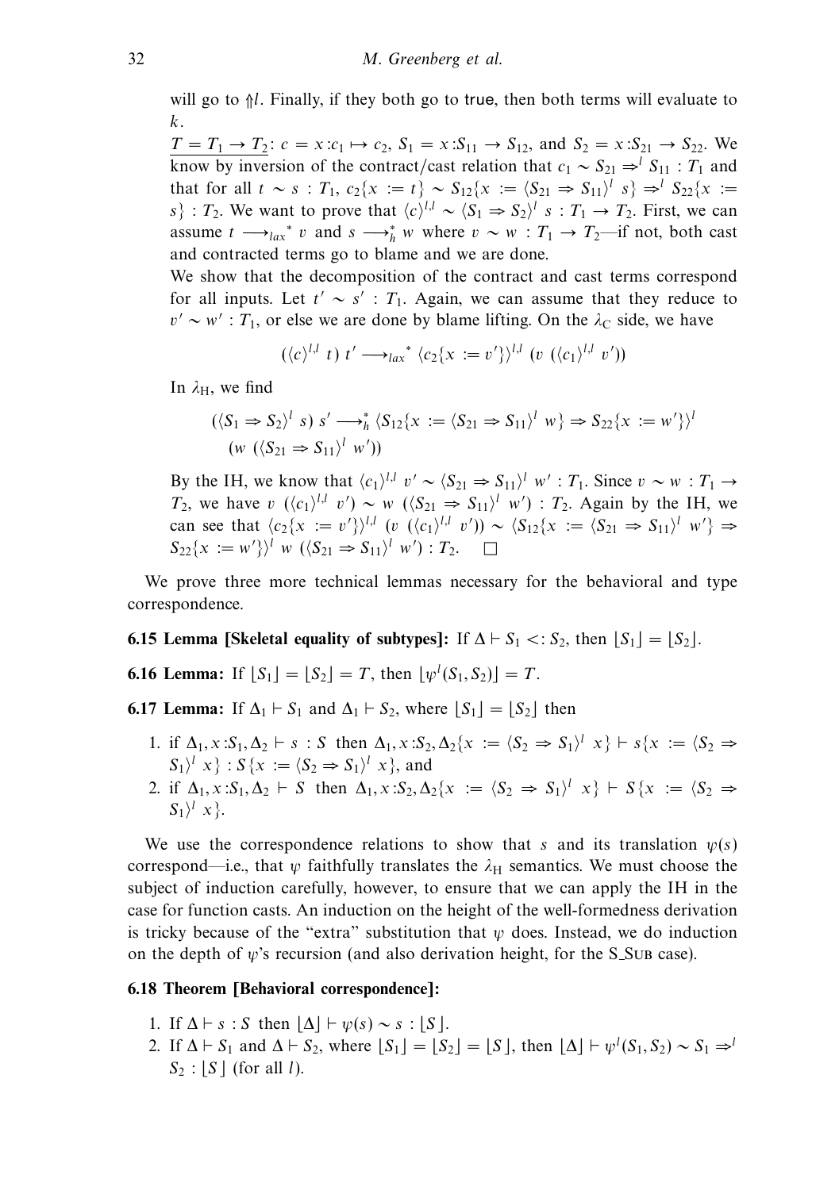will go to $\Uparrow l$. Finally, if they both go to $\mathsf{true}$, then both terms will evaluate to $k$.

$\underline{T = T_1 \to T_2}$: $c = x{:}c_1 \mapsto c_2$, $S_1 = x{:}S_{11} \to S_{12}$, and $S_2 = x{:}S_{21} \to S_{22}$. We know by inversion of the contract/cast relation that $c_1 \sim S_{21} \Rightarrow^l S_{11} : T_1$ and that for all $t \sim s : T_1$, $c_2\{x := t\} \sim S_{12}\{x := \langle S_{21} \Rightarrow S_{11}\rangle^l\ s\} \Rightarrow^l S_{22}\{x := s\} : T_2$. We want to prove that $\langle c\rangle^{l,l} \sim \langle S_1 \Rightarrow S_2\rangle^l\ s : T_1 \to T_2$. First, we can assume $t \longrightarrow_{lax}{}^* v$ and $s \longrightarrow_h^* w$ where $v \sim w : T_1 \to T_2$—if not, both cast and contracted terms go to blame and we are done.

We show that the decomposition of the contract and cast terms correspond for all inputs. Let $t' \sim s' : T_1$. Again, we can assume that they reduce to $v' \sim w' : T_1$, or else we are done by blame lifting. On the $\lambda_{\mathrm{C}}$ side, we have

$$(\langle c\rangle^{l,l}\ t)\ t' \longrightarrow_{lax}{}^* \langle c_2\{x := v'\}\rangle^{l,l}\ (v\ (\langle c_1\rangle^{l,l}\ v'))$$

In $\lambda_{\mathrm{H}}$, we find

$$(\langle S_1 \Rightarrow S_2\rangle^l\ s)\ s' \longrightarrow_h^* \langle S_{12}\{x := \langle S_{21} \Rightarrow S_{11}\rangle^l\ w\} \Rightarrow S_{22}\{x := w'\}\rangle^l$$
$$(w\ (\langle S_{21} \Rightarrow S_{11}\rangle^l\ w'))$$

By the IH, we know that $\langle c_1\rangle^{l,l}\ v' \sim \langle S_{21} \Rightarrow S_{11}\rangle^l\ w' : T_1$. Since $v \sim w : T_1 \to T_2$, we have $v\ (\langle c_1\rangle^{l,l}\ v') \sim w\ (\langle S_{21} \Rightarrow S_{11}\rangle^l\ w') : T_2$. Again by the IH, we can see that $\langle c_2\{x := v'\}\rangle^{l,l}\ (v\ (\langle c_1\rangle^{l,l}\ v')) \sim \langle S_{12}\{x := \langle S_{21} \Rightarrow S_{11}\rangle^l\ w'\} \Rightarrow S_{22}\{x := w'\}\rangle^l\ w\ (\langle S_{21} \Rightarrow S_{11}\rangle^l\ w') : T_2$. $\square$

We prove three more technical lemmas necessary for the behavioral and type correspondence.

**6.15 Lemma [Skeletal equality of subtypes]:** If $\Delta \vdash S_1 <: S_2$, then $\lfloor S_1\rfloor = \lfloor S_2\rfloor$.

**6.16 Lemma:** If $\lfloor S_1\rfloor = \lfloor S_2\rfloor = T$, then $\lfloor \psi^l(S_1, S_2)\rfloor = T$.

**6.17 Lemma:** If $\Delta_1 \vdash S_1$ and $\Delta_1 \vdash S_2$, where $\lfloor S_1\rfloor = \lfloor S_2\rfloor$ then

1. if $\Delta_1, x{:}S_1, \Delta_2 \vdash s : S$ then $\Delta_1, x{:}S_2, \Delta_2\{x := \langle S_2 \Rightarrow S_1\rangle^l\ x\} \vdash s\{x := \langle S_2 \Rightarrow S_1\rangle^l\ x\} : S\{x := \langle S_2 \Rightarrow S_1\rangle^l\ x\}$, and
2. if $\Delta_1, x{:}S_1, \Delta_2 \vdash S$ then $\Delta_1, x{:}S_2, \Delta_2\{x := \langle S_2 \Rightarrow S_1\rangle^l\ x\} \vdash S\{x := \langle S_2 \Rightarrow S_1\rangle^l\ x\}$.

We use the correspondence relations to show that $s$ and its translation $\psi(s)$ correspond—i.e., that $\psi$ faithfully translates the $\lambda_{\mathrm{H}}$ semantics. We must choose the subject of induction carefully, however, to ensure that we can apply the IH in the case for function casts. An induction on the height of the well-formedness derivation is tricky because of the "extra" substitution that $\psi$ does. Instead, we do induction on the depth of $\psi$'s recursion (and also derivation height, for the S_Sub case).

**6.18 Theorem [Behavioral correspondence]:**

1. If $\Delta \vdash s : S$ then $\lfloor\Delta\rfloor \vdash \psi(s) \sim s : \lfloor S\rfloor$.
2. If $\Delta \vdash S_1$ and $\Delta \vdash S_2$, where $\lfloor S_1\rfloor = \lfloor S_2\rfloor = \lfloor S\rfloor$, then $\lfloor\Delta\rfloor \vdash \psi^l(S_1, S_2) \sim S_1 \Rightarrow^l S_2 : \lfloor S\rfloor$ (for all $l$).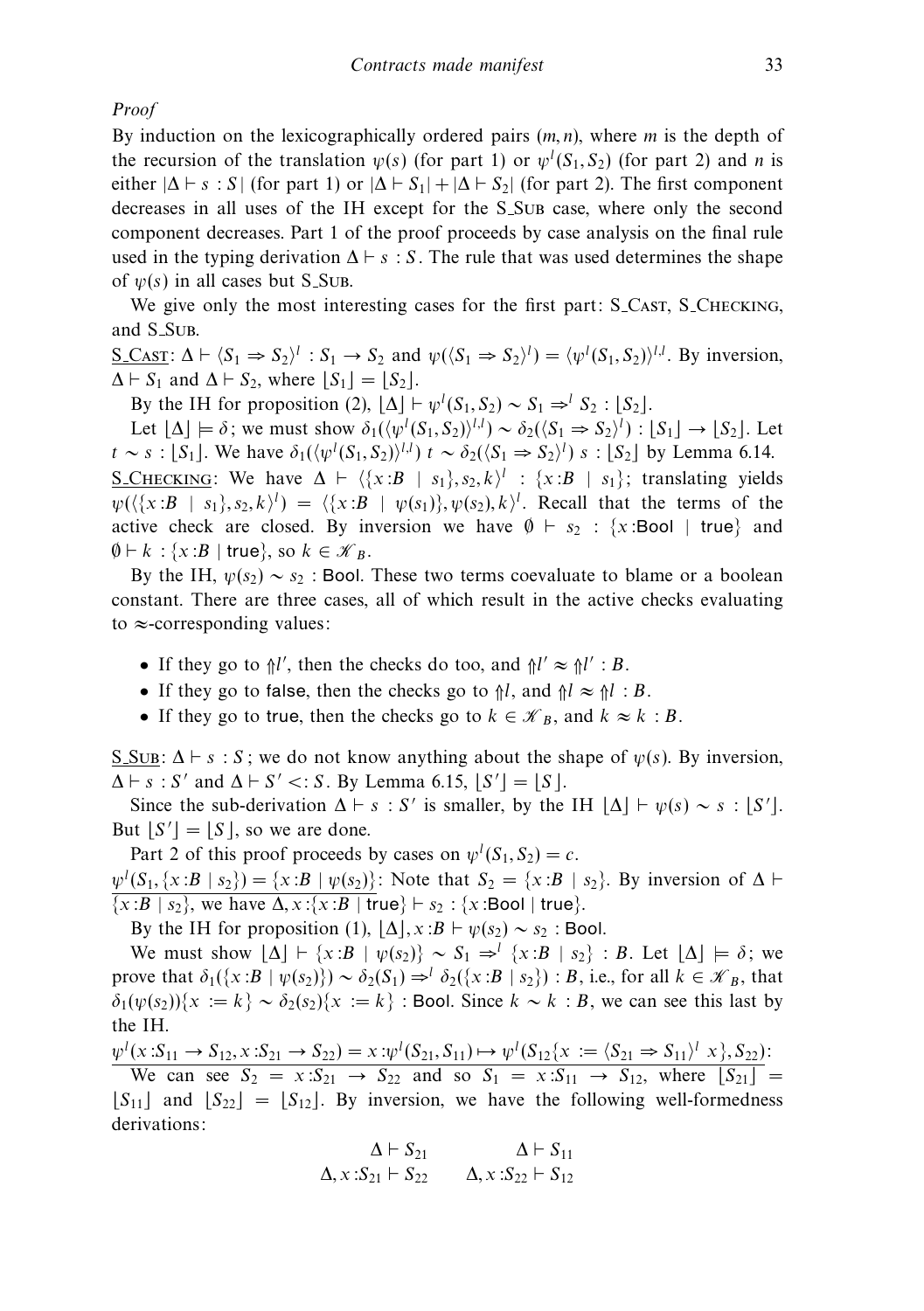*Proof*

By induction on the lexicographically ordered pairs $(m, n)$, where $m$ is the depth of the recursion of the translation $\psi(s)$ (for part 1) or $\psi^l(S_1, S_2)$ (for part 2) and $n$ is either $|\Delta \vdash s : S|$ (for part 1) or $|\Delta \vdash S_1| + |\Delta \vdash S_2|$ (for part 2). The first component decreases in all uses of the IH except for the S_Sub case, where only the second component decreases. Part 1 of the proof proceeds by case analysis on the final rule used in the typing derivation $\Delta \vdash s : S$. The rule that was used determines the shape of $\psi(s)$ in all cases but S_Sub.

We give only the most interesting cases for the first part: S_Cast, S_Checking, and S_Sub.

<u>S_Cast</u>: $\Delta \vdash \langle S_1 \Rightarrow S_2 \rangle^l : S_1 \to S_2$ and $\psi(\langle S_1 \Rightarrow S_2 \rangle^l) = \langle \psi^l(S_1, S_2) \rangle^{l,l}$. By inversion, $\Delta \vdash S_1$ and $\Delta \vdash S_2$, where $\lfloor S_1 \rfloor = \lfloor S_2 \rfloor$.

By the IH for proposition (2), $\lfloor \Delta \rfloor \vdash \psi^l(S_1, S_2) \sim S_1 \Rightarrow^l S_2 : \lfloor S_2 \rfloor$.

Let $\lfloor \Delta \rfloor \models \delta$; we must show $\delta_1(\langle \psi^l(S_1, S_2) \rangle^{l,l}) \sim \delta_2(\langle S_1 \Rightarrow S_2 \rangle^l) : \lfloor S_1 \rfloor \to \lfloor S_2 \rfloor$. Let $t \sim s : \lfloor S_1 \rfloor$. We have $\delta_1(\langle \psi^l(S_1, S_2) \rangle^{l,l})\ t \sim \delta_2(\langle S_1 \Rightarrow S_2 \rangle^l)\ s : \lfloor S_2 \rfloor$ by Lemma 6.14.

<u>S_Checking</u>: We have $\Delta \vdash \langle \{x{:}B \mid s_1\}, s_2, k \rangle^l : \{x{:}B \mid s_1\}$; translating yields $\psi(\langle \{x{:}B \mid s_1\}, s_2, k \rangle^l) = \langle \{x{:}B \mid \psi(s_1)\}, \psi(s_2), k \rangle^l$. Recall that the terms of the active check are closed. By inversion we have $\emptyset \vdash s_2 : \{x{:}\mathsf{Bool} \mid \mathsf{true}\}$ and $\emptyset \vdash k : \{x{:}B \mid \mathsf{true}\}$, so $k \in \mathscr{K}_B$.

By the IH, $\psi(s_2) \sim s_2 : \mathsf{Bool}$. These two terms coevaluate to blame or a boolean constant. There are three cases, all of which result in the active checks evaluating to $\approx$-corresponding values:

- If they go to $\Uparrow l'$, then the checks do too, and $\Uparrow l' \approx \Uparrow l' : B$.
- If they go to false, then the checks go to $\Uparrow l$, and $\Uparrow l \approx \Uparrow l : B$.
- If they go to true, then the checks go to $k \in \mathscr{K}_B$, and $k \approx k : B$.

<u>S_Sub</u>: $\Delta \vdash s : S$; we do not know anything about the shape of $\psi(s)$. By inversion, $\Delta \vdash s : S'$ and $\Delta \vdash S' <: S$. By Lemma 6.15, $\lfloor S' \rfloor = \lfloor S \rfloor$.

Since the sub-derivation $\Delta \vdash s : S'$ is smaller, by the IH $\lfloor \Delta \rfloor \vdash \psi(s) \sim s : \lfloor S' \rfloor$. But $\lfloor S' \rfloor = \lfloor S \rfloor$, so we are done.

Part 2 of this proof proceeds by cases on $\psi^l(S_1, S_2) = c$.

<u>$\psi^l(S_1, \{x{:}B \mid s_2\}) = \{x{:}B \mid \psi(s_2)\}$</u>: Note that $S_2 = \{x{:}B \mid s_2\}$. By inversion of $\Delta \vdash \{x{:}B \mid s_2\}$, we have $\Delta, x{:}\{x{:}B \mid \mathsf{true}\} \vdash s_2 : \{x{:}\mathsf{Bool} \mid \mathsf{true}\}$.

By the IH for proposition (1), $\lfloor \Delta \rfloor, x{:}B \vdash \psi(s_2) \sim s_2 : \mathsf{Bool}$.

We must show $\lfloor \Delta \rfloor \vdash \{x{:}B \mid \psi(s_2)\} \sim S_1 \Rightarrow^l \{x{:}B \mid s_2\} : B$. Let $\lfloor \Delta \rfloor \models \delta$; we prove that $\delta_1(\{x{:}B \mid \psi(s_2)\}) \sim \delta_2(S_1) \Rightarrow^l \delta_2(\{x{:}B \mid s_2\}) : B$, i.e., for all $k \in \mathscr{K}_B$, that $\delta_1(\psi(s_2))\{x := k\} \sim \delta_2(s_2)\{x := k\} : \mathsf{Bool}$. Since $k \sim k : B$, we can see this last by the IH.

<u>$\psi^l(x{:}S_{11} \to S_{12}, x{:}S_{21} \to S_{22}) = x{:}\psi^l(S_{21}, S_{11}) \mapsto \psi^l(S_{12}\{x := \langle S_{21} \Rightarrow S_{11} \rangle^l\ x\}, S_{22})$</u>:

We can see $S_2 = x{:}S_{21} \to S_{22}$ and so $S_1 = x{:}S_{11} \to S_{12}$, where $\lfloor S_{21} \rfloor = \lfloor S_{11} \rfloor$ and $\lfloor S_{22} \rfloor = \lfloor S_{12} \rfloor$. By inversion, we have the following well-formedness derivations:

$$\begin{array}{cc} \Delta \vdash S_{21} & \Delta \vdash S_{11} \\ \Delta, x{:}S_{21} \vdash S_{22} & \Delta, x{:}S_{22} \vdash S_{12} \end{array}$$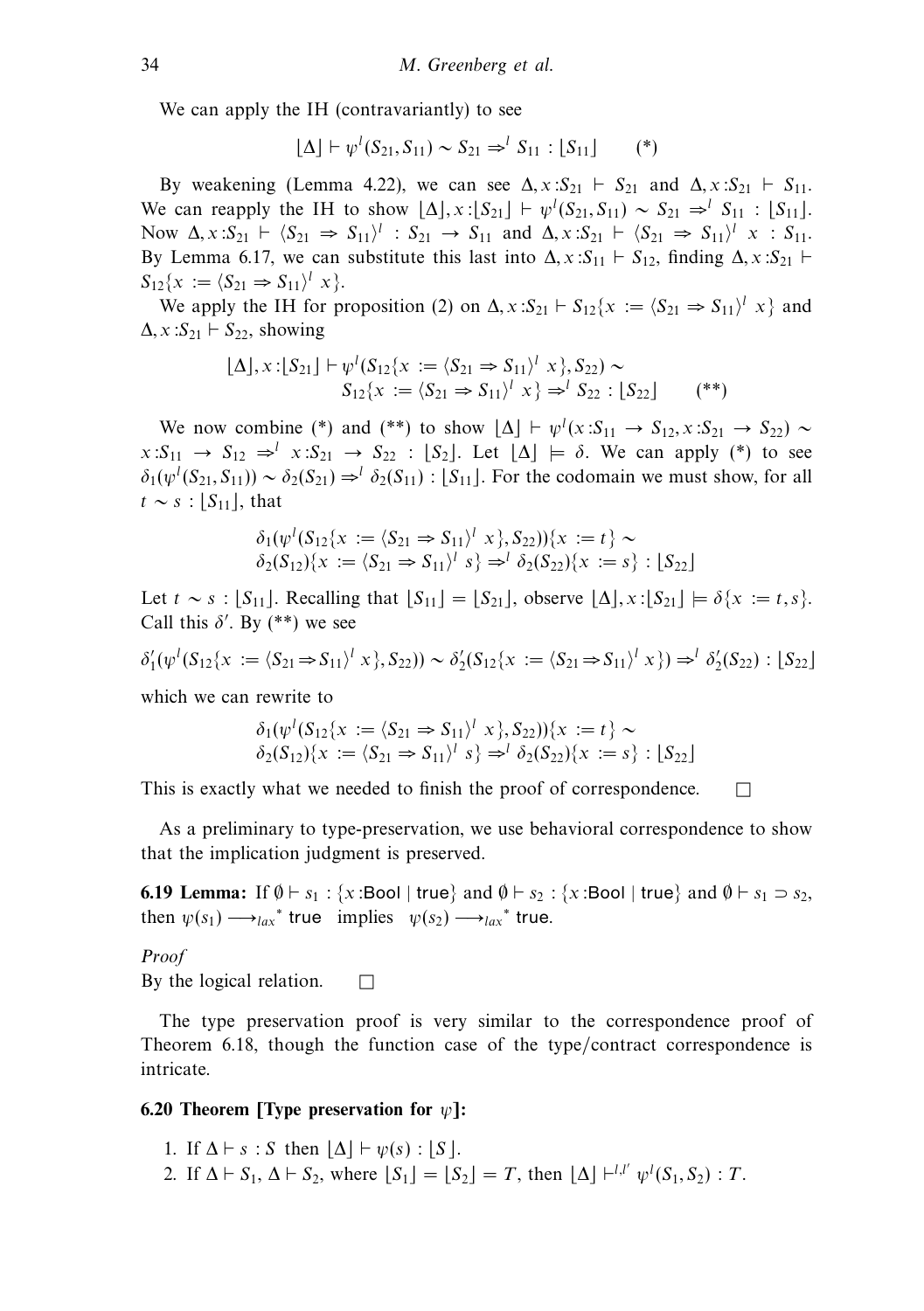We can apply the IH (contravariantly) to see

$$\lfloor\Delta\rfloor \vdash \psi^l(S_{21}, S_{11}) \sim S_{21} \Rightarrow^l S_{11} : \lfloor S_{11}\rfloor \qquad (*)$$

By weakening (Lemma 4.22), we can see $\Delta, x{:}S_{21} \vdash S_{21}$ and $\Delta, x{:}S_{21} \vdash S_{11}$. We can reapply the IH to show $\lfloor\Delta\rfloor, x{:}\lfloor S_{21}\rfloor \vdash \psi^l(S_{21}, S_{11}) \sim S_{21} \Rightarrow^l S_{11} : \lfloor S_{11}\rfloor$. Now $\Delta, x{:}S_{21} \vdash \langle S_{21} \Rightarrow S_{11}\rangle^l : S_{21} \to S_{11}$ and $\Delta, x{:}S_{21} \vdash \langle S_{21} \Rightarrow S_{11}\rangle^l\ x : S_{11}$. By Lemma 6.17, we can substitute this last into $\Delta, x{:}S_{11} \vdash S_{12}$, finding $\Delta, x{:}S_{21} \vdash S_{12}\{x := \langle S_{21} \Rightarrow S_{11}\rangle^l\ x\}$.

We apply the IH for proposition (2) on $\Delta, x{:}S_{21} \vdash S_{12}\{x := \langle S_{21} \Rightarrow S_{11}\rangle^l\ x\}$ and $\Delta, x{:}S_{21} \vdash S_{22}$, showing

$$\begin{aligned}\lfloor\Delta\rfloor, x{:}\lfloor S_{21}\rfloor \vdash\ & \psi^l(S_{12}\{x := \langle S_{21} \Rightarrow S_{11}\rangle^l\ x\}, S_{22}) \sim \\ & S_{12}\{x := \langle S_{21} \Rightarrow S_{11}\rangle^l\ x\} \Rightarrow^l S_{22} : \lfloor S_{22}\rfloor \qquad (**)\end{aligned}$$

We now combine (*) and (**) to show $\lfloor\Delta\rfloor \vdash \psi^l(x{:}S_{11} \to S_{12}, x{:}S_{21} \to S_{22}) \sim x{:}S_{11} \to S_{12} \Rightarrow^l x{:}S_{21} \to S_{22} : \lfloor S_2\rfloor$. Let $\lfloor\Delta\rfloor \models \delta$. We can apply (*) to see $\delta_1(\psi^l(S_{21}, S_{11})) \sim \delta_2(S_{21}) \Rightarrow^l \delta_2(S_{11}) : \lfloor S_{11}\rfloor$. For the codomain we must show, for all $t \sim s : \lfloor S_{11}\rfloor$, that

$$\begin{aligned}& \delta_1(\psi^l(S_{12}\{x := \langle S_{21} \Rightarrow S_{11}\rangle^l\ x\}, S_{22}))\{x := t\} \sim \\ & \delta_2(S_{12})\{x := \langle S_{21} \Rightarrow S_{11}\rangle^l\ s\} \Rightarrow^l \delta_2(S_{22})\{x := s\} : \lfloor S_{22}\rfloor\end{aligned}$$

Let $t \sim s : \lfloor S_{11}\rfloor$. Recalling that $\lfloor S_{11}\rfloor = \lfloor S_{21}\rfloor$, observe $\lfloor\Delta\rfloor, x{:}\lfloor S_{21}\rfloor \models \delta\{x := t, s\}$. Call this $\delta'$. By (**) we see

$$\delta'_1(\psi^l(S_{12}\{x := \langle S_{21} \Rightarrow S_{11}\rangle^l\ x\}, S_{22})) \sim \delta'_2(S_{12}\{x := \langle S_{21} \Rightarrow S_{11}\rangle^l\ x\}) \Rightarrow^l \delta'_2(S_{22}) : \lfloor S_{22}\rfloor$$

which we can rewrite to

$$\begin{aligned}& \delta_1(\psi^l(S_{12}\{x := \langle S_{21} \Rightarrow S_{11}\rangle^l\ x\}, S_{22}))\{x := t\} \sim \\ & \delta_2(S_{12})\{x := \langle S_{21} \Rightarrow S_{11}\rangle^l\ s\} \Rightarrow^l \delta_2(S_{22})\{x := s\} : \lfloor S_{22}\rfloor\end{aligned}$$

This is exactly what we needed to finish the proof of correspondence. □

As a preliminary to type-preservation, we use behavioral correspondence to show that the implication judgment is preserved.

**6.19 Lemma:** If $\emptyset \vdash s_1 : \{x{:}\mathsf{Bool} \mid \mathsf{true}\}$ and $\emptyset \vdash s_2 : \{x{:}\mathsf{Bool} \mid \mathsf{true}\}$ and $\emptyset \vdash s_1 \supset s_2$, then $\psi(s_1) \longrightarrow_{lax}{}^{*}\ \mathsf{true}$ implies $\psi(s_2) \longrightarrow_{lax}{}^{*}\ \mathsf{true}$.

*Proof*
By the logical relation. □

The type preservation proof is very similar to the correspondence proof of Theorem 6.18, though the function case of the type/contract correspondence is intricate.

**6.20 Theorem [Type preservation for $\psi$]:**

1. If $\Delta \vdash s : S$ then $\lfloor\Delta\rfloor \vdash \psi(s) : \lfloor S\rfloor$.
2. If $\Delta \vdash S_1$, $\Delta \vdash S_2$, where $\lfloor S_1\rfloor = \lfloor S_2\rfloor = T$, then $\lfloor\Delta\rfloor \vdash^{l,l'} \psi^l(S_1, S_2) : T$.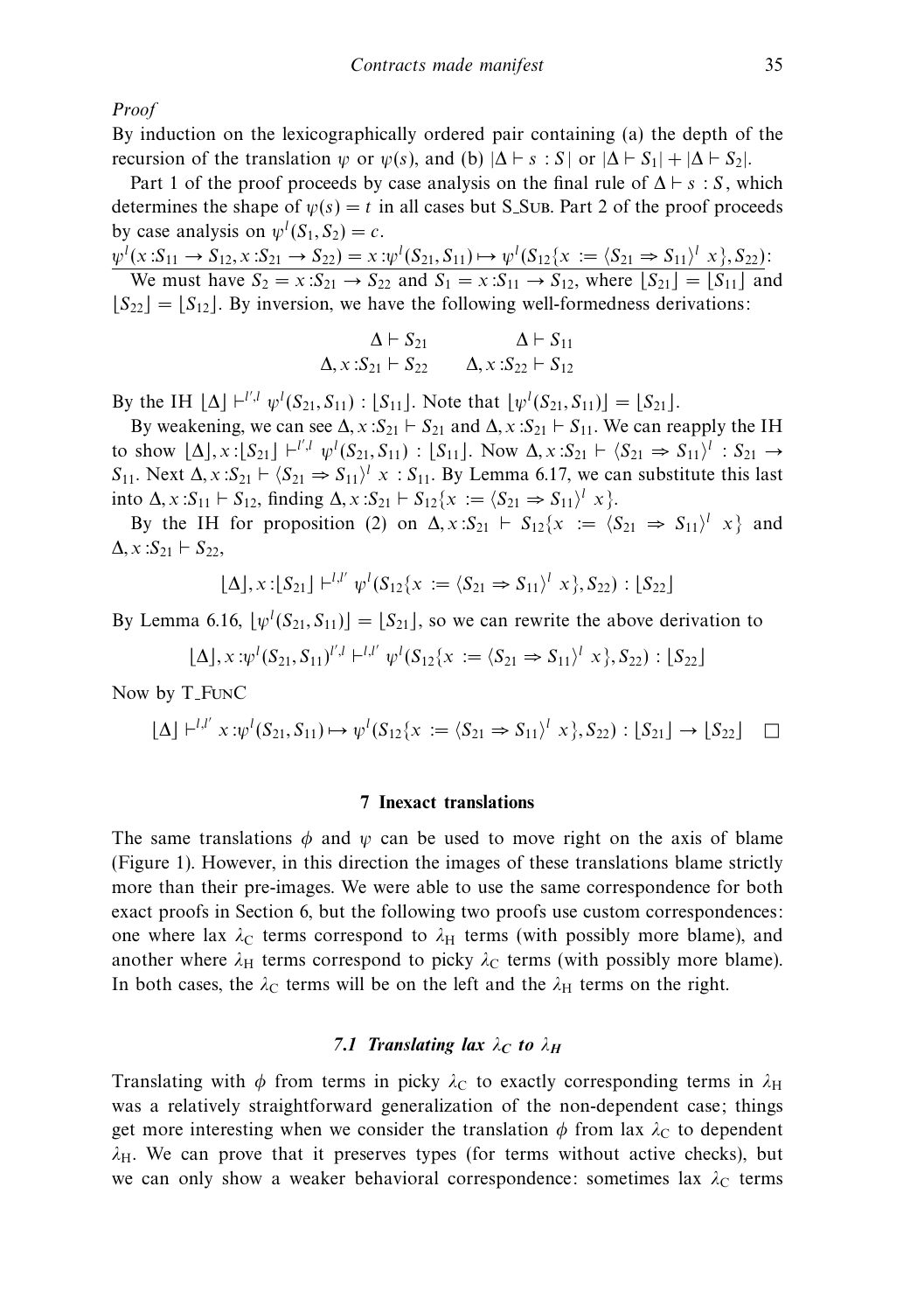*Proof*

By induction on the lexicographically ordered pair containing (a) the depth of the recursion of the translation $\psi$ or $\psi(s)$, and (b) $|\Delta \vdash s : S|$ or $|\Delta \vdash S_1| + |\Delta \vdash S_2|$.

Part 1 of the proof proceeds by case analysis on the final rule of $\Delta \vdash s : S$, which determines the shape of $\psi(s) = t$ in all cases but S_SUB. Part 2 of the proof proceeds by case analysis on $\psi^l(S_1, S_2) = c$.

$\underline{\psi^l(x{:}S_{11} \to S_{12}, x{:}S_{21} \to S_{22}) = x{:}\psi^l(S_{21}, S_{11}) \mapsto \psi^l(S_{12}\{x := \langle S_{21} \Rightarrow S_{11}\rangle^l\ x\}, S_{22})}$:

We must have $S_2 = x{:}S_{21} \to S_{22}$ and $S_1 = x{:}S_{11} \to S_{12}$, where $\lfloor S_{21} \rfloor = \lfloor S_{11} \rfloor$ and $\lfloor S_{22} \rfloor = \lfloor S_{12} \rfloor$. By inversion, we have the following well-formedness derivations:

$$\begin{array}{cc} \Delta \vdash S_{21} & \Delta \vdash S_{11} \\ \Delta, x{:}S_{21} \vdash S_{22} & \Delta, x{:}S_{22} \vdash S_{12} \end{array}$$

By the IH $\lfloor \Delta \rfloor \vdash^{l',l} \psi^l(S_{21}, S_{11}) : \lfloor S_{11} \rfloor$. Note that $\lfloor \psi^l(S_{21}, S_{11}) \rfloor = \lfloor S_{21} \rfloor$.

By weakening, we can see $\Delta, x{:}S_{21} \vdash S_{21}$ and $\Delta, x{:}S_{21} \vdash S_{11}$. We can reapply the IH to show $\lfloor \Delta \rfloor, x{:}\lfloor S_{21} \rfloor \vdash^{l',l} \psi^l(S_{21}, S_{11}) : \lfloor S_{11} \rfloor$. Now $\Delta, x{:}S_{21} \vdash \langle S_{21} \Rightarrow S_{11}\rangle^l : S_{21} \to S_{11}$. Next $\Delta, x{:}S_{21} \vdash \langle S_{21} \Rightarrow S_{11}\rangle^l\ x : S_{11}$. By Lemma 6.17, we can substitute this last into $\Delta, x{:}S_{11} \vdash S_{12}$, finding $\Delta, x{:}S_{21} \vdash S_{12}\{x := \langle S_{21} \Rightarrow S_{11}\rangle^l\ x\}$.

By the IH for proposition (2) on $\Delta, x{:}S_{21} \vdash S_{12}\{x := \langle S_{21} \Rightarrow S_{11}\rangle^l\ x\}$ and $\Delta, x{:}S_{21} \vdash S_{22}$,

$$\lfloor \Delta \rfloor, x{:}\lfloor S_{21} \rfloor \vdash^{l,l'} \psi^l(S_{12}\{x := \langle S_{21} \Rightarrow S_{11}\rangle^l\ x\}, S_{22}) : \lfloor S_{22} \rfloor$$

By Lemma 6.16, $\lfloor \psi^l(S_{21}, S_{11}) \rfloor = \lfloor S_{21} \rfloor$, so we can rewrite the above derivation to

$$\lfloor \Delta \rfloor, x{:}\psi^l(S_{21}, S_{11})^{l',l} \vdash^{l,l'} \psi^l(S_{12}\{x := \langle S_{21} \Rightarrow S_{11}\rangle^l\ x\}, S_{22}) : \lfloor S_{22} \rfloor$$

Now by T_FUNC

$$\lfloor \Delta \rfloor \vdash^{l,l'} x{:}\psi^l(S_{21}, S_{11}) \mapsto \psi^l(S_{12}\{x := \langle S_{21} \Rightarrow S_{11}\rangle^l\ x\}, S_{22}) : \lfloor S_{21} \rfloor \to \lfloor S_{22} \rfloor \quad \square$$

## 7 Inexact translations

The same translations $\phi$ and $\psi$ can be used to move right on the axis of blame (Figure 1). However, in this direction the images of these translations blame strictly more than their pre-images. We were able to use the same correspondence for both exact proofs in Section 6, but the following two proofs use custom correspondences: one where lax $\lambda_C$ terms correspond to $\lambda_H$ terms (with possibly more blame), and another where $\lambda_H$ terms correspond to picky $\lambda_C$ terms (with possibly more blame). In both cases, the $\lambda_C$ terms will be on the left and the $\lambda_H$ terms on the right.

### 7.1 Translating lax $\lambda_C$ to $\lambda_H$

Translating with $\phi$ from terms in picky $\lambda_C$ to exactly corresponding terms in $\lambda_H$ was a relatively straightforward generalization of the non-dependent case; things get more interesting when we consider the translation $\phi$ from lax $\lambda_C$ to dependent $\lambda_H$. We can prove that it preserves types (for terms without active checks), but we can only show a weaker behavioral correspondence: sometimes lax $\lambda_C$ terms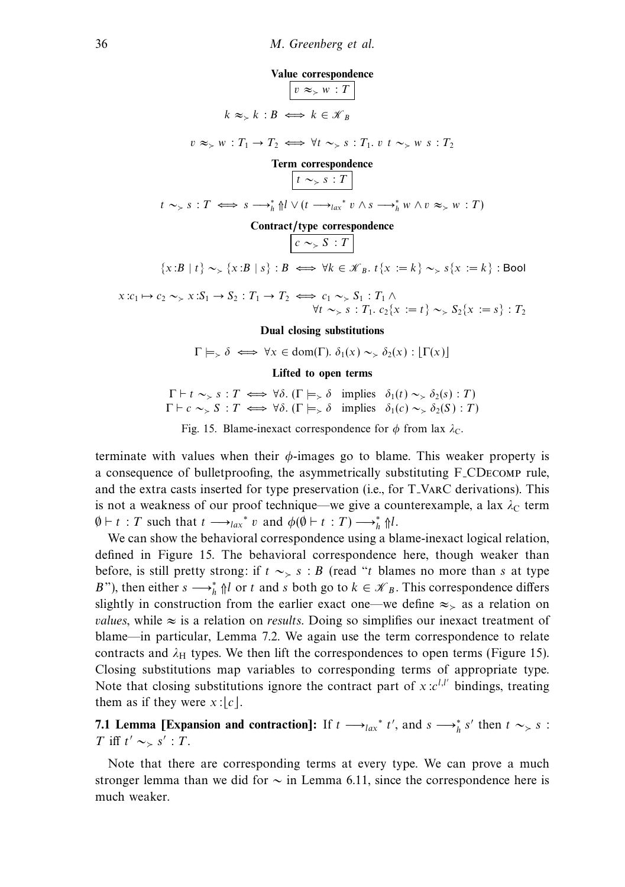**Value correspondence**

$$\boxed{v \approx_{>} w : T}$$

$$k \approx_{>} k : B \iff k \in \mathcal{K}_B$$

$$v \approx_{>} w : T_1 \to T_2 \iff \forall t \sim_{>} s : T_1.\ v\ t \sim_{>} w\ s : T_2$$

**Term correspondence**

$$\boxed{t \sim_{>} s : T}$$

$$t \sim_{>} s : T \iff s \longrightarrow_h^* \Uparrow l \vee (t \longrightarrow_{lax}{}^* v \wedge s \longrightarrow_h^* w \wedge v \approx_{>} w : T)$$

**Contract/type correspondence**

$$\boxed{c \sim_{>} S : T}$$

$$\{x{:}B \mid t\} \sim_{>} \{x{:}B \mid s\} : B \iff \forall k \in \mathcal{K}_B.\ t\{x := k\} \sim_{>} s\{x := k\} : \mathsf{Bool}$$

$$x{:}c_1 \mapsto c_2 \sim_{>} x{:}S_1 \to S_2 : T_1 \to T_2 \iff c_1 \sim_{>} S_1 : T_1 \wedge \forall t \sim_{>} s : T_1.\ c_2\{x := t\} \sim_{>} S_2\{x := s\} : T_2$$

**Dual closing substitutions**

$$\Gamma \models_{>} \delta \iff \forall x \in \mathrm{dom}(\Gamma).\ \delta_1(x) \sim_{>} \delta_2(x) : \lfloor \Gamma(x) \rfloor$$

**Lifted to open terms**

$$\Gamma \vdash t \sim_{>} s : T \iff \forall \delta.\ (\Gamma \models_{>} \delta \quad \text{implies} \quad \delta_1(t) \sim_{>} \delta_2(s) : T)$$
$$\Gamma \vdash c \sim_{>} S : T \iff \forall \delta.\ (\Gamma \models_{>} \delta \quad \text{implies} \quad \delta_1(c) \sim_{>} \delta_2(S) : T)$$

Fig. 15. Blame-inexact correspondence for $\phi$ from lax $\lambda_C$.

terminate with values when their $\phi$-images go to blame. This weaker property is a consequence of bulletproofing, the asymmetrically substituting F_CDecomp rule, and the extra casts inserted for type preservation (i.e., for T_VarC derivations). This is not a weakness of our proof technique—we give a counterexample, a lax $\lambda_C$ term $\emptyset \vdash t : T$ such that $t \longrightarrow_{lax}{}^* v$ and $\phi(\emptyset \vdash t : T) \longrightarrow_h^* \Uparrow l$.

We can show the behavioral correspondence using a blame-inexact logical relation, defined in Figure 15. The behavioral correspondence here, though weaker than before, is still pretty strong: if $t \sim_{>} s : B$ (read "$t$ blames no more than $s$ at type $B$"), then either $s \longrightarrow_h^* \Uparrow l$ or $t$ and $s$ both go to $k \in \mathcal{K}_B$. This correspondence differs slightly in construction from the earlier exact one—we define $\approx_{>}$ as a relation on *values*, while $\approx$ is a relation on *results*. Doing so simplifies our inexact treatment of blame—in particular, Lemma 7.2. We again use the term correspondence to relate contracts and $\lambda_H$ types. We then lift the correspondences to open terms (Figure 15). Closing substitutions map variables to corresponding terms of appropriate type. Note that closing substitutions ignore the contract part of $x{:}c^{l,l'}$ bindings, treating them as if they were $x{:}\lfloor c \rfloor$.

**7.1 Lemma [Expansion and contraction]:** If $t \longrightarrow_{lax}{}^* t'$, and $s \longrightarrow_h^* s'$ then $t \sim_{>} s : T$ iff $t' \sim_{>} s' : T$.

Note that there are corresponding terms at every type. We can prove a much stronger lemma than we did for $\sim$ in Lemma 6.11, since the correspondence here is much weaker.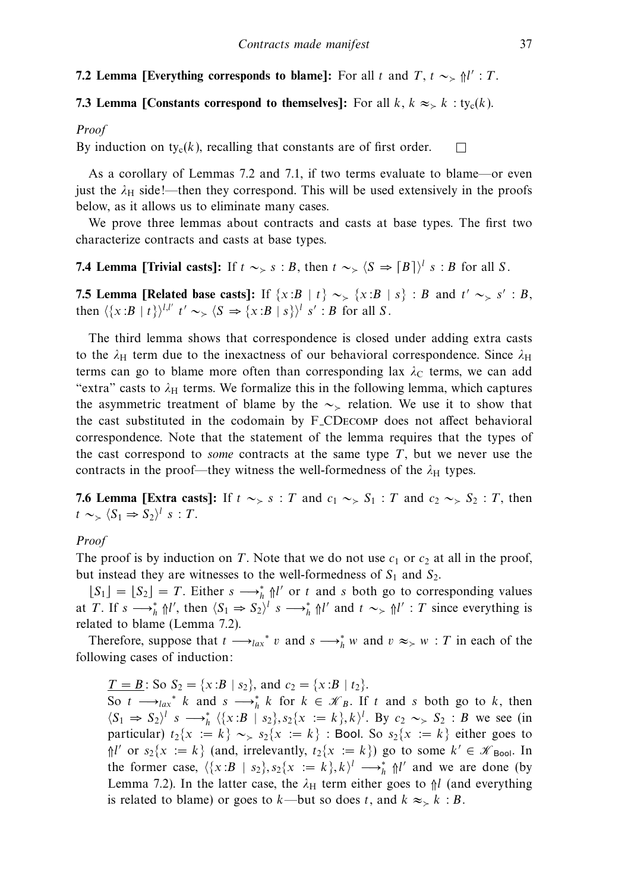**7.2 Lemma [Everything corresponds to blame]:** For all $t$ and $T$, $t \sim_{>} \Uparrow l' : T$.

**7.3 Lemma [Constants correspond to themselves]:** For all $k$, $k \approx_{>} k : \mathrm{ty_c}(k)$.

*Proof*

By induction on $\mathrm{ty_c}(k)$, recalling that constants are of first order. $\square$

As a corollary of Lemmas 7.2 and 7.1, if two terms evaluate to blame—or even just the $\lambda_{\mathrm{H}}$ side!—then they correspond. This will be used extensively in the proofs below, as it allows us to eliminate many cases.

We prove three lemmas about contracts and casts at base types. The first two characterize contracts and casts at base types.

**7.4 Lemma [Trivial casts]:** If $t \sim_{>} s : B$, then $t \sim_{>} \langle S \Rightarrow \lceil B \rceil \rangle^{l}\ s : B$ for all $S$.

**7.5 Lemma [Related base casts]:** If $\{x{:}B \mid t\} \sim_{>} \{x{:}B \mid s\} : B$ and $t' \sim_{>} s' : B$, then $\langle \{x{:}B \mid t\} \rangle^{l,l'}\ t' \sim_{>} \langle S \Rightarrow \{x{:}B \mid s\} \rangle^{l}\ s' : B$ for all $S$.

The third lemma shows that correspondence is closed under adding extra casts to the $\lambda_{\mathrm{H}}$ term due to the inexactness of our behavioral correspondence. Since $\lambda_{\mathrm{H}}$ terms can go to blame more often than corresponding lax $\lambda_{\mathrm{C}}$ terms, we can add "extra" casts to $\lambda_{\mathrm{H}}$ terms. We formalize this in the following lemma, which captures the asymmetric treatment of blame by the $\sim_{>}$ relation. We use it to show that the cast substituted in the codomain by F_CDecomp does not affect behavioral correspondence. Note that the statement of the lemma requires that the types of the cast correspond to *some* contracts at the same type $T$, but we never use the contracts in the proof—they witness the well-formedness of the $\lambda_{\mathrm{H}}$ types.

**7.6 Lemma [Extra casts]:** If $t \sim_{>} s : T$ and $c_1 \sim_{>} S_1 : T$ and $c_2 \sim_{>} S_2 : T$, then $t \sim_{>} \langle S_1 \Rightarrow S_2 \rangle^{l}\ s : T$.

*Proof*

The proof is by induction on $T$. Note that we do not use $c_1$ or $c_2$ at all in the proof, but instead they are witnesses to the well-formedness of $S_1$ and $S_2$.

$\lfloor S_1 \rfloor = \lfloor S_2 \rfloor = T$. Either $s \longrightarrow_h^* \Uparrow l'$ or $t$ and $s$ both go to corresponding values at $T$. If $s \longrightarrow_h^* \Uparrow l'$, then $\langle S_1 \Rightarrow S_2 \rangle^{l}\ s \longrightarrow_h^* \Uparrow l'$ and $t \sim_{>} \Uparrow l' : T$ since everything is related to blame (Lemma 7.2).

Therefore, suppose that $t \longrightarrow_{lax}{}^{*}\ v$ and $s \longrightarrow_h^* w$ and $v \approx_{>} w : T$ in each of the following cases of induction:

$\underline{T = B}$: So $S_2 = \{x{:}B \mid s_2\}$, and $c_2 = \{x{:}B \mid t_2\}$.
So $t \longrightarrow_{lax}{}^{*}\ k$ and $s \longrightarrow_h^* k$ for $k \in \mathcal{K}_B$. If $t$ and $s$ both go to $k$, then $\langle S_1 \Rightarrow S_2 \rangle^{l}\ s \longrightarrow_h^* \langle \{x{:}B \mid s_2\}, s_2\{x := k\}, k \rangle^{l}$. By $c_2 \sim_{>} S_2 : B$ we see (in particular) $t_2\{x := k\} \sim_{>} s_2\{x := k\} : \mathsf{Bool}$. So $s_2\{x := k\}$ either goes to $\Uparrow l'$ or $s_2\{x := k\}$ (and, irrelevantly, $t_2\{x := k\}$) go to some $k' \in \mathcal{K}_{\mathsf{Bool}}$. In the former case, $\langle \{x{:}B \mid s_2\}, s_2\{x := k\}, k \rangle^{l} \longrightarrow_h^* \Uparrow l'$ and we are done (by Lemma 7.2). In the latter case, the $\lambda_{\mathrm{H}}$ term either goes to $\Uparrow l$ (and everything is related to blame) or goes to $k$—but so does $t$, and $k \approx_{>} k : B$.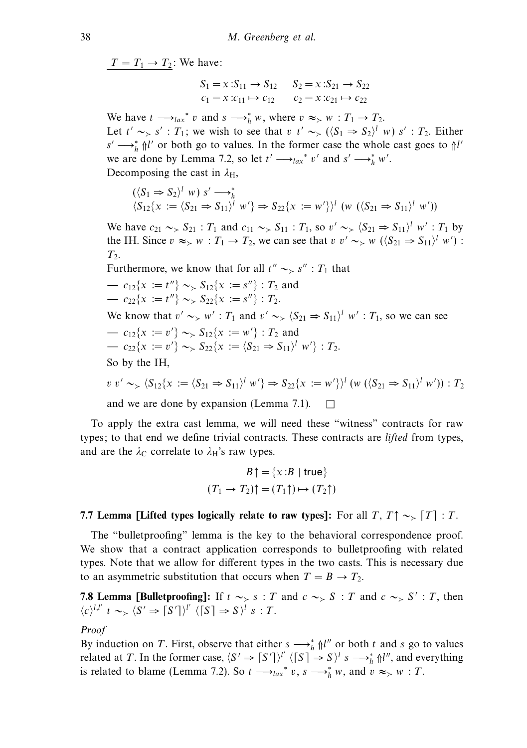$\underline{T = T_1 \to T_2}$: We have:

$$S_1 = x{:}S_{11} \to S_{12} \quad S_2 = x{:}S_{21} \to S_{22}$$
$$c_1 = x{:}c_{11} \mapsto c_{12} \quad c_2 = x{:}c_{21} \mapsto c_{22}$$

We have $t \longrightarrow_{lax}{}^{*} v$ and $s \longrightarrow_h^* w$, where $v \approx_{>} w : T_1 \to T_2$.
Let $t' \sim_{>} s' : T_1$; we wish to see that $v\ t' \sim_{>} (\langle S_1 \Rightarrow S_2\rangle^l\ w)\ s' : T_2$. Either $s' \longrightarrow_h^* \Uparrow l'$ or both go to values. In the former case the whole cast goes to $\Uparrow l'$ we are done by Lemma 7.2, so let $t' \longrightarrow_{lax}{}^{*} v'$ and $s' \longrightarrow_h^* w'$.
Decomposing the cast in $\lambda_H$,

$$(\langle S_1 \Rightarrow S_2\rangle^l\ w)\ s' \longrightarrow_h^*$$
$$\langle S_{12}\{x := \langle S_{21} \Rightarrow S_{11}\rangle^l\ w'\} \Rightarrow S_{22}\{x := w'\}\rangle^l\ (w\ (\langle S_{21} \Rightarrow S_{11}\rangle^l\ w'))$$

We have $c_{21} \sim_{>} S_{21} : T_1$ and $c_{11} \sim_{>} S_{11} : T_1$, so $v' \sim_{>} \langle S_{21} \Rightarrow S_{11}\rangle^l\ w' : T_1$ by the IH. Since $v \approx_{>} w : T_1 \to T_2$, we can see that $v\ v' \sim_{>} w\ (\langle S_{21} \Rightarrow S_{11}\rangle^l\ w') : T_2$.
Furthermore, we know that for all $t'' \sim_{>} s'' : T_1$ that
— $c_{12}\{x := t''\} \sim_{>} S_{12}\{x := s''\} : T_2$ and
— $c_{22}\{x := t''\} \sim_{>} S_{22}\{x := s''\} : T_2$.
We know that $v' \sim_{>} w' : T_1$ and $v' \sim_{>} \langle S_{21} \Rightarrow S_{11}\rangle^l\ w' : T_1$, so we can see
— $c_{12}\{x := v'\} \sim_{>} S_{12}\{x := w'\} : T_2$ and
— $c_{22}\{x := v'\} \sim_{>} S_{22}\{x := \langle S_{21} \Rightarrow S_{11}\rangle^l\ w'\} : T_2$.
So by the IH,

$$v\ v' \sim_{>} \langle S_{12}\{x := \langle S_{21} \Rightarrow S_{11}\rangle^l\ w'\} \Rightarrow S_{22}\{x := w'\}\rangle^{l'}\ (w\ (\langle S_{21} \Rightarrow S_{11}\rangle^l\ w')) : T_2$$

and we are done by expansion (Lemma 7.1). □

To apply the extra cast lemma, we will need these "witness" contracts for raw types; to that end we define trivial contracts. These contracts are *lifted* from types, and are the $\lambda_C$ correlate to $\lambda_H$'s raw types.

$$B\uparrow = \{x{:}B \mid \mathsf{true}\}$$
$$(T_1 \to T_2)\uparrow = (T_1\uparrow) \mapsto (T_2\uparrow)$$

**7.7 Lemma [Lifted types logically relate to raw types]:** For all $T$, $T\uparrow \sim_{>} \lceil T\rceil : T$.

The "bulletproofing" lemma is the key to the behavioral correspondence proof. We show that a contract application corresponds to bulletproofing with related types. Note that we allow for different types in the two casts. This is necessary due to an asymmetric substitution that occurs when $T = B \to T_2$.

**7.8 Lemma [Bulletproofing]:** If $t \sim_{>} s : T$ and $c \sim_{>} S : T$ and $c \sim_{>} S' : T$, then $\langle c\rangle^{l,l'}\ t \sim_{>} \langle S' \Rightarrow \lceil S'\rceil\rangle^{l'}\ \langle\lceil S\rceil \Rightarrow S\rangle^l\ s : T$.

*Proof*
By induction on $T$. First, observe that either $s \longrightarrow_h^* \Uparrow l''$ or both $t$ and $s$ go to values related at $T$. In the former case, $\langle S' \Rightarrow \lceil S'\rceil\rangle^{l'}\ \langle\lceil S\rceil \Rightarrow S\rangle^l\ s \longrightarrow_h^* \Uparrow l''$, and everything is related to blame (Lemma 7.2). So $t \longrightarrow_{lax}{}^{*} v$, $s \longrightarrow_h^* w$, and $v \approx_{>} w : T$.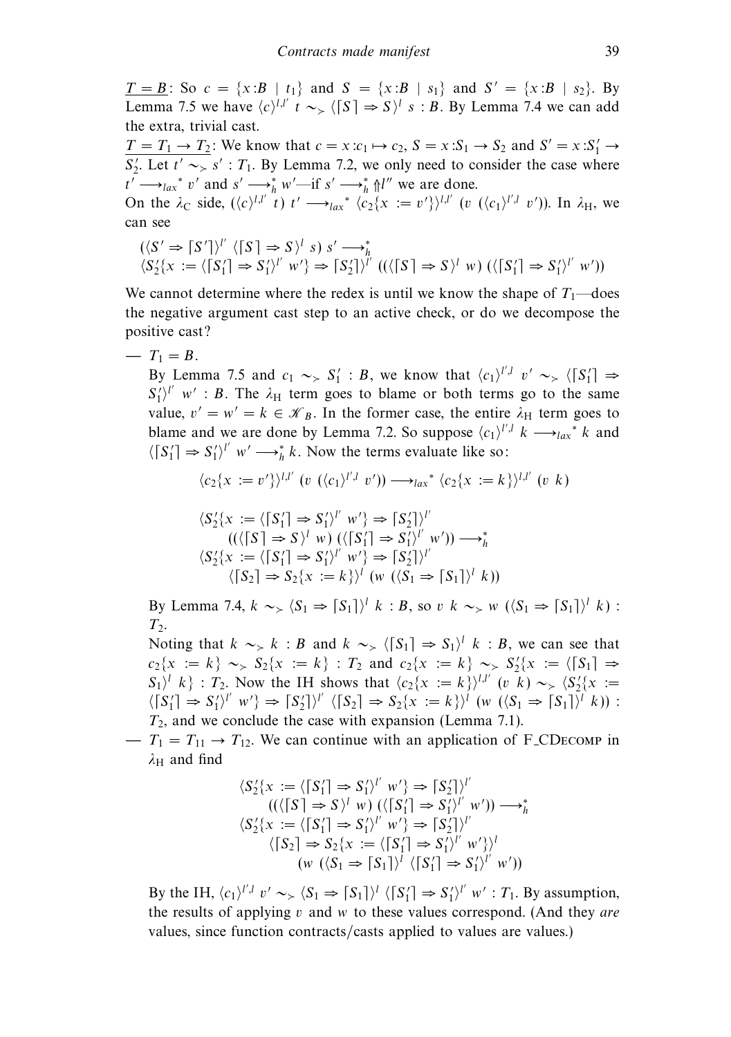$\underline{T = B}$: So $c = \{x{:}B \mid t_1\}$ and $S = \{x{:}B \mid s_1\}$ and $S' = \{x{:}B \mid s_2\}$. By Lemma 7.5 we have $\langle c \rangle^{l,l'}\ t \sim_{\succ} \langle \lceil S \rceil \Rightarrow S \rangle^l\ s : B$. By Lemma 7.4 we can add the extra, trivial cast.

$\underline{T = T_1 \to T_2}$: We know that $c = x{:}c_1 \mapsto c_2$, $S = x{:}S_1 \to S_2$ and $S' = x{:}S_1' \to S_2'$. Let $t' \sim_{\succ} s' : T_1$. By Lemma 7.2, we only need to consider the case where $t' \longrightarrow_{lax}{}^* v'$ and $s' \longrightarrow_h^* w'$—if $s' \longrightarrow_h^* \Uparrow l''$ we are done.

On the $\lambda_C$ side, $(\langle c \rangle^{l,l'}\ t)\ t' \longrightarrow_{lax}{}^* \langle c_2\{x := v'\} \rangle^{l,l'}\ (v\ (\langle c_1 \rangle^{l',l}\ v'))$. In $\lambda_H$, we can see

$$
\begin{array}{l}
(\langle S' \Rightarrow \lceil S' \rceil \rangle^{l'}\ \langle \lceil S \rceil \Rightarrow S \rangle^l\ s)\ s' \longrightarrow_h^* \\
\langle S_2'\{x := \langle \lceil S_1' \rceil \Rightarrow S_1' \rangle^{l'}\ w'\} \Rightarrow \lceil S_2' \rceil \rangle^{l'}\ ((\langle \lceil S \rceil \Rightarrow S \rangle^l\ w)\ (\langle \lceil S_1' \rceil \Rightarrow S_1' \rangle^{l'}\ w'))
\end{array}
$$

We cannot determine where the redex is until we know the shape of $T_1$—does the negative argument cast step to an active check, or do we decompose the positive cast?

— $T_1 = B$.

By Lemma 7.5 and $c_1 \sim_{\succ} S_1' : B$, we know that $\langle c_1 \rangle^{l',l}\ v' \sim_{\succ} \langle \lceil S_1' \rceil \Rightarrow S_1' \rangle^{l'}\ w' : B$. The $\lambda_H$ term goes to blame or both terms go to the same value, $v' = w' = k \in \mathcal{K}_B$. In the former case, the entire $\lambda_H$ term goes to blame and we are done by Lemma 7.2. So suppose $\langle c_1 \rangle^{l',l}\ k \longrightarrow_{lax}{}^* k$ and $\langle \lceil S_1' \rceil \Rightarrow S_1' \rangle^{l'}\ w' \longrightarrow_h^* k$. Now the terms evaluate like so:

$$
\langle c_2\{x := v'\} \rangle^{l,l'}\ (v\ (\langle c_1 \rangle^{l',l}\ v')) \longrightarrow_{lax}{}^* \langle c_2\{x := k\} \rangle^{l,l'}\ (v\ k)
$$

$$
\begin{array}{l}
\langle S_2'\{x := \langle \lceil S_1' \rceil \Rightarrow S_1' \rangle^{l'}\ w'\} \Rightarrow \lceil S_2' \rceil \rangle^{l'} \\
\qquad ((\langle \lceil S \rceil \Rightarrow S \rangle^l\ w)\ (\langle \lceil S_1' \rceil \Rightarrow S_1' \rangle^{l'}\ w')) \longrightarrow_h^* \\
\langle S_2'\{x := \langle \lceil S_1' \rceil \Rightarrow S_1' \rangle^{l'}\ w'\} \Rightarrow \lceil S_2' \rceil \rangle^{l'} \\
\qquad \langle \lceil S_2 \rceil \Rightarrow S_2\{x := k\} \rangle^l\ (w\ (\langle S_1 \Rightarrow \lceil S_1 \rceil \rangle^l\ k))
\end{array}
$$

By Lemma 7.4, $k \sim_{\succ} \langle S_1 \Rightarrow \lceil S_1 \rceil \rangle^l\ k : B$, so $v\ k \sim_{\succ} w\ (\langle S_1 \Rightarrow \lceil S_1 \rceil \rangle^l\ k) : T_2$.

Noting that $k \sim_{\succ} k : B$ and $k \sim_{\succ} \langle \lceil S_1 \rceil \Rightarrow S_1 \rangle^l\ k : B$, we can see that $c_2\{x := k\} \sim_{\succ} S_2\{x := k\} : T_2$ and $c_2\{x := k\} \sim_{\succ} S_2'\{x := \langle \lceil S_1 \rceil \Rightarrow S_1 \rangle^l\ k\} : T_2$. Now the IH shows that $\langle c_2\{x := k\} \rangle^{l,l'}\ (v\ k) \sim_{\succ} \langle S_2'\{x := \langle \lceil S_1' \rceil \Rightarrow S_1' \rangle^{l'}\ w'\} \Rightarrow \lceil S_2' \rceil \rangle^{l'}\ \langle \lceil S_2 \rceil \Rightarrow S_2\{x := k\} \rangle^l\ (w\ (\langle S_1 \Rightarrow \lceil S_1 \rceil \rangle^l\ k)) : T_2$, and we conclude the case with expansion (Lemma 7.1).

— $T_1 = T_{11} \to T_{12}$. We can continue with an application of F_CDecomp in $\lambda_H$ and find

$$
\begin{array}{l}
\langle S_2'\{x := \langle \lceil S_1' \rceil \Rightarrow S_1' \rangle^{l'}\ w'\} \Rightarrow \lceil S_2' \rceil \rangle^{l'} \\
\qquad ((\langle \lceil S \rceil \Rightarrow S \rangle^l\ w)\ (\langle \lceil S_1' \rceil \Rightarrow S_1' \rangle^{l'}\ w')) \longrightarrow_h^* \\
\langle S_2'\{x := \langle \lceil S_1' \rceil \Rightarrow S_1' \rangle^{l'}\ w'\} \Rightarrow \lceil S_2' \rceil \rangle^{l'} \\
\qquad \langle \lceil S_2 \rceil \Rightarrow S_2\{x := \langle \lceil S_1' \rceil \Rightarrow S_1' \rangle^{l'}\ w'\} \rangle^l \\
\qquad\qquad (w\ (\langle S_1 \Rightarrow \lceil S_1 \rceil \rangle^l\ \langle \lceil S_1' \rceil \Rightarrow S_1' \rangle^{l'}\ w'))
\end{array}
$$

By the IH, $\langle c_1 \rangle^{l',l}\ v' \sim_{\succ} \langle S_1 \Rightarrow \lceil S_1 \rceil \rangle^l\ \langle \lceil S_1' \rceil \Rightarrow S_1' \rangle^{l'}\ w' : T_1$. By assumption, the results of applying $v$ and $w$ to these values correspond. (And they *are* values, since function contracts/casts applied to values are values.)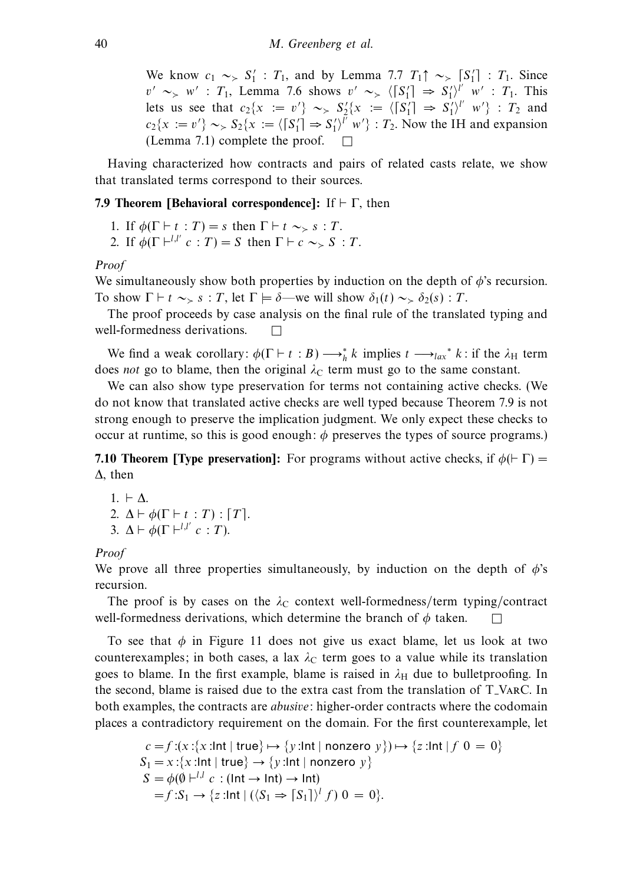We know $c_1 \sim_{>} S_1' : T_1$, and by Lemma 7.7 $T_1\!\uparrow\; \sim_{>} \lceil S_1' \rceil : T_1$. Since $v' \sim_{>} w' : T_1$, Lemma 7.6 shows $v' \sim_{>} \langle \lceil S_1' \rceil \Rightarrow S_1' \rangle^{l'}\; w' : T_1$. This lets us see that $c_2\{x := v'\} \sim_{>} S_2'\{x := \langle \lceil S_1' \rceil \Rightarrow S_1' \rangle^{l'}\; w'\} : T_2$ and $c_2\{x := v'\} \sim_{>} S_2\{x := \langle \lceil S_1' \rceil \Rightarrow S_1' \rangle^{l'}\; w'\} : T_2$. Now the IH and expansion (Lemma 7.1) complete the proof. $\square$

Having characterized how contracts and pairs of related casts relate, we show that translated terms correspond to their sources.

**7.9 Theorem [Behavioral correspondence]:** If $\vdash \Gamma$, then

1. If $\phi(\Gamma \vdash t : T) = s$ then $\Gamma \vdash t \sim_{>} s : T$.
2. If $\phi(\Gamma \vdash^{l,l'} c : T) = S$ then $\Gamma \vdash c \sim_{>} S : T$.

*Proof*

We simultaneously show both properties by induction on the depth of $\phi$'s recursion. To show $\Gamma \vdash t \sim_{>} s : T$, let $\Gamma \models \delta$—we will show $\delta_1(t) \sim_{>} \delta_2(s) : T$.

The proof proceeds by case analysis on the final rule of the translated typing and well-formedness derivations. $\square$

We find a weak corollary: $\phi(\Gamma \vdash t : B) \longrightarrow_h^* k$ implies $t \longrightarrow_{lax}{}^* k$: if the $\lambda_{\mathrm{H}}$ term does *not* go to blame, then the original $\lambda_{\mathrm{C}}$ term must go to the same constant.

We can also show type preservation for terms not containing active checks. (We do not know that translated active checks are well typed because Theorem 7.9 is not strong enough to preserve the implication judgment. We only expect these checks to occur at runtime, so this is good enough: $\phi$ preserves the types of source programs.)

**7.10 Theorem [Type preservation]:** For programs without active checks, if $\phi(\vdash \Gamma) = \Delta$, then

1. $\vdash \Delta$.
2. $\Delta \vdash \phi(\Gamma \vdash t : T) : \lceil T \rceil$.
3. $\Delta \vdash \phi(\Gamma \vdash^{l,l'} c : T)$.

*Proof*

We prove all three properties simultaneously, by induction on the depth of $\phi$'s recursion.

The proof is by cases on the $\lambda_{\mathrm{C}}$ context well-formedness/term typing/contract well-formedness derivations, which determine the branch of $\phi$ taken. $\square$

To see that $\phi$ in Figure 11 does not give us exact blame, let us look at two counterexamples; in both cases, a lax $\lambda_{\mathrm{C}}$ term goes to a value while its translation goes to blame. In the first example, blame is raised in $\lambda_{\mathrm{H}}$ due to bulletproofing. In the second, blame is raised due to the extra cast from the translation of T_VarC. In both examples, the contracts are *abusive*: higher-order contracts where the codomain places a contradictory requirement on the domain. For the first counterexample, let

$$
\begin{aligned}
c &= f{:}(x{:}\{x{:}\mathsf{Int} \mid \mathsf{true}\} \mapsto \{y{:}\mathsf{Int} \mid \mathsf{nonzero}\ y\}) \mapsto \{z{:}\mathsf{Int} \mid f\ 0 = 0\} \\
S_1 &= x{:}\{x{:}\mathsf{Int} \mid \mathsf{true}\} \rightarrow \{y{:}\mathsf{Int} \mid \mathsf{nonzero}\ y\} \\
S &= \phi(\emptyset \vdash^{l,l} c : (\mathsf{Int} \rightarrow \mathsf{Int}) \rightarrow \mathsf{Int}) \\
&= f{:}S_1 \rightarrow \{z{:}\mathsf{Int} \mid (\langle S_1 \Rightarrow \lceil S_1 \rceil \rangle^{l}\ f)\ 0 = 0\}.
\end{aligned}
$$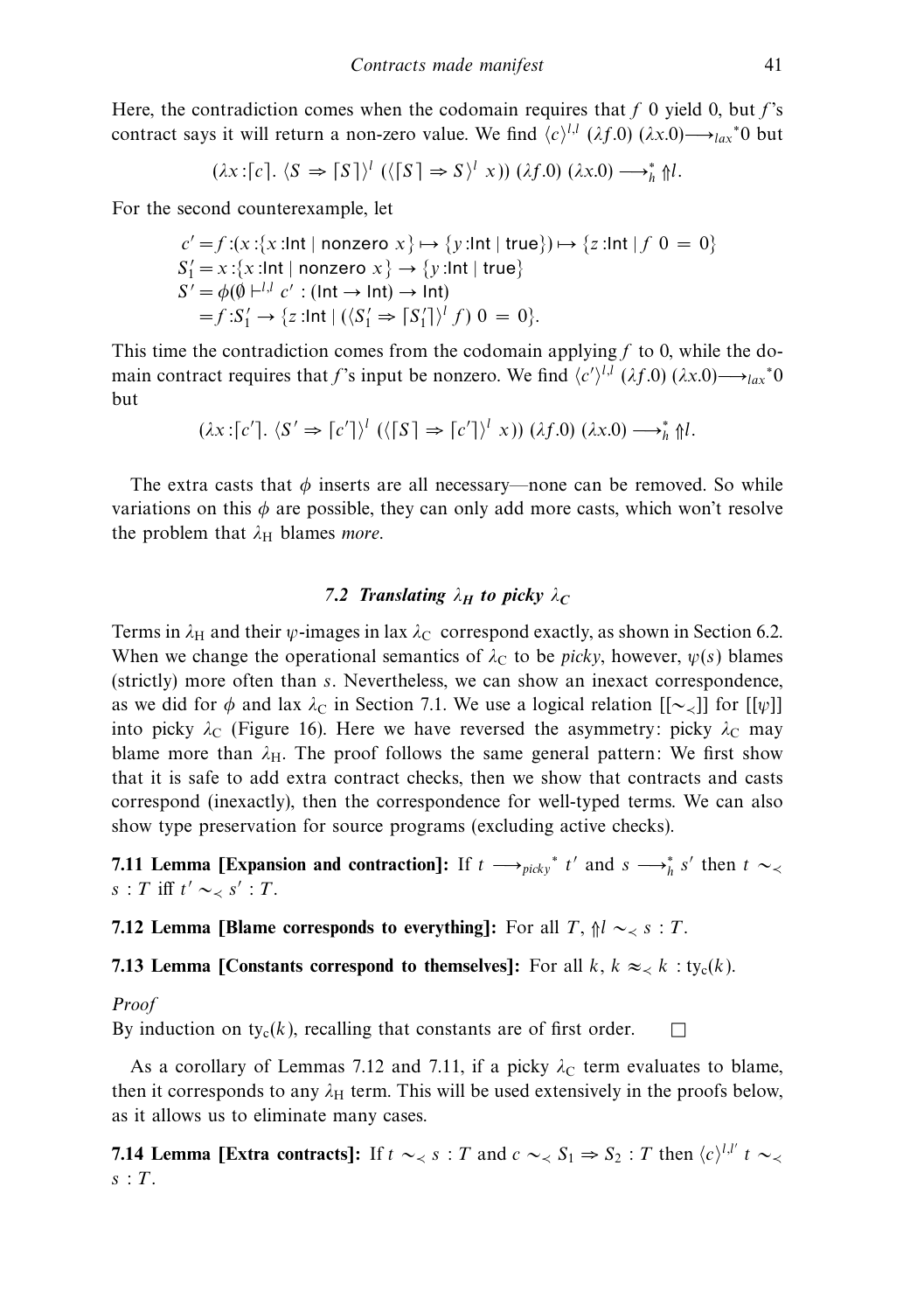Here, the contradiction comes when the codomain requires that $f$ 0 yield 0, but $f$'s contract says it will return a non-zero value. We find $\langle c\rangle^{l,l}\ (\lambda f.0)\ (\lambda x.0) \longrightarrow_{lax}{}^{*} 0$ but

$$(\lambda x{:}\lceil c\rceil.\ \langle S \Rightarrow \lceil S\rceil\rangle^{l}\ (\langle \lceil S\rceil \Rightarrow S\rangle^{l}\ x))\ (\lambda f.0)\ (\lambda x.0) \longrightarrow_{h}^{*} \Uparrow l.$$

For the second counterexample, let

$$\begin{aligned}
c' &= f{:}(x{:}\{x{:}\mathsf{Int} \mid \mathsf{nonzero}\ x\} \mapsto \{y{:}\mathsf{Int} \mid \mathsf{true}\}) \mapsto \{z{:}\mathsf{Int} \mid f\ 0\ =\ 0\} \\
S_1' &= x{:}\{x{:}\mathsf{Int} \mid \mathsf{nonzero}\ x\} \rightarrow \{y{:}\mathsf{Int} \mid \mathsf{true}\} \\
S' &= \phi(\emptyset \vdash^{l,l} c' : (\mathsf{Int} \rightarrow \mathsf{Int}) \rightarrow \mathsf{Int}) \\
&= f{:}S_1' \rightarrow \{z{:}\mathsf{Int} \mid (\langle S_1' \Rightarrow \lceil S_1'\rceil\rangle^{l}\ f)\ 0\ =\ 0\}.
\end{aligned}$$

This time the contradiction comes from the codomain applying $f$ to 0, while the domain contract requires that $f$'s input be nonzero. We find $\langle c'\rangle^{l,l}\ (\lambda f.0)\ (\lambda x.0) \longrightarrow_{lax}{}^{*} 0$ but

$$(\lambda x{:}\lceil c'\rceil.\ \langle S' \Rightarrow \lceil c'\rceil\rangle^{l}\ (\langle \lceil S\rceil \Rightarrow \lceil c'\rceil\rangle^{l}\ x))\ (\lambda f.0)\ (\lambda x.0) \longrightarrow_{h}^{*} \Uparrow l.$$

The extra casts that $\phi$ inserts are all necessary—none can be removed. So while variations on this $\phi$ are possible, they can only add more casts, which won't resolve the problem that $\lambda_{\mathrm{H}}$ blames *more*.

### 7.2 Translating $\lambda_H$ to picky $\lambda_C$

Terms in $\lambda_{\mathrm{H}}$ and their $\psi$-images in lax $\lambda_{\mathrm{C}}$ correspond exactly, as shown in Section 6.2. When we change the operational semantics of $\lambda_{\mathrm{C}}$ to be *picky*, however, $\psi(s)$ blames (strictly) more often than $s$. Nevertheless, we can show an inexact correspondence, as we did for $\phi$ and lax $\lambda_{\mathrm{C}}$ in Section 7.1. We use a logical relation $[[\sim_{\prec}]]$ for $[[\psi]]$ into picky $\lambda_{\mathrm{C}}$ (Figure 16). Here we have reversed the asymmetry: picky $\lambda_{\mathrm{C}}$ may blame more than $\lambda_{\mathrm{H}}$. The proof follows the same general pattern: We first show that it is safe to add extra contract checks, then we show that contracts and casts correspond (inexactly), then the correspondence for well-typed terms. We can also show type preservation for source programs (excluding active checks).

**7.11 Lemma [Expansion and contraction]:** If $t \longrightarrow_{picky}{}^{*} t'$ and $s \longrightarrow_{h}^{*} s'$ then $t \sim_{\prec} s : T$ iff $t' \sim_{\prec} s' : T$.

**7.12 Lemma [Blame corresponds to everything]:** For all $T$, $\Uparrow l \sim_{\prec} s : T$.

**7.13 Lemma [Constants correspond to themselves]:** For all $k$, $k \approx_{\prec} k : \mathrm{ty_c}(k)$.

*Proof*

By induction on $\mathrm{ty_c}(k)$, recalling that constants are of first order. $\square$

As a corollary of Lemmas 7.12 and 7.11, if a picky $\lambda_{\mathrm{C}}$ term evaluates to blame, then it corresponds to any $\lambda_{\mathrm{H}}$ term. This will be used extensively in the proofs below, as it allows us to eliminate many cases.

**7.14 Lemma [Extra contracts]:** If $t \sim_{\prec} s : T$ and $c \sim_{\prec} S_1 \Rightarrow S_2 : T$ then $\langle c\rangle^{l,l'}\ t \sim_{\prec} s : T$.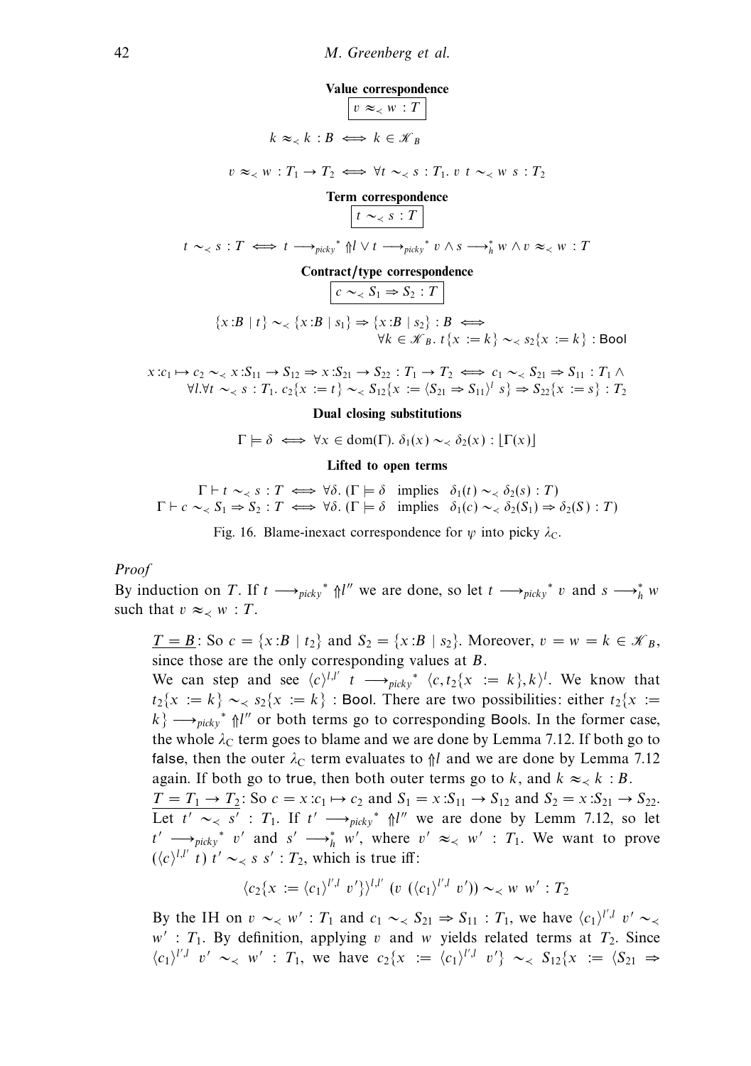**Value correspondence**

$$\boxed{v \approx_{\prec} w : T}$$

$$k \approx_{\prec} k : B \iff k \in \mathcal{K}_B$$

$$v \approx_{\prec} w : T_1 \to T_2 \iff \forall t \sim_{\prec} s : T_1.\ v\ t \sim_{\prec} w\ s : T_2$$

**Term correspondence**

$$\boxed{t \sim_{\prec} s : T}$$

$$t \sim_{\prec} s : T \iff t \longrightarrow_{picky}^{*} \Uparrow l \lor t \longrightarrow_{picky}^{*} v \land s \longrightarrow_{h}^{*} w \land v \approx_{\prec} w : T$$

**Contract/type correspondence**

$$\boxed{c \sim_{\prec} S_1 \Rightarrow S_2 : T}$$

$$\{x{:}B \mid t\} \sim_{\prec} \{x{:}B \mid s_1\} \Rightarrow \{x{:}B \mid s_2\} : B \iff \\ \forall k \in \mathcal{K}_B.\ t\{x := k\} \sim_{\prec} s_2\{x := k\} : \mathsf{Bool}$$

$$x{:}c_1 \mapsto c_2 \sim_{\prec} x{:}S_{11} \to S_{12} \Rightarrow x{:}S_{21} \to S_{22} : T_1 \to T_2 \iff c_1 \sim_{\prec} S_{21} \Rightarrow S_{11} : T_1 \land \\ \forall l. \forall t \sim_{\prec} s : T_1.\ c_2\{x := t\} \sim_{\prec} S_{12}\{x := \langle S_{21} \Rightarrow S_{11}\rangle^{l}\ s\} \Rightarrow S_{22}\{x := s\} : T_2$$

**Dual closing substitutions**

$$\Gamma \models \delta \iff \forall x \in \mathrm{dom}(\Gamma).\ \delta_1(x) \sim_{\prec} \delta_2(x) : \lfloor \Gamma(x) \rfloor$$

**Lifted to open terms**

$$\Gamma \vdash t \sim_{\prec} s : T \iff \forall \delta.\ (\Gamma \models \delta \quad \text{implies} \quad \delta_1(t) \sim_{\prec} \delta_2(s) : T)$$
$$\Gamma \vdash c \sim_{\prec} S_1 \Rightarrow S_2 : T \iff \forall \delta.\ (\Gamma \models \delta \quad \text{implies} \quad \delta_1(c) \sim_{\prec} \delta_2(S_1) \Rightarrow \delta_2(S) : T)$$

Fig. 16. Blame-inexact correspondence for $\psi$ into picky $\lambda_{\mathrm{C}}$.

*Proof*

By induction on $T$. If $t \longrightarrow_{picky}^{*} \Uparrow l''$ we are done, so let $t \longrightarrow_{picky}^{*} v$ and $s \longrightarrow_{h}^{*} w$ such that $v \approx_{\prec} w : T$.

> $\underline{T = B}$: So $c = \{x{:}B \mid t_2\}$ and $S_2 = \{x{:}B \mid s_2\}$. Moreover, $v = w = k \in \mathcal{K}_B$, since those are the only corresponding values at $B$.
>
> We can step and see $\langle c \rangle^{l,l'}\ t \longrightarrow_{picky}^{*} \langle c, t_2\{x := k\}, k\rangle^{l}$. We know that $t_2\{x := k\} \sim_{\prec} s_2\{x := k\} : \mathsf{Bool}$. There are two possibilities: either $t_2\{x := k\} \longrightarrow_{picky}^{*} \Uparrow l''$ or both terms go to corresponding $\mathsf{Bool}$s. In the former case, the whole $\lambda_{\mathrm{C}}$ term goes to blame and we are done by Lemma 7.12. If both go to $\mathsf{false}$, then the outer $\lambda_{\mathrm{C}}$ term evaluates to $\Uparrow l$ and we are done by Lemma 7.12 again. If both go to $\mathsf{true}$, then both outer terms go to $k$, and $k \approx_{\prec} k : B$.
>
> $\underline{T = T_1 \to T_2}$: So $c = x{:}c_1 \mapsto c_2$ and $S_1 = x{:}S_{11} \to S_{12}$ and $S_2 = x{:}S_{21} \to S_{22}$. Let $t' \sim_{\prec} s' : T_1$. If $t' \longrightarrow_{picky}^{*} \Uparrow l''$ we are done by Lemm 7.12, so let $t' \longrightarrow_{picky}^{*} v'$ and $s' \longrightarrow_{h}^{*} w'$, where $v' \approx_{\prec} w' : T_1$. We want to prove $(\langle c \rangle^{l,l'}\ t)\ t' \sim_{\prec} s\ s' : T_2$, which is true iff:
>
> $$\langle c_2\{x := \langle c_1\rangle^{l',l}\ v'\}\rangle^{l,l'}\ (v\ (\langle c_1\rangle^{l',l}\ v')) \sim_{\prec} w\ w' : T_2$$
>
> By the IH on $v \sim_{\prec} w' : T_1$ and $c_1 \sim_{\prec} S_{21} \Rightarrow S_{11} : T_1$, we have $\langle c_1\rangle^{l',l}\ v' \sim_{\prec} w' : T_1$. By definition, applying $v$ and $w$ yields related terms at $T_2$. Since $\langle c_1\rangle^{l',l}\ v' \sim_{\prec} w' : T_1$, we have $c_2\{x := \langle c_1\rangle^{l',l}\ v'\} \sim_{\prec} S_{12}\{x := \langle S_{21} \Rightarrow$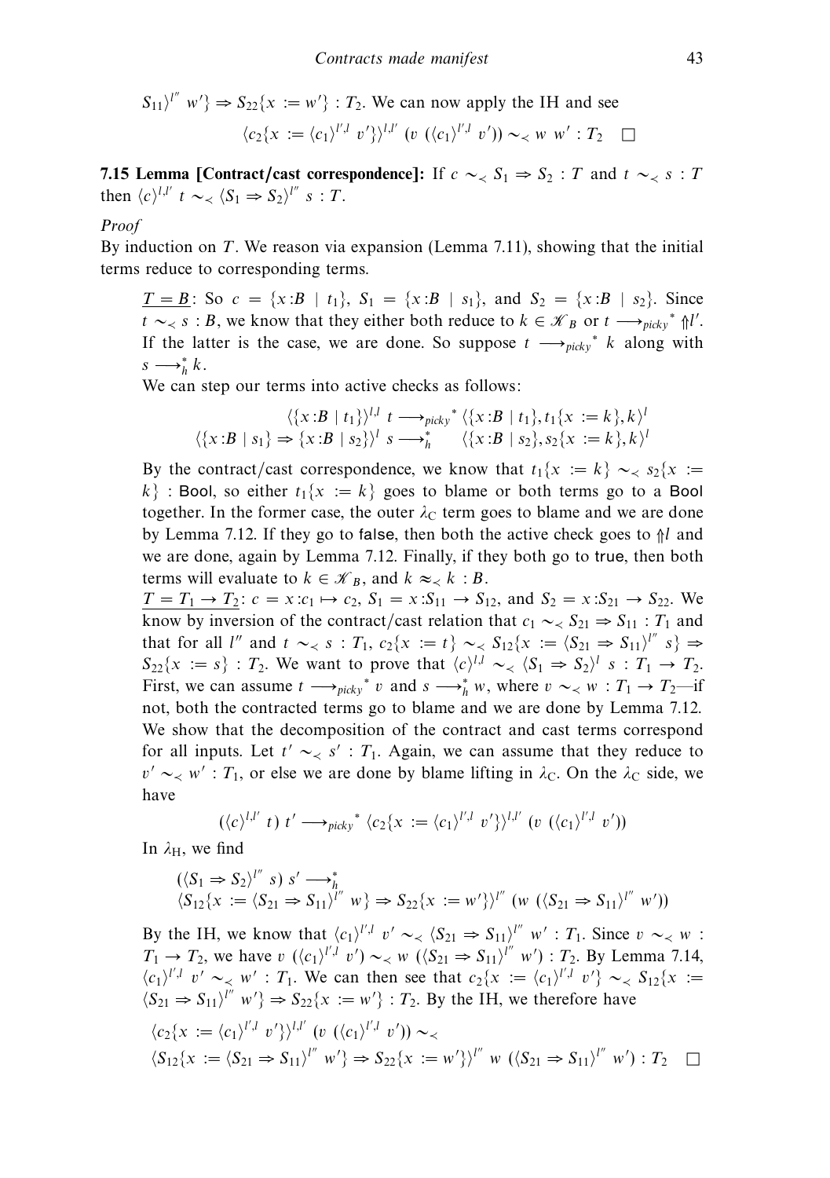$S_{11}\rangle^{l''}\ w'\} \Rightarrow S_{22}\{x := w'\} : T_2$. We can now apply the IH and see

$$\langle c_2\{x := \langle c_1\rangle^{l',l}\ v'\}\rangle^{l,l'}\ (v\ (\langle c_1\rangle^{l',l}\ v')) \sim_{\prec} w\ w' : T_2 \quad \square$$

**7.15 Lemma [Contract/cast correspondence]:** If $c \sim_{\prec} S_1 \Rightarrow S_2 : T$ and $t \sim_{\prec} s : T$ then $\langle c\rangle^{l,l'}\ t \sim_{\prec} \langle S_1 \Rightarrow S_2\rangle^{l''}\ s : T$.

*Proof*

By induction on $T$. We reason via expansion (Lemma 7.11), showing that the initial terms reduce to corresponding terms.

$\underline{T = B}$: So $c = \{x{:}B \mid t_1\}$, $S_1 = \{x{:}B \mid s_1\}$, and $S_2 = \{x{:}B \mid s_2\}$. Since $t \sim_{\prec} s : B$, we know that they either both reduce to $k \in \mathcal{K}_B$ or $t \longrightarrow_{picky}{}^{*} \Uparrow l'$. If the latter is the case, we are done. So suppose $t \longrightarrow_{picky}{}^{*}\ k$ along with $s \longrightarrow_h^{*} k$.

We can step our terms into active checks as follows:

$$\begin{array}{rl} \langle\{x{:}B \mid t_1\}\rangle^{l,l}\ t \longrightarrow_{picky}{}^{*} & \langle\{x{:}B \mid t_1\}, t_1\{x := k\}, k\rangle^{l} \\ \langle\{x{:}B \mid s_1\} \Rightarrow \{x{:}B \mid s_2\}\rangle^{l}\ s \longrightarrow_h^{*} & \langle\{x{:}B \mid s_2\}, s_2\{x := k\}, k\rangle^{l} \end{array}$$

By the contract/cast correspondence, we know that $t_1\{x := k\} \sim_{\prec} s_2\{x := k\}$ : Bool, so either $t_1\{x := k\}$ goes to blame or both terms go to a Bool together. In the former case, the outer $\lambda_C$ term goes to blame and we are done by Lemma 7.12. If they go to false, then both the active check goes to $\Uparrow l$ and we are done, again by Lemma 7.12. Finally, if they both go to true, then both terms will evaluate to $k \in \mathcal{K}_B$, and $k \approx_{\prec} k : B$.

$\underline{T = T_1 \to T_2}$: $c = x{:}c_1 \mapsto c_2$, $S_1 = x{:}S_{11} \to S_{12}$, and $S_2 = x{:}S_{21} \to S_{22}$. We know by inversion of the contract/cast relation that $c_1 \sim_{\prec} S_{21} \Rightarrow S_{11} : T_1$ and that for all $l''$ and $t \sim_{\prec} s : T_1$, $c_2\{x := t\} \sim_{\prec} S_{12}\{x := \langle S_{21} \Rightarrow S_{11}\rangle^{l''}\ s\} \Rightarrow S_{22}\{x := s\} : T_2$. We want to prove that $\langle c\rangle^{l,l} \sim_{\prec} \langle S_1 \Rightarrow S_2\rangle^{l}\ s : T_1 \to T_2$. First, we can assume $t \longrightarrow_{picky}{}^{*}\ v$ and $s \longrightarrow_h^{*} w$, where $v \sim_{\prec} w : T_1 \to T_2$—if not, both the contracted terms go to blame and we are done by Lemma 7.12. We show that the decomposition of the contract and cast terms correspond for all inputs. Let $t' \sim_{\prec} s' : T_1$. Again, we can assume that they reduce to $v' \sim_{\prec} w' : T_1$, or else we are done by blame lifting in $\lambda_C$. On the $\lambda_C$ side, we have

$$(\langle c\rangle^{l,l'}\ t)\ t' \longrightarrow_{picky}{}^{*} \langle c_2\{x := \langle c_1\rangle^{l',l}\ v'\}\rangle^{l,l'}\ (v\ (\langle c_1\rangle^{l',l}\ v'))$$

In $\lambda_H$, we find

$$\begin{array}{l} (\langle S_1 \Rightarrow S_2\rangle^{l''}\ s)\ s' \longrightarrow_h^{*} \\ \langle S_{12}\{x := \langle S_{21} \Rightarrow S_{11}\rangle^{l''}\ w\} \Rightarrow S_{22}\{x := w'\}\rangle^{l''}\ (w\ (\langle S_{21} \Rightarrow S_{11}\rangle^{l''}\ w')) \end{array}$$

By the IH, we know that $\langle c_1\rangle^{l',l}\ v' \sim_{\prec} \langle S_{21} \Rightarrow S_{11}\rangle^{l''}\ w' : T_1$. Since $v \sim_{\prec} w : T_1 \to T_2$, we have $v\ (\langle c_1\rangle^{l',l}\ v') \sim_{\prec} w\ (\langle S_{21} \Rightarrow S_{11}\rangle^{l''}\ w') : T_2$. By Lemma 7.14, $\langle c_1\rangle^{l',l}\ v' \sim_{\prec} w' : T_1$. We can then see that $c_2\{x := \langle c_1\rangle^{l',l}\ v'\} \sim_{\prec} S_{12}\{x := \langle S_{21} \Rightarrow S_{11}\rangle^{l''}\ w'\} \Rightarrow S_{22}\{x := w'\} : T_2$. By the IH, we therefore have

$$\begin{array}{l} \langle c_2\{x := \langle c_1\rangle^{l',l}\ v'\}\rangle^{l,l'}\ (v\ (\langle c_1\rangle^{l',l}\ v')) \sim_{\prec} \\ \langle S_{12}\{x := \langle S_{21} \Rightarrow S_{11}\rangle^{l''}\ w'\} \Rightarrow S_{22}\{x := w'\}\rangle^{l''}\ w\ (\langle S_{21} \Rightarrow S_{11}\rangle^{l''}\ w') : T_2 \quad \square \end{array}$$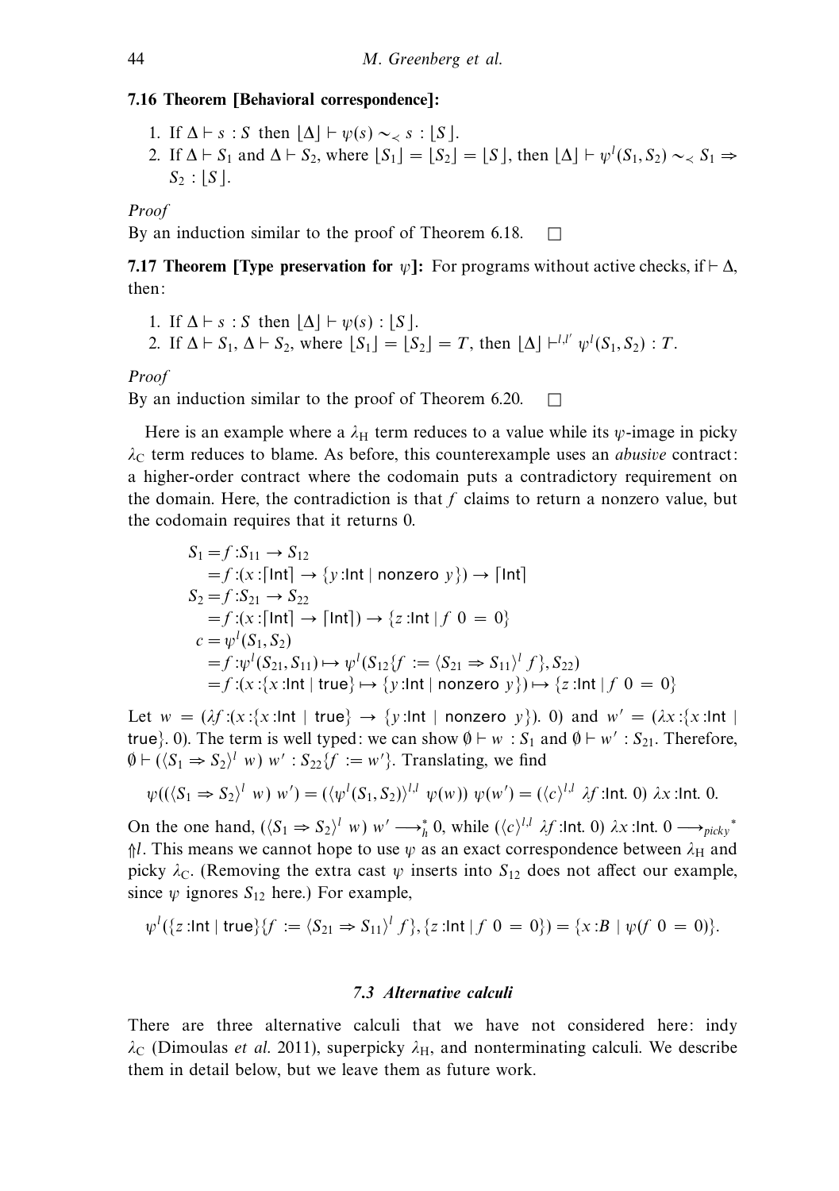**7.16 Theorem [Behavioral correspondence]:**

1. If $\Delta \vdash s : S$ then $\lfloor \Delta \rfloor \vdash \psi(s) \sim_{<} s : \lfloor S \rfloor$.
2. If $\Delta \vdash S_1$ and $\Delta \vdash S_2$, where $\lfloor S_1 \rfloor = \lfloor S_2 \rfloor = \lfloor S \rfloor$, then $\lfloor \Delta \rfloor \vdash \psi^l(S_1, S_2) \sim_{<} S_1 \Rightarrow S_2 : \lfloor S \rfloor$.

*Proof*

By an induction similar to the proof of Theorem 6.18. $\square$

**7.17 Theorem [Type preservation for $\psi$]:** For programs without active checks, if $\vdash \Delta$, then:

1. If $\Delta \vdash s : S$ then $\lfloor \Delta \rfloor \vdash \psi(s) : \lfloor S \rfloor$.
2. If $\Delta \vdash S_1$, $\Delta \vdash S_2$, where $\lfloor S_1 \rfloor = \lfloor S_2 \rfloor = T$, then $\lfloor \Delta \rfloor \vdash^{l,l'} \psi^l(S_1, S_2) : T$.

*Proof*

By an induction similar to the proof of Theorem 6.20. $\square$

Here is an example where a $\lambda_{\mathrm{H}}$ term reduces to a value while its $\psi$-image in picky $\lambda_{\mathrm{C}}$ term reduces to blame. As before, this counterexample uses an *abusive* contract: a higher-order contract where the codomain puts a contradictory requirement on the domain. Here, the contradiction is that $f$ claims to return a nonzero value, but the codomain requires that it returns 0.

$$
\begin{aligned}
S_1 &= f{:}S_{11} \to S_{12} \\
&= f{:}(x{:}\lceil \mathsf{Int} \rceil \to \{y{:}\mathsf{Int} \mid \mathsf{nonzero}\ y\}) \to \lceil \mathsf{Int} \rceil \\
S_2 &= f{:}S_{21} \to S_{22} \\
&= f{:}(x{:}\lceil \mathsf{Int} \rceil \to \lceil \mathsf{Int} \rceil) \to \{z{:}\mathsf{Int} \mid f\ 0 = 0\} \\
c &= \psi^l(S_1, S_2) \\
&= f{:}\psi^l(S_{21}, S_{11}) \mapsto \psi^l(S_{12}\{f := \langle S_{21} \Rightarrow S_{11} \rangle^l\ f\}, S_{22}) \\
&= f{:}(x{:}\{x{:}\mathsf{Int} \mid \mathsf{true}\} \mapsto \{y{:}\mathsf{Int} \mid \mathsf{nonzero}\ y\}) \mapsto \{z{:}\mathsf{Int} \mid f\ 0 = 0\}
\end{aligned}
$$

Let $w = (\lambda f{:}(x{:}\{x{:}\mathsf{Int} \mid \mathsf{true}\} \to \{y{:}\mathsf{Int} \mid \mathsf{nonzero}\ y\}).\ 0)$ and $w' = (\lambda x{:}\{x{:}\mathsf{Int} \mid \mathsf{true}\}.\ 0)$. The term is well typed: we can show $\emptyset \vdash w : S_1$ and $\emptyset \vdash w' : S_{21}$. Therefore, $\emptyset \vdash (\langle S_1 \Rightarrow S_2 \rangle^l\ w)\ w' : S_{22}\{f := w'\}$. Translating, we find

$$
\psi((\langle S_1 \Rightarrow S_2 \rangle^l\ w)\ w') = (\langle \psi^l(S_1, S_2) \rangle^{l,l}\ \psi(w))\ \psi(w') = (\langle c \rangle^{l,l}\ \lambda f{:}\mathsf{Int}.\ 0)\ \lambda x{:}\mathsf{Int}.\ 0.
$$

On the one hand, $(\langle S_1 \Rightarrow S_2 \rangle^l\ w)\ w' \longrightarrow_h^* 0$, while $(\langle c \rangle^{l,l}\ \lambda f{:}\mathsf{Int}.\ 0)\ \lambda x{:}\mathsf{Int}.\ 0 \longrightarrow_{picky}^{\ *} \Uparrow l$. This means we cannot hope to use $\psi$ as an exact correspondence between $\lambda_{\mathrm{H}}$ and picky $\lambda_{\mathrm{C}}$. (Removing the extra cast $\psi$ inserts into $S_{12}$ does not affect our example, since $\psi$ ignores $S_{12}$ here.) For example,

$$
\psi^l(\{z{:}\mathsf{Int} \mid \mathsf{true}\}\{f := \langle S_{21} \Rightarrow S_{11} \rangle^l\ f\}, \{z{:}\mathsf{Int} \mid f\ 0 = 0\}) = \{x{:}B \mid \psi(f\ 0 = 0)\}.
$$

### *7.3 Alternative calculi*

There are three alternative calculi that we have not considered here: indy $\lambda_{\mathrm{C}}$ (Dimoulas *et al.* 2011), superpicky $\lambda_{\mathrm{H}}$, and nonterminating calculi. We describe them in detail below, but we leave them as future work.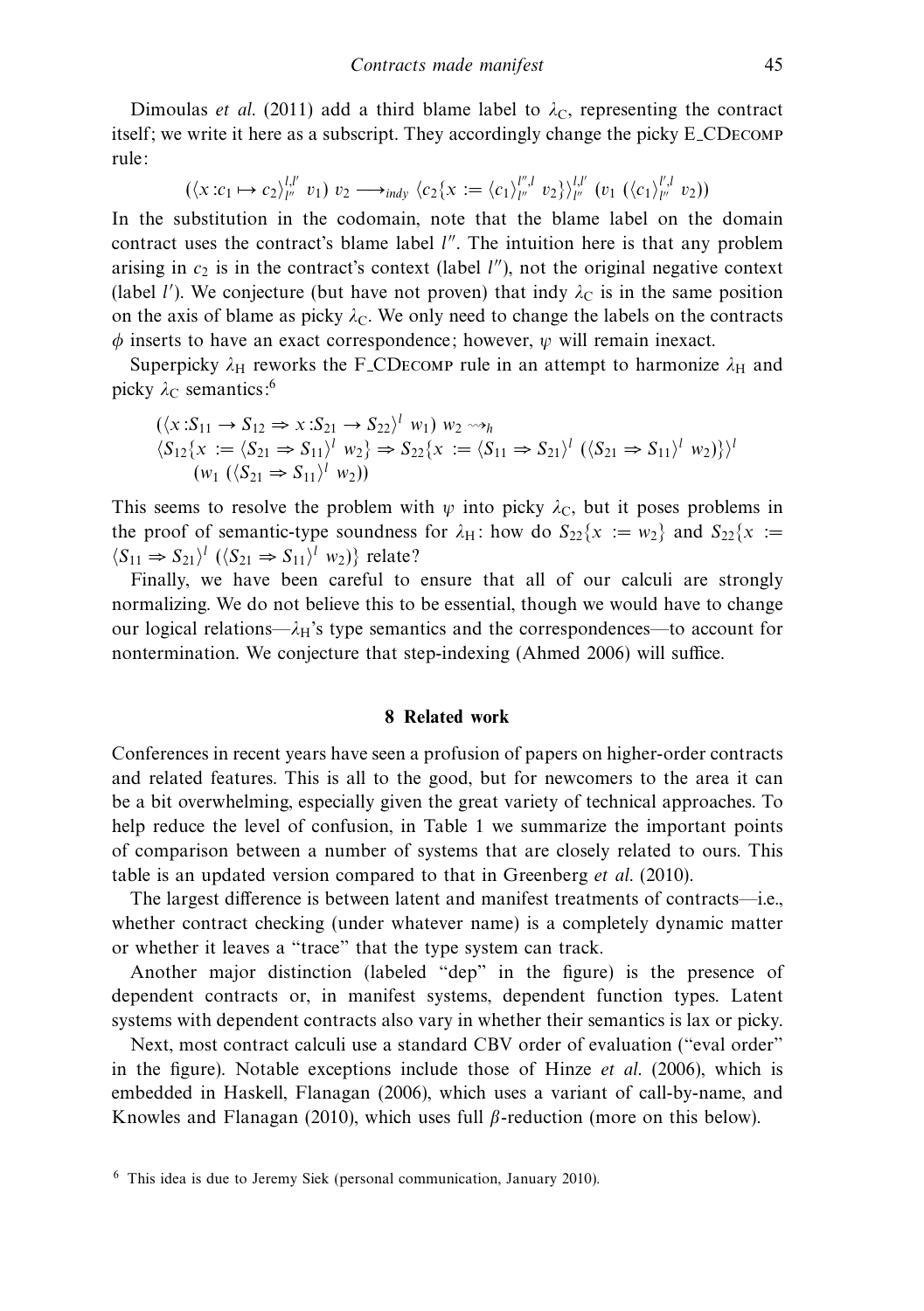Dimoulas *et al.* (2011) add a third blame label to $\lambda_C$, representing the contract itself; we write it here as a subscript. They accordingly change the picky E_CDecomp rule:

$$(\langle x : c_1 \mapsto c_2 \rangle^{l,l'}_{l''}\ v_1)\ v_2 \longrightarrow_{indy} \langle c_2\{x := \langle c_1 \rangle^{l'',l}_{l''}\ v_2\}\rangle^{l,l'}_{l''}\ (v_1\ (\langle c_1 \rangle^{l',l}_{l''}\ v_2))$$

In the substitution in the codomain, note that the blame label on the domain contract uses the contract's blame label $l''$. The intuition here is that any problem arising in $c_2$ is in the contract's context (label $l''$), not the original negative context (label $l'$). We conjecture (but have not proven) that indy $\lambda_C$ is in the same position on the axis of blame as picky $\lambda_C$. We only need to change the labels on the contracts $\phi$ inserts to have an exact correspondence; however, $\psi$ will remain inexact.

Superpicky $\lambda_H$ reworks the F_CDecomp rule in an attempt to harmonize $\lambda_H$ and picky $\lambda_C$ semantics:[6]

$$\begin{aligned}&(\langle x : S_{11} \to S_{12} \Rightarrow x : S_{21} \to S_{22} \rangle^l\ w_1)\ w_2 \rightsquigarrow_h \\ &\langle S_{12}\{x := \langle S_{21} \Rightarrow S_{11} \rangle^l\ w_2\} \Rightarrow S_{22}\{x := \langle S_{11} \Rightarrow S_{21} \rangle^l\ (\langle S_{21} \Rightarrow S_{11} \rangle^l\ w_2)\}\rangle^l \\ &\quad (w_1\ (\langle S_{21} \Rightarrow S_{11} \rangle^l\ w_2))\end{aligned}$$

This seems to resolve the problem with $\psi$ into picky $\lambda_C$, but it poses problems in the proof of semantic-type soundness for $\lambda_H$: how do $S_{22}\{x := w_2\}$ and $S_{22}\{x := \langle S_{11} \Rightarrow S_{21} \rangle^l\ (\langle S_{21} \Rightarrow S_{11} \rangle^l\ w_2)\}$ relate?

Finally, we have been careful to ensure that all of our calculi are strongly normalizing. We do not believe this to be essential, though we would have to change our logical relations—$\lambda_H$'s type semantics and the correspondences—to account for nontermination. We conjecture that step-indexing (Ahmed 2006) will suffice.

## 8 Related work

Conferences in recent years have seen a profusion of papers on higher-order contracts and related features. This is all to the good, but for newcomers to the area it can be a bit overwhelming, especially given the great variety of technical approaches. To help reduce the level of confusion, in Table 1 we summarize the important points of comparison between a number of systems that are closely related to ours. This table is an updated version compared to that in Greenberg *et al.* (2010).

The largest difference is between latent and manifest treatments of contracts—i.e., whether contract checking (under whatever name) is a completely dynamic matter or whether it leaves a "trace" that the type system can track.

Another major distinction (labeled "dep" in the figure) is the presence of dependent contracts or, in manifest systems, dependent function types. Latent systems with dependent contracts also vary in whether their semantics is lax or picky.

Next, most contract calculi use a standard CBV order of evaluation ("eval order" in the figure). Notable exceptions include those of Hinze *et al.* (2006), which is embedded in Haskell, Flanagan (2006), which uses a variant of call-by-name, and Knowles and Flanagan (2010), which uses full $\beta$-reduction (more on this below).

[6] This idea is due to Jeremy Siek (personal communication, January 2010).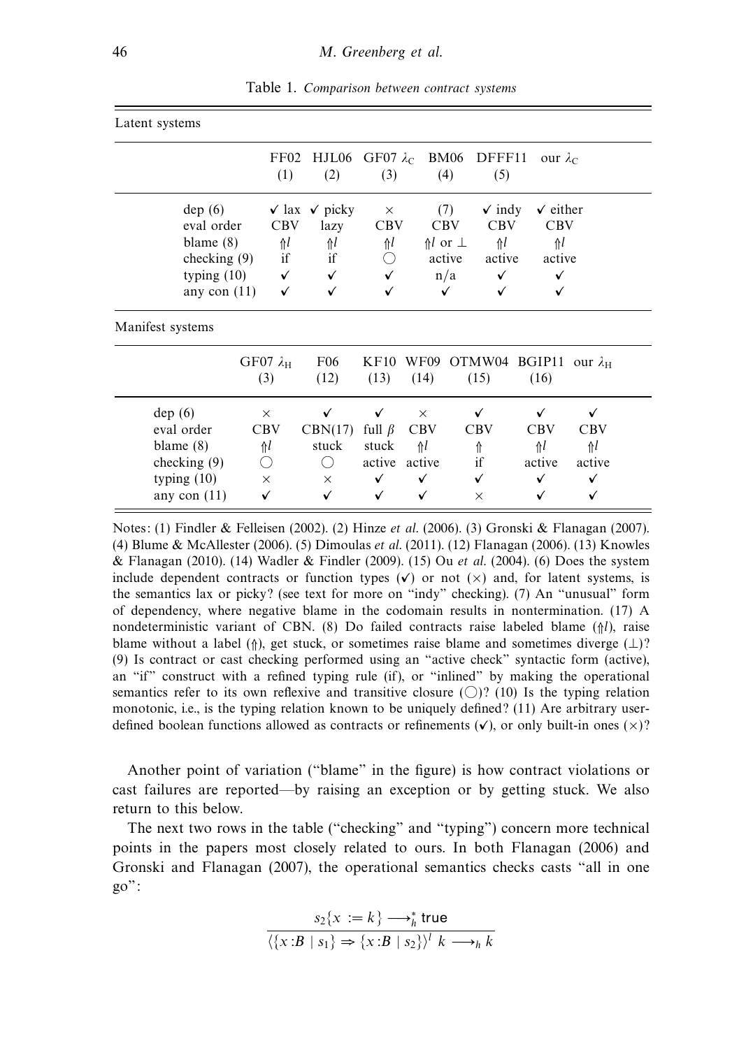Table 1. *Comparison between contract systems*

Latent systems

| | FF02 (1) | HJL06 (2) | GF07 $\lambda_C$ (3) | BM06 (4) | DFFF11 (5) | our $\lambda_C$ |
|---|---|---|---|---|---|---|
| dep (6) | ✓ lax | ✓ picky | × | (7) | ✓ indy | ✓ either |
| eval order | CBV | lazy | CBV | CBV | CBV | CBV |
| blame (8) | $\Uparrow l$ | $\Uparrow l$ | $\Uparrow l$ | $\Uparrow l$ or $\perp$ | $\Uparrow l$ | $\Uparrow l$ |
| checking (9) | if | if | ◯ | active | active | active |
| typing (10) | ✓ | ✓ | ✓ | n/a | ✓ | ✓ |
| any con (11) | ✓ | ✓ | ✓ | ✓ | ✓ | ✓ |

Manifest systems

| | GF07 $\lambda_H$ (3) | F06 (12) | KF10 (13) | WF09 (14) | OTMW04 (15) | BGIP11 (16) | our $\lambda_H$ |
|---|---|---|---|---|---|---|---|
| dep (6) | × | ✓ | ✓ | × | ✓ | ✓ | ✓ |
| eval order | CBV | CBN(17) | full $\beta$ | CBV | CBV | CBV | CBV |
| blame (8) | $\Uparrow l$ | stuck | stuck | $\Uparrow l$ | $\Uparrow$ | $\Uparrow l$ | $\Uparrow l$ |
| checking (9) | ◯ | ◯ | active | active | if | active | active |
| typing (10) | × | × | ✓ | ✓ | ✓ | ✓ | ✓ |
| any con (11) | ✓ | ✓ | ✓ | ✓ | × | ✓ | ✓ |

Notes: (1) Findler & Felleisen (2002). (2) Hinze *et al.* (2006). (3) Gronski & Flanagan (2007). (4) Blume & McAllester (2006). (5) Dimoulas *et al.* (2011). (12) Flanagan (2006). (13) Knowles & Flanagan (2010). (14) Wadler & Findler (2009). (15) Ou *et al.* (2004). (6) Does the system include dependent contracts or function types (✓) or not (×) and, for latent systems, is the semantics lax or picky? (see text for more on "indy" checking). (7) An "unusual" form of dependency, where negative blame in the codomain results in nontermination. (17) A nondeterministic variant of CBN. (8) Do failed contracts raise labeled blame ($\Uparrow l$), raise blame without a label ($\Uparrow$), get stuck, or sometimes raise blame and sometimes diverge ($\perp$)? (9) Is contract or cast checking performed using an "active check" syntactic form (active), an "if" construct with a refined typing rule (if), or "inlined" by making the operational semantics refer to its own reflexive and transitive closure (◯)? (10) Is the typing relation monotonic, i.e., is the typing relation known to be uniquely defined? (11) Are arbitrary user-defined boolean functions allowed as contracts or refinements (✓), or only built-in ones (×)?

Another point of variation ("blame" in the figure) is how contract violations or cast failures are reported—by raising an exception or by getting stuck. We also return to this below.

The next two rows in the table ("checking" and "typing") concern more technical points in the papers most closely related to ours. In both Flanagan (2006) and Gronski and Flanagan (2007), the operational semantics checks casts "all in one go":

$$\frac{s_2\{x := k\} \longrightarrow_h^* \mathsf{true}}{\langle \{x{:}B \mid s_1\} \Rightarrow \{x{:}B \mid s_2\}\rangle^l\ k \longrightarrow_h k}$$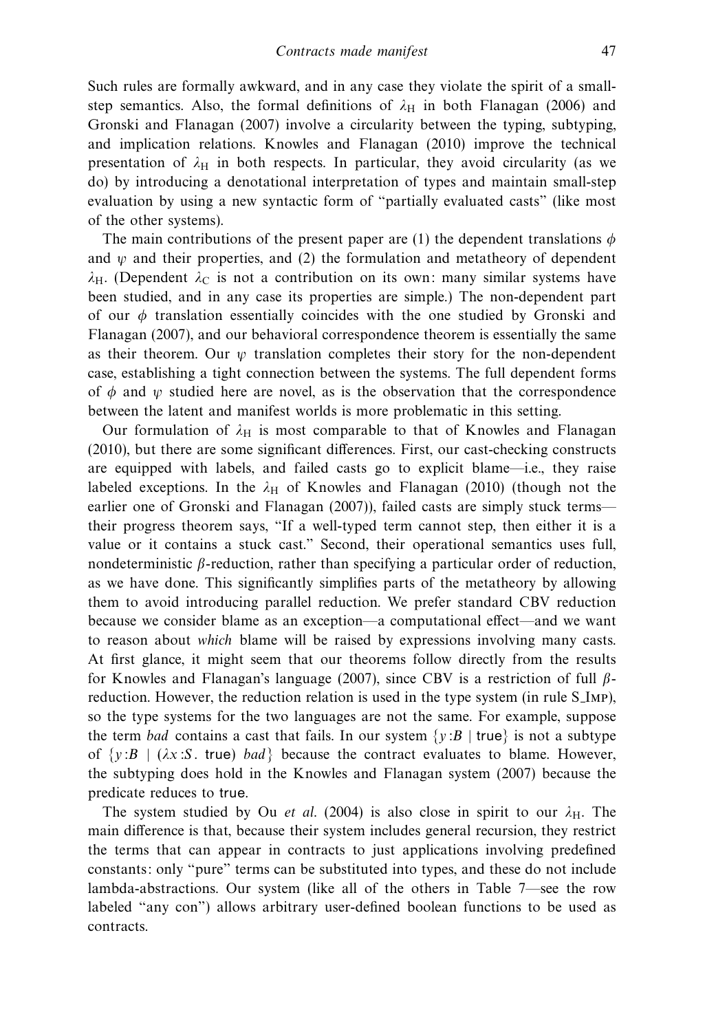Such rules are formally awkward, and in any case they violate the spirit of a small-step semantics. Also, the formal definitions of $\lambda_H$ in both Flanagan (2006) and Gronski and Flanagan (2007) involve a circularity between the typing, subtyping, and implication relations. Knowles and Flanagan (2010) improve the technical presentation of $\lambda_H$ in both respects. In particular, they avoid circularity (as we do) by introducing a denotational interpretation of types and maintain small-step evaluation by using a new syntactic form of "partially evaluated casts" (like most of the other systems).

The main contributions of the present paper are (1) the dependent translations $\phi$ and $\psi$ and their properties, and (2) the formulation and metatheory of dependent $\lambda_H$. (Dependent $\lambda_C$ is not a contribution on its own: many similar systems have been studied, and in any case its properties are simple.) The non-dependent part of our $\phi$ translation essentially coincides with the one studied by Gronski and Flanagan (2007), and our behavioral correspondence theorem is essentially the same as their theorem. Our $\psi$ translation completes their story for the non-dependent case, establishing a tight connection between the systems. The full dependent forms of $\phi$ and $\psi$ studied here are novel, as is the observation that the correspondence between the latent and manifest worlds is more problematic in this setting.

Our formulation of $\lambda_H$ is most comparable to that of Knowles and Flanagan (2010), but there are some significant differences. First, our cast-checking constructs are equipped with labels, and failed casts go to explicit blame—i.e., they raise labeled exceptions. In the $\lambda_H$ of Knowles and Flanagan (2010) (though not the earlier one of Gronski and Flanagan (2007)), failed casts are simply stuck terms—their progress theorem says, "If a well-typed term cannot step, then either it is a value or it contains a stuck cast." Second, their operational semantics uses full, nondeterministic $\beta$-reduction, rather than specifying a particular order of reduction, as we have done. This significantly simplifies parts of the metatheory by allowing them to avoid introducing parallel reduction. We prefer standard CBV reduction because we consider blame as an exception—a computational effect—and we want to reason about *which* blame will be raised by expressions involving many casts. At first glance, it might seem that our theorems follow directly from the results for Knowles and Flanagan's language (2007), since CBV is a restriction of full $\beta$-reduction. However, the reduction relation is used in the type system (in rule S_Imp), so the type systems for the two languages are not the same. For example, suppose the term *bad* contains a cast that fails. In our system $\{y{:}B \mid \mathsf{true}\}$ is not a subtype of $\{y{:}B \mid (\lambda x{:}S.\ \mathsf{true})\ bad\}$ because the contract evaluates to blame. However, the subtyping does hold in the Knowles and Flanagan system (2007) because the predicate reduces to $\mathsf{true}$.

The system studied by Ou *et al.* (2004) is also close in spirit to our $\lambda_H$. The main difference is that, because their system includes general recursion, they restrict the terms that can appear in contracts to just applications involving predefined constants: only "pure" terms can be substituted into types, and these do not include lambda-abstractions. Our system (like all of the others in Table 7—see the row labeled "any con") allows arbitrary user-defined boolean functions to be used as contracts.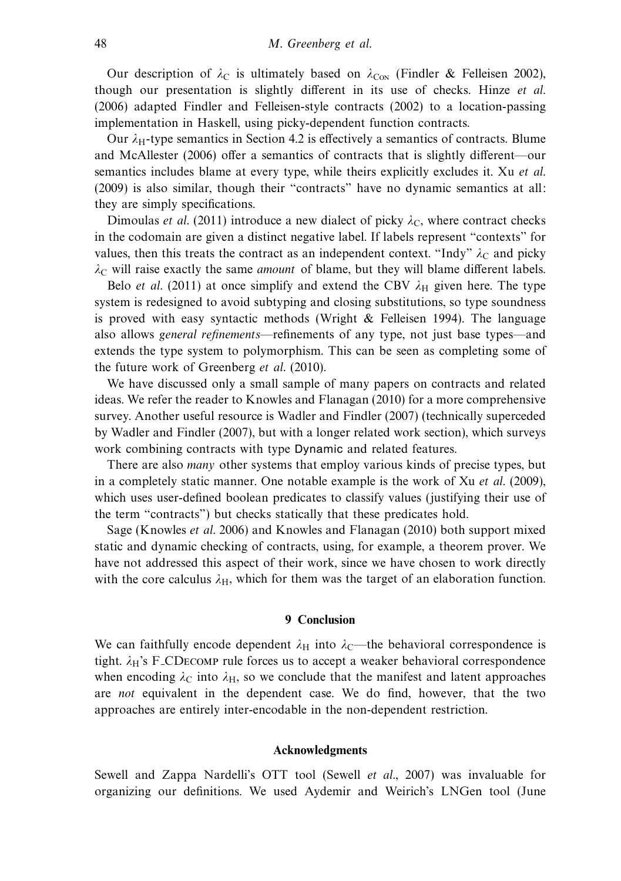Our description of $\lambda_C$ is ultimately based on $\lambda_{\text{CON}}$ (Findler & Felleisen 2002), though our presentation is slightly different in its use of checks. Hinze *et al.* (2006) adapted Findler and Felleisen-style contracts (2002) to a location-passing implementation in Haskell, using picky-dependent function contracts.

Our $\lambda_H$-type semantics in Section 4.2 is effectively a semantics of contracts. Blume and McAllester (2006) offer a semantics of contracts that is slightly different—our semantics includes blame at every type, while theirs explicitly excludes it. Xu *et al.* (2009) is also similar, though their "contracts" have no dynamic semantics at all: they are simply specifications.

Dimoulas *et al.* (2011) introduce a new dialect of picky $\lambda_C$, where contract checks in the codomain are given a distinct negative label. If labels represent "contexts" for values, then this treats the contract as an independent context. "Indy" $\lambda_C$ and picky $\lambda_C$ will raise exactly the same *amount* of blame, but they will blame different labels.

Belo *et al.* (2011) at once simplify and extend the CBV $\lambda_H$ given here. The type system is redesigned to avoid subtyping and closing substitutions, so type soundness is proved with easy syntactic methods (Wright & Felleisen 1994). The language also allows *general refinements*—refinements of any type, not just base types—and extends the type system to polymorphism. This can be seen as completing some of the future work of Greenberg *et al.* (2010).

We have discussed only a small sample of many papers on contracts and related ideas. We refer the reader to Knowles and Flanagan (2010) for a more comprehensive survey. Another useful resource is Wadler and Findler (2007) (technically superceded by Wadler and Findler (2007), but with a longer related work section), which surveys work combining contracts with type Dynamic and related features.

There are also *many* other systems that employ various kinds of precise types, but in a completely static manner. One notable example is the work of Xu *et al.* (2009), which uses user-defined boolean predicates to classify values (justifying their use of the term "contracts") but checks statically that these predicates hold.

Sage (Knowles *et al.* 2006) and Knowles and Flanagan (2010) both support mixed static and dynamic checking of contracts, using, for example, a theorem prover. We have not addressed this aspect of their work, since we have chosen to work directly with the core calculus $\lambda_H$, which for them was the target of an elaboration function.

## 9 Conclusion

We can faithfully encode dependent $\lambda_H$ into $\lambda_C$—the behavioral correspondence is tight. $\lambda_H$'s F_CDECOMP rule forces us to accept a weaker behavioral correspondence when encoding $\lambda_C$ into $\lambda_H$, so we conclude that the manifest and latent approaches are *not* equivalent in the dependent case. We do find, however, that the two approaches are entirely inter-encodable in the non-dependent restriction.

### Acknowledgments

Sewell and Zappa Nardelli's OTT tool (Sewell *et al.*, 2007) was invaluable for organizing our definitions. We used Aydemir and Weirich's LNGen tool (June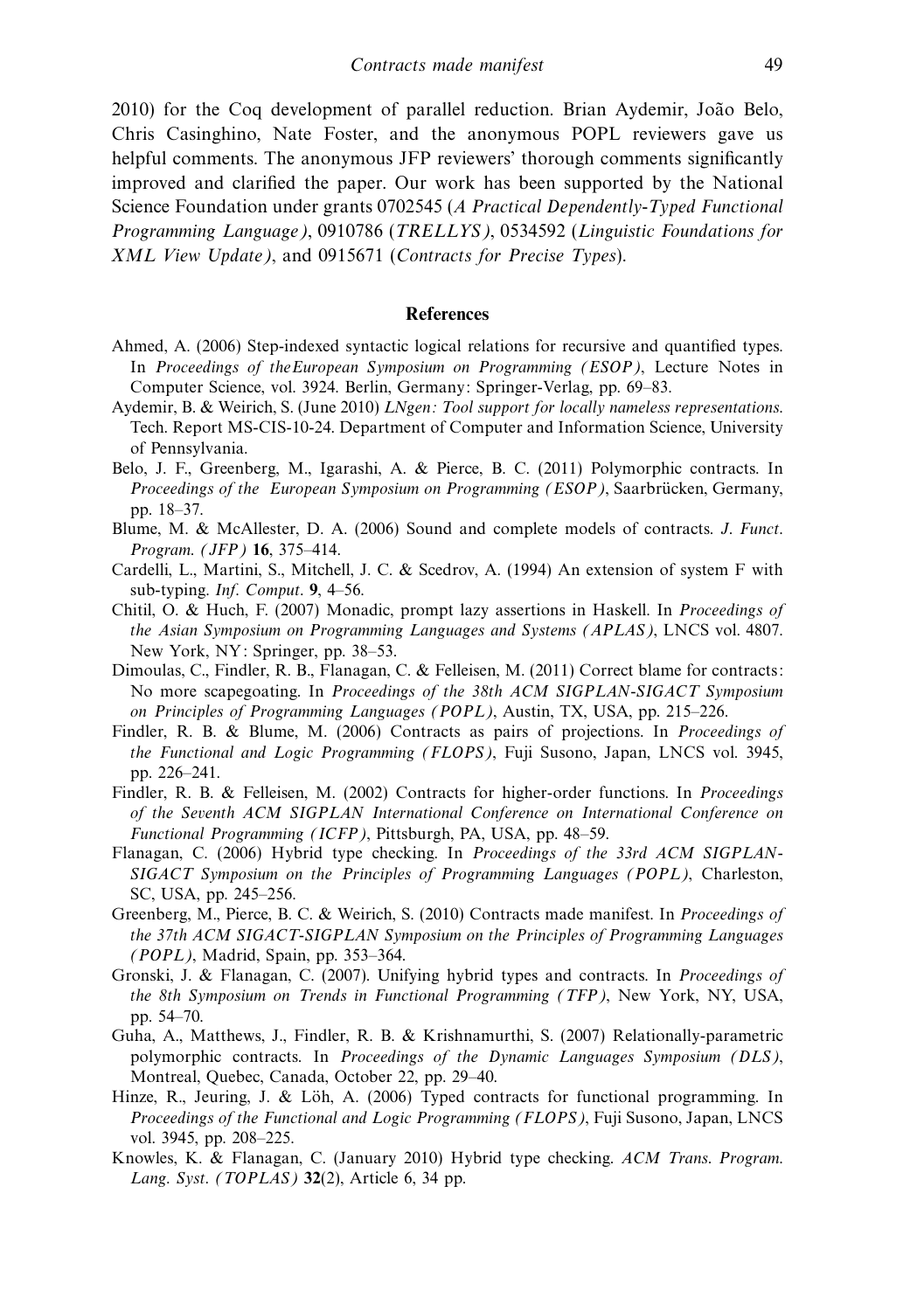2010) for the Coq development of parallel reduction. Brian Aydemir, João Belo, Chris Casinghino, Nate Foster, and the anonymous POPL reviewers gave us helpful comments. The anonymous JFP reviewers' thorough comments significantly improved and clarified the paper. Our work has been supported by the National Science Foundation under grants 0702545 (*A Practical Dependently-Typed Functional Programming Language*), 0910786 (*TRELLYS*), 0534592 (*Linguistic Foundations for XML View Update*), and 0915671 (*Contracts for Precise Types*).

## References

Ahmed, A. (2006) Step-indexed syntactic logical relations for recursive and quantified types. In *Proceedings of theEuropean Symposium on Programming (ESOP)*, Lecture Notes in Computer Science, vol. 3924. Berlin, Germany: Springer-Verlag, pp. 69–83.

Aydemir, B. & Weirich, S. (June 2010) *LNgen: Tool support for locally nameless representations*. Tech. Report MS-CIS-10-24. Department of Computer and Information Science, University of Pennsylvania.

Belo, J. F., Greenberg, M., Igarashi, A. & Pierce, B. C. (2011) Polymorphic contracts. In *Proceedings of the European Symposium on Programming (ESOP)*, Saarbrücken, Germany, pp. 18–37.

Blume, M. & McAllester, D. A. (2006) Sound and complete models of contracts. *J. Funct. Program. (JFP)* **16**, 375–414.

Cardelli, L., Martini, S., Mitchell, J. C. & Scedrov, A. (1994) An extension of system F with sub-typing. *Inf. Comput.* **9**, 4–56.

Chitil, O. & Huch, F. (2007) Monadic, prompt lazy assertions in Haskell. In *Proceedings of the Asian Symposium on Programming Languages and Systems (APLAS)*, LNCS vol. 4807. New York, NY: Springer, pp. 38–53.

Dimoulas, C., Findler, R. B., Flanagan, C. & Felleisen, M. (2011) Correct blame for contracts: No more scapegoating. In *Proceedings of the 38th ACM SIGPLAN-SIGACT Symposium on Principles of Programming Languages (POPL)*, Austin, TX, USA, pp. 215–226.

Findler, R. B. & Blume, M. (2006) Contracts as pairs of projections. In *Proceedings of the Functional and Logic Programming (FLOPS)*, Fuji Susono, Japan, LNCS vol. 3945, pp. 226–241.

Findler, R. B. & Felleisen, M. (2002) Contracts for higher-order functions. In *Proceedings of the Seventh ACM SIGPLAN International Conference on International Conference on Functional Programming (ICFP)*, Pittsburgh, PA, USA, pp. 48–59.

Flanagan, C. (2006) Hybrid type checking. In *Proceedings of the 33rd ACM SIGPLAN-SIGACT Symposium on the Principles of Programming Languages (POPL)*, Charleston, SC, USA, pp. 245–256.

Greenberg, M., Pierce, B. C. & Weirich, S. (2010) Contracts made manifest. In *Proceedings of the 37th ACM SIGACT-SIGPLAN Symposium on the Principles of Programming Languages (POPL)*, Madrid, Spain, pp. 353–364.

Gronski, J. & Flanagan, C. (2007). Unifying hybrid types and contracts. In *Proceedings of the 8th Symposium on Trends in Functional Programming (TFP)*, New York, NY, USA, pp. 54–70.

Guha, A., Matthews, J., Findler, R. B. & Krishnamurthi, S. (2007) Relationally-parametric polymorphic contracts. In *Proceedings of the Dynamic Languages Symposium (DLS)*, Montreal, Quebec, Canada, October 22, pp. 29–40.

Hinze, R., Jeuring, J. & Löh, A. (2006) Typed contracts for functional programming. In *Proceedings of the Functional and Logic Programming (FLOPS)*, Fuji Susono, Japan, LNCS vol. 3945, pp. 208–225.

Knowles, K. & Flanagan, C. (January 2010) Hybrid type checking. *ACM Trans. Program. Lang. Syst. (TOPLAS)* **32**(2), Article 6, 34 pp.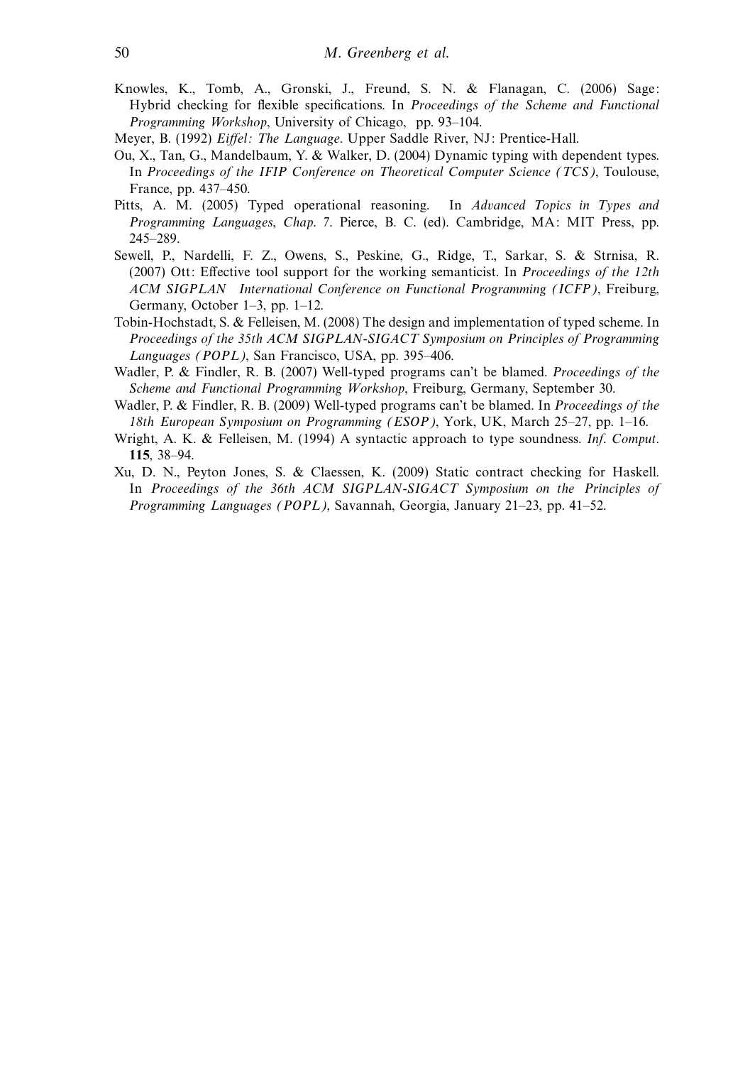Knowles, K., Tomb, A., Gronski, J., Freund, S. N. & Flanagan, C. (2006) Sage: Hybrid checking for flexible specifications. In *Proceedings of the Scheme and Functional Programming Workshop*, University of Chicago, pp. 93–104.

Meyer, B. (1992) *Eiffel: The Language*. Upper Saddle River, NJ: Prentice-Hall.

Ou, X., Tan, G., Mandelbaum, Y. & Walker, D. (2004) Dynamic typing with dependent types. In *Proceedings of the IFIP Conference on Theoretical Computer Science (TCS)*, Toulouse, France, pp. 437–450.

Pitts, A. M. (2005) Typed operational reasoning. In *Advanced Topics in Types and Programming Languages*, *Chap*. 7. Pierce, B. C. (ed). Cambridge, MA: MIT Press, pp. 245–289.

Sewell, P., Nardelli, F. Z., Owens, S., Peskine, G., Ridge, T., Sarkar, S. & Strnisa, R. (2007) Ott: Effective tool support for the working semanticist. In *Proceedings of the 12th ACM SIGPLAN International Conference on Functional Programming (ICFP)*, Freiburg, Germany, October 1–3, pp. 1–12.

Tobin-Hochstadt, S. & Felleisen, M. (2008) The design and implementation of typed scheme. In *Proceedings of the 35th ACM SIGPLAN-SIGACT Symposium on Principles of Programming Languages (POPL)*, San Francisco, USA, pp. 395–406.

Wadler, P. & Findler, R. B. (2007) Well-typed programs can't be blamed. *Proceedings of the Scheme and Functional Programming Workshop*, Freiburg, Germany, September 30.

Wadler, P. & Findler, R. B. (2009) Well-typed programs can't be blamed. In *Proceedings of the 18th European Symposium on Programming (ESOP)*, York, UK, March 25–27, pp. 1–16.

Wright, A. K. & Felleisen, M. (1994) A syntactic approach to type soundness. *Inf. Comput.* **115**, 38–94.

Xu, D. N., Peyton Jones, S. & Claessen, K. (2009) Static contract checking for Haskell. In *Proceedings of the 36th ACM SIGPLAN-SIGACT Symposium on the Principles of Programming Languages (POPL)*, Savannah, Georgia, January 21–23, pp. 41–52.